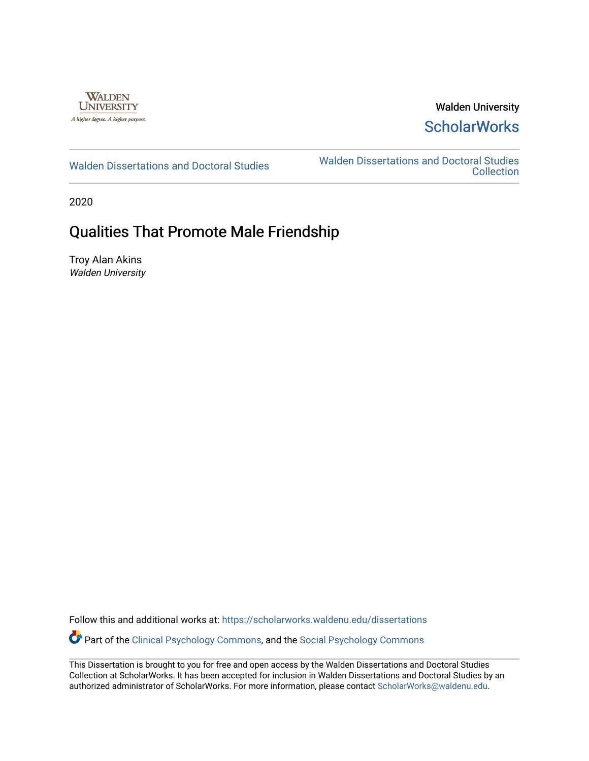Walden University

ScholarWorks

Walden Dissertations and Doctoral Studies

Walden Dissertations and Doctoral Studies Collection

2020

# Qualities That Promote Male Friendship

Troy Alan Akins

*Walden University*

Follow this and additional works at: https://scholarworks.waldenu.edu/dissertations

Part of the Clinical Psychology Commons, and the Social Psychology Commons

This Dissertation is brought to you for free and open access by the Walden Dissertations and Doctoral Studies Collection at ScholarWorks. It has been accepted for inclusion in Walden Dissertations and Doctoral Studies by an authorized administrator of ScholarWorks. For more information, please contact ScholarWorks@waldenu.edu.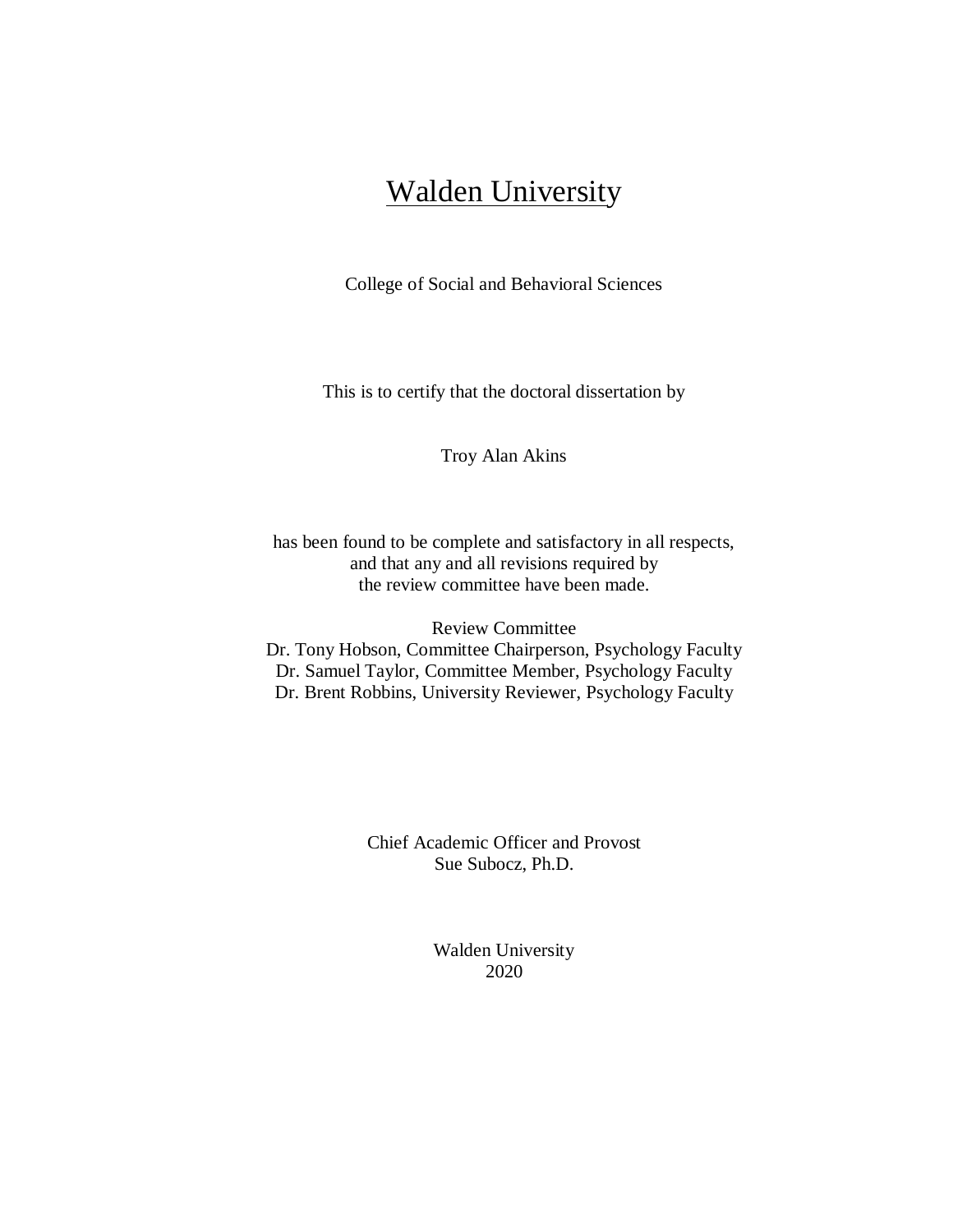# Walden University

College of Social and Behavioral Sciences

This is to certify that the doctoral dissertation by

Troy Alan Akins

has been found to be complete and satisfactory in all respects,
and that any and all revisions required by
the review committee have been made.

Review Committee
Dr. Tony Hobson, Committee Chairperson, Psychology Faculty
Dr. Samuel Taylor, Committee Member, Psychology Faculty
Dr. Brent Robbins, University Reviewer, Psychology Faculty

Chief Academic Officer and Provost
Sue Subocz, Ph.D.

Walden University
2020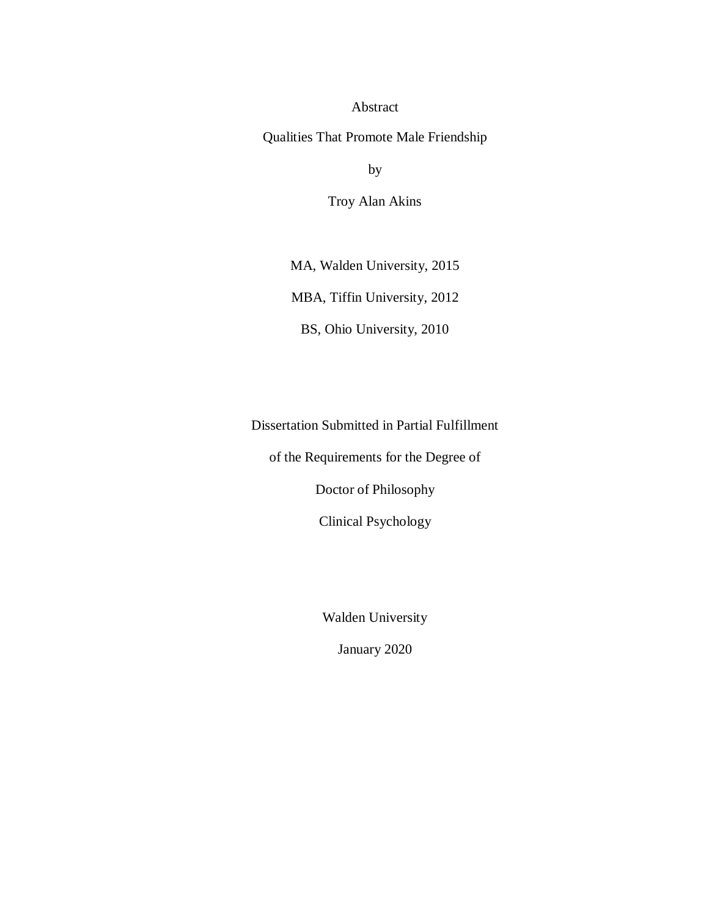Abstract

Qualities That Promote Male Friendship

by

Troy Alan Akins

MA, Walden University, 2015

MBA, Tiffin University, 2012

BS, Ohio University, 2010

Dissertation Submitted in Partial Fulfillment

of the Requirements for the Degree of

Doctor of Philosophy

Clinical Psychology

Walden University

January 2020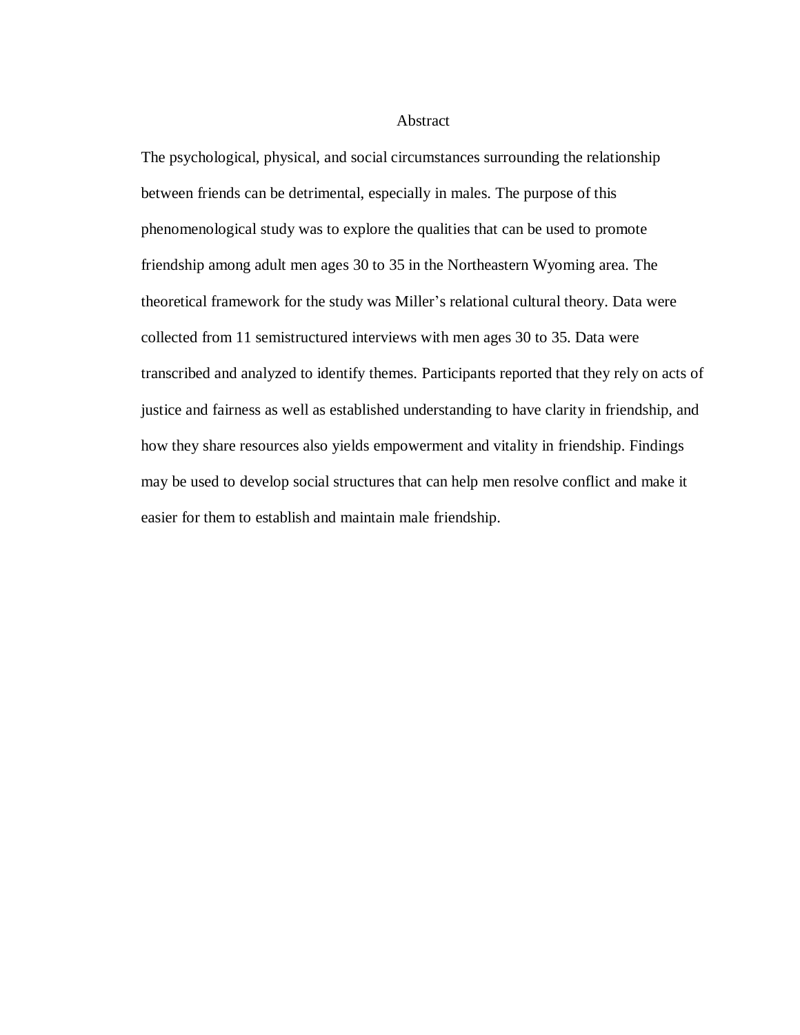# Abstract

The psychological, physical, and social circumstances surrounding the relationship between friends can be detrimental, especially in males. The purpose of this phenomenological study was to explore the qualities that can be used to promote friendship among adult men ages 30 to 35 in the Northeastern Wyoming area. The theoretical framework for the study was Miller's relational cultural theory. Data were collected from 11 semistructured interviews with men ages 30 to 35. Data were transcribed and analyzed to identify themes. Participants reported that they rely on acts of justice and fairness as well as established understanding to have clarity in friendship, and how they share resources also yields empowerment and vitality in friendship. Findings may be used to develop social structures that can help men resolve conflict and make it easier for them to establish and maintain male friendship.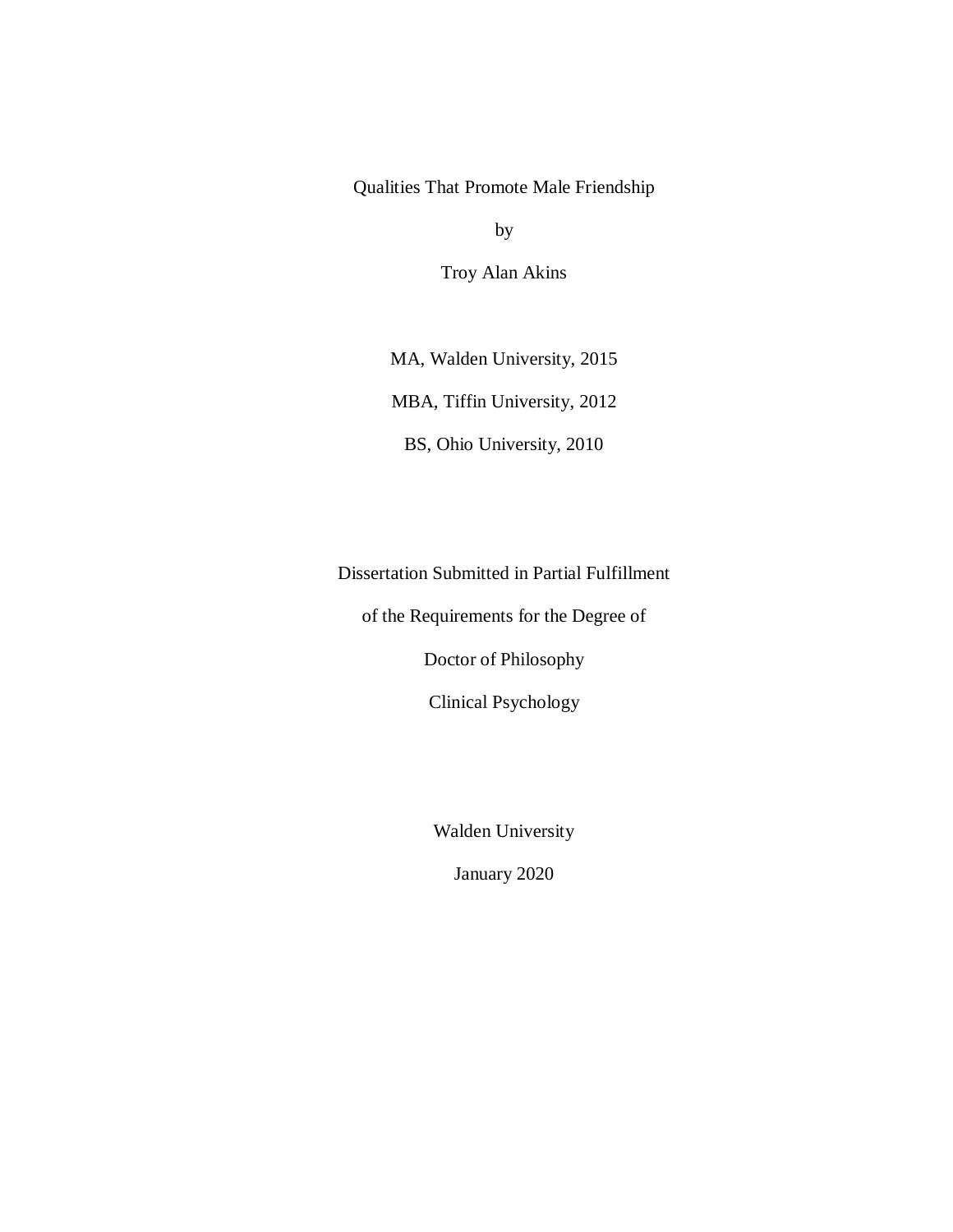Qualities That Promote Male Friendship

by

Troy Alan Akins

MA, Walden University, 2015

MBA, Tiffin University, 2012

BS, Ohio University, 2010

Dissertation Submitted in Partial Fulfillment

of the Requirements for the Degree of

Doctor of Philosophy

Clinical Psychology

Walden University

January 2020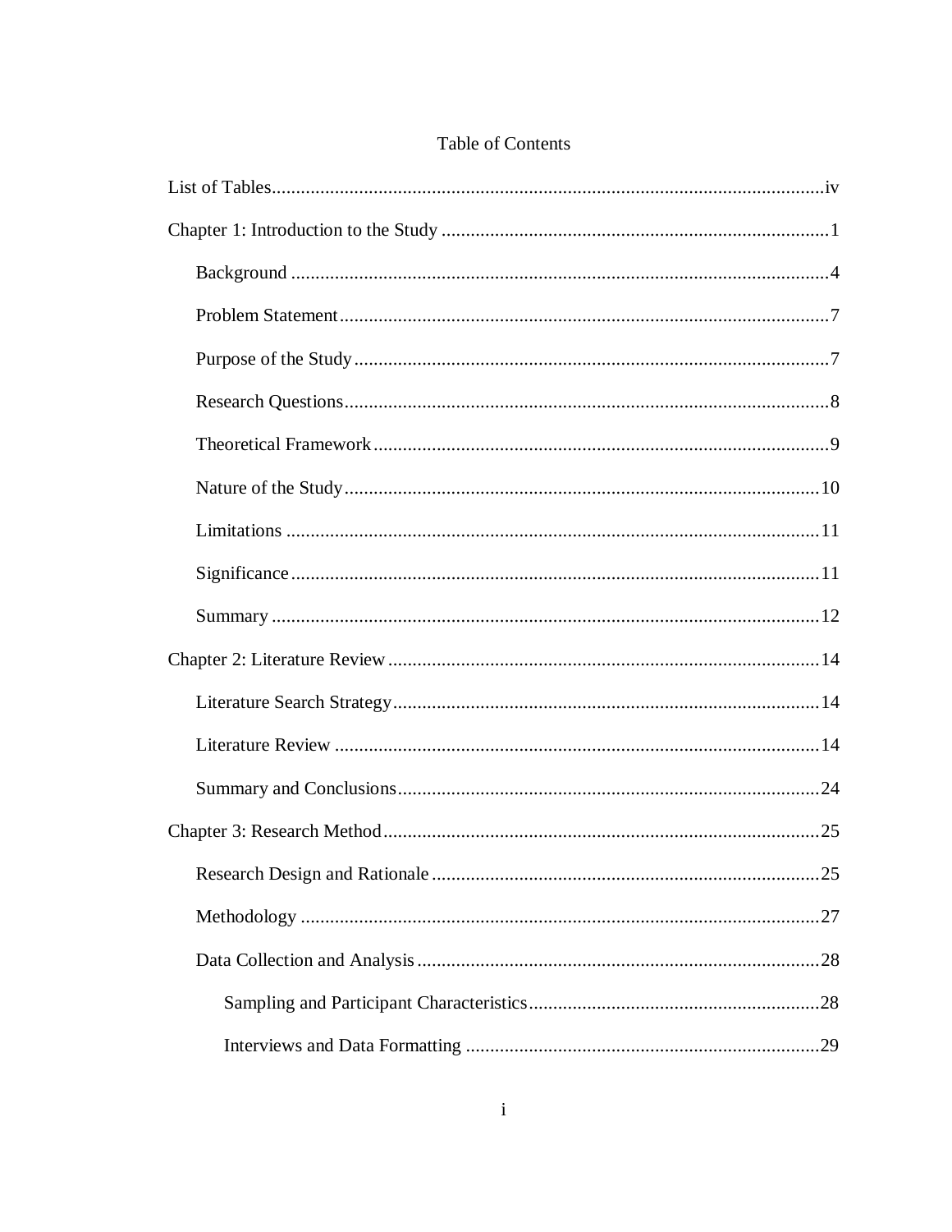# Table of Contents

List of Tables .....iv

Chapter 1: Introduction to the Study .....1

- Background .....4
- Problem Statement .....7
- Purpose of the Study .....7
- Research Questions .....8
- Theoretical Framework .....9
- Nature of the Study .....10
- Limitations .....11
- Significance .....11
- Summary .....12

Chapter 2: Literature Review .....14

- Literature Search Strategy .....14
- Literature Review .....14
- Summary and Conclusions .....24

Chapter 3: Research Method .....25

- Research Design and Rationale .....25
- Methodology .....27
- Data Collection and Analysis .....28
  - Sampling and Participant Characteristics .....28
  - Interviews and Data Formatting .....29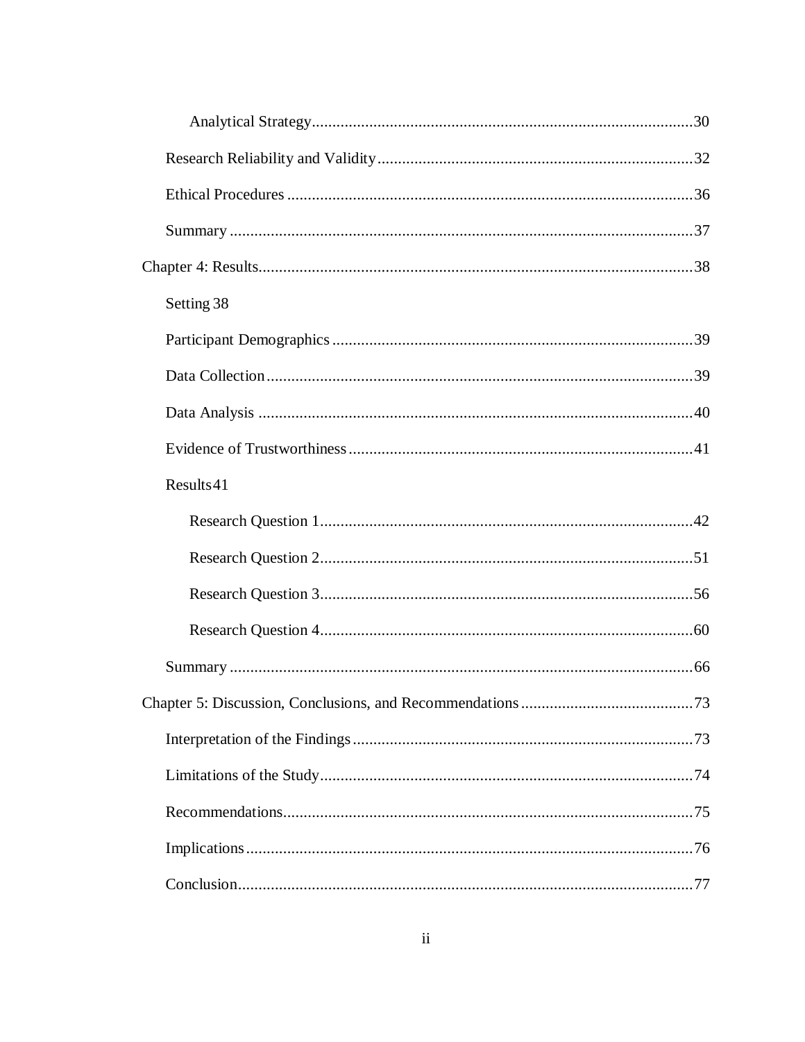Analytical Strategy............................................................................................30

Research Reliability and Validity............................................................................32

Ethical Procedures..................................................................................................36

Summary ................................................................................................................37

Chapter 4: Results.........................................................................................................38

Setting 38

Participant Demographics.......................................................................................39

Data Collection.......................................................................................................39

Data Analysis .........................................................................................................40

Evidence of Trustworthiness...................................................................................41

Results 41

Research Question 1..........................................................................................42

Research Question 2..........................................................................................51

Research Question 3..........................................................................................56

Research Question 4..........................................................................................60

Summary ................................................................................................................66

Chapter 5: Discussion, Conclusions, and Recommendations..........................................73

Interpretation of the Findings..................................................................................73

Limitations of the Study..........................................................................................74

Recommendations...................................................................................................75

Implications............................................................................................................76

Conclusion..............................................................................................................77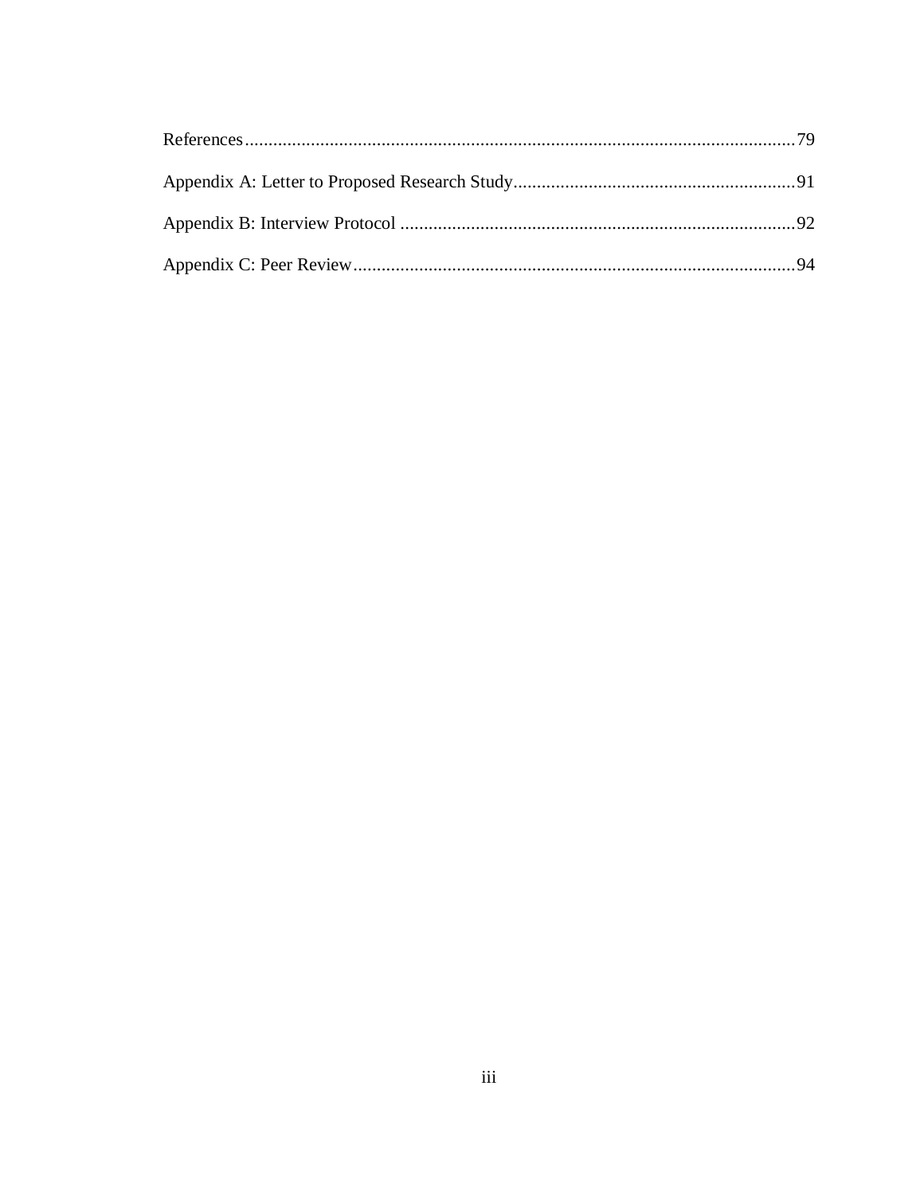References....................................................................................................................79

Appendix A: Letter to Proposed Research Study............................................................91

Appendix B: Interview Protocol ....................................................................................92

Appendix C: Peer Review..............................................................................................94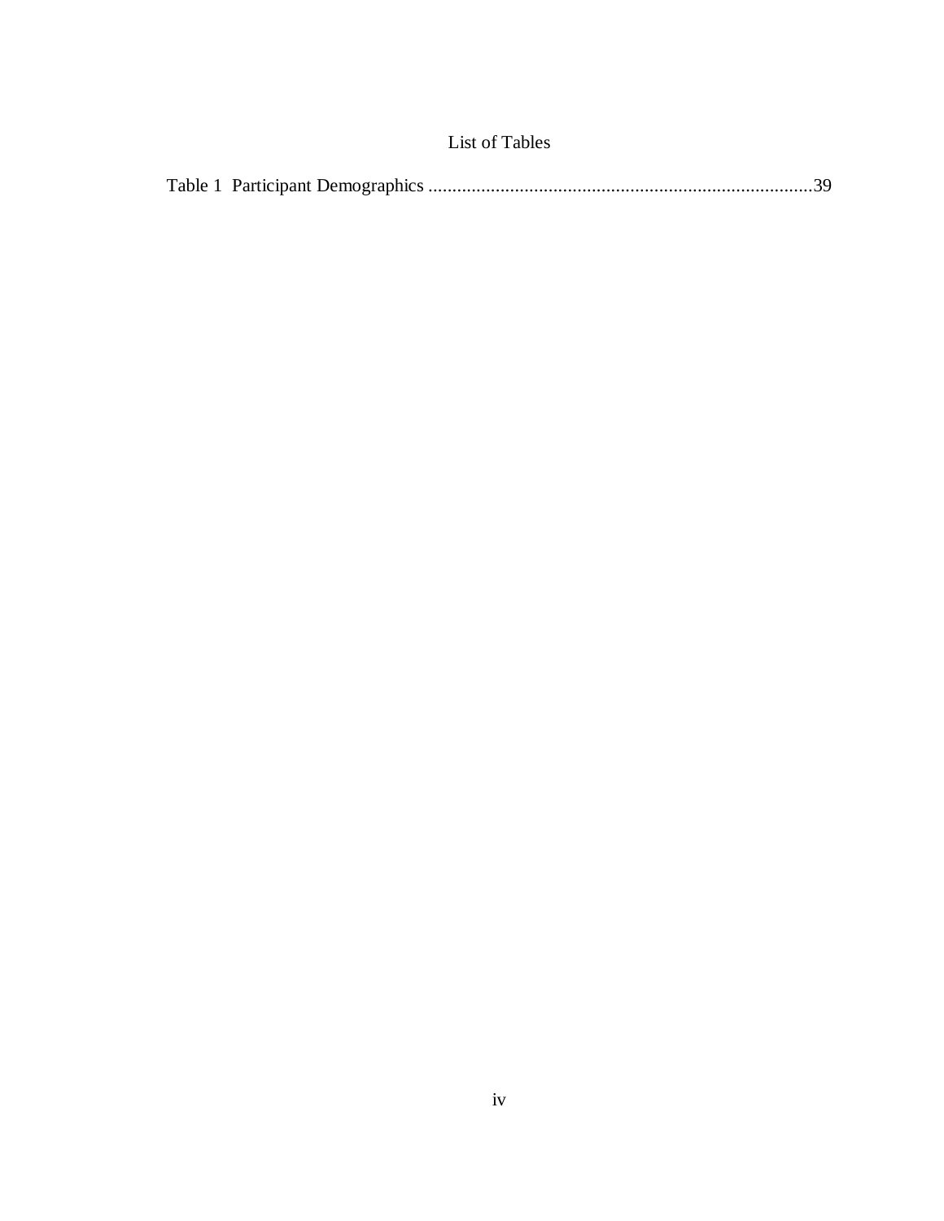# List of Tables

Table 1 Participant Demographics ........................................................................................39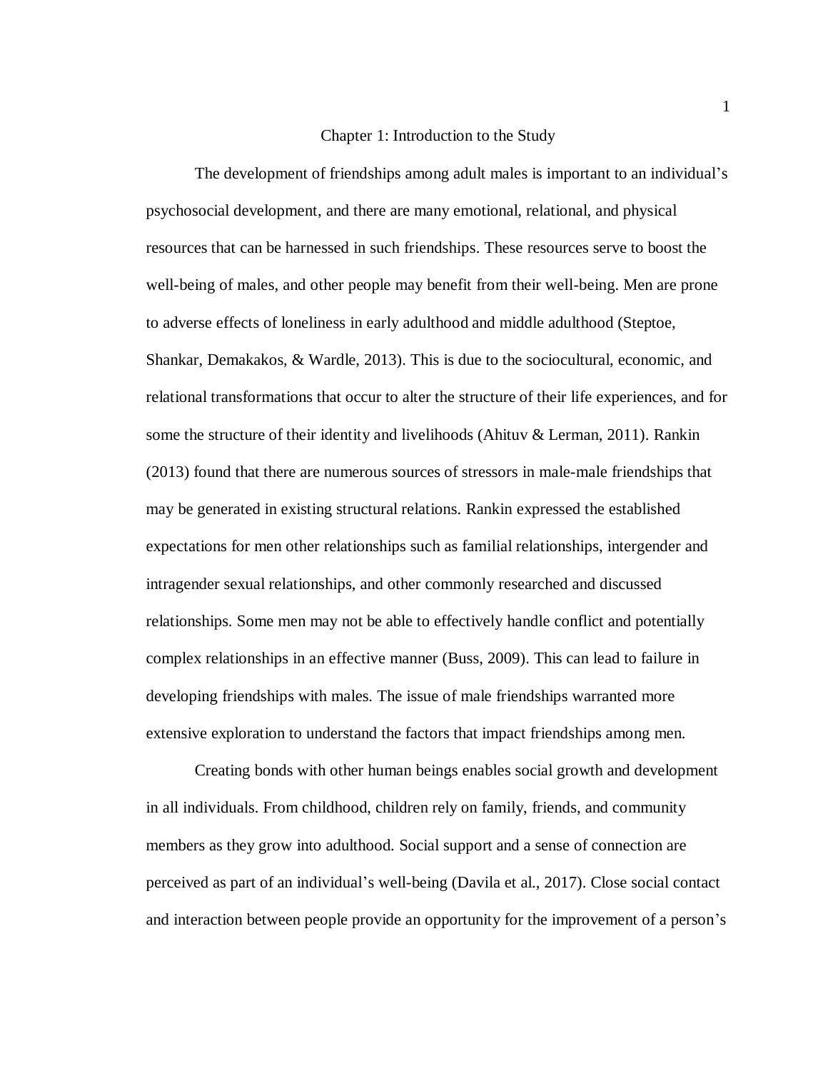# Chapter 1: Introduction to the Study

The development of friendships among adult males is important to an individual's psychosocial development, and there are many emotional, relational, and physical resources that can be harnessed in such friendships. These resources serve to boost the well-being of males, and other people may benefit from their well-being. Men are prone to adverse effects of loneliness in early adulthood and middle adulthood (Steptoe, Shankar, Demakakos, & Wardle, 2013). This is due to the sociocultural, economic, and relational transformations that occur to alter the structure of their life experiences, and for some the structure of their identity and livelihoods (Ahituv & Lerman, 2011). Rankin (2013) found that there are numerous sources of stressors in male-male friendships that may be generated in existing structural relations. Rankin expressed the established expectations for men other relationships such as familial relationships, intergender and intragender sexual relationships, and other commonly researched and discussed relationships. Some men may not be able to effectively handle conflict and potentially complex relationships in an effective manner (Buss, 2009). This can lead to failure in developing friendships with males. The issue of male friendships warranted more extensive exploration to understand the factors that impact friendships among men.

Creating bonds with other human beings enables social growth and development in all individuals. From childhood, children rely on family, friends, and community members as they grow into adulthood. Social support and a sense of connection are perceived as part of an individual's well-being (Davila et al., 2017). Close social contact and interaction between people provide an opportunity for the improvement of a person's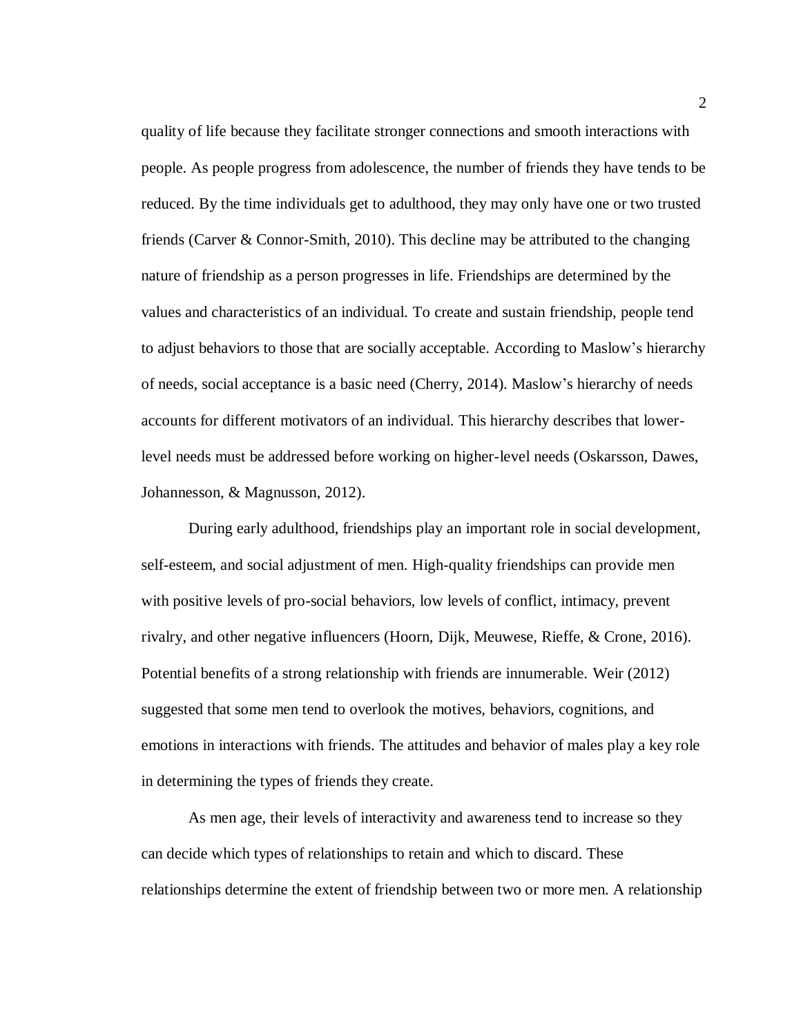quality of life because they facilitate stronger connections and smooth interactions with people. As people progress from adolescence, the number of friends they have tends to be reduced. By the time individuals get to adulthood, they may only have one or two trusted friends (Carver & Connor-Smith, 2010). This decline may be attributed to the changing nature of friendship as a person progresses in life. Friendships are determined by the values and characteristics of an individual. To create and sustain friendship, people tend to adjust behaviors to those that are socially acceptable. According to Maslow's hierarchy of needs, social acceptance is a basic need (Cherry, 2014). Maslow's hierarchy of needs accounts for different motivators of an individual. This hierarchy describes that lower-level needs must be addressed before working on higher-level needs (Oskarsson, Dawes, Johannesson, & Magnusson, 2012).

During early adulthood, friendships play an important role in social development, self-esteem, and social adjustment of men. High-quality friendships can provide men with positive levels of pro-social behaviors, low levels of conflict, intimacy, prevent rivalry, and other negative influencers (Hoorn, Dijk, Meuwese, Rieffe, & Crone, 2016). Potential benefits of a strong relationship with friends are innumerable. Weir (2012) suggested that some men tend to overlook the motives, behaviors, cognitions, and emotions in interactions with friends. The attitudes and behavior of males play a key role in determining the types of friends they create.

As men age, their levels of interactivity and awareness tend to increase so they can decide which types of relationships to retain and which to discard. These relationships determine the extent of friendship between two or more men. A relationship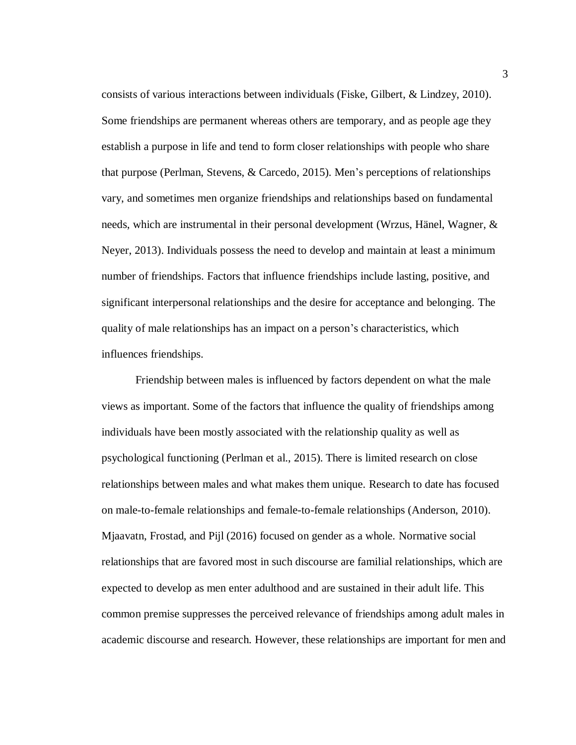consists of various interactions between individuals (Fiske, Gilbert, & Lindzey, 2010). Some friendships are permanent whereas others are temporary, and as people age they establish a purpose in life and tend to form closer relationships with people who share that purpose (Perlman, Stevens, & Carcedo, 2015). Men's perceptions of relationships vary, and sometimes men organize friendships and relationships based on fundamental needs, which are instrumental in their personal development (Wrzus, Hänel, Wagner, & Neyer, 2013). Individuals possess the need to develop and maintain at least a minimum number of friendships. Factors that influence friendships include lasting, positive, and significant interpersonal relationships and the desire for acceptance and belonging. The quality of male relationships has an impact on a person's characteristics, which influences friendships.

Friendship between males is influenced by factors dependent on what the male views as important. Some of the factors that influence the quality of friendships among individuals have been mostly associated with the relationship quality as well as psychological functioning (Perlman et al., 2015). There is limited research on close relationships between males and what makes them unique. Research to date has focused on male-to-female relationships and female-to-female relationships (Anderson, 2010). Mjaavatn, Frostad, and Pijl (2016) focused on gender as a whole. Normative social relationships that are favored most in such discourse are familial relationships, which are expected to develop as men enter adulthood and are sustained in their adult life. This common premise suppresses the perceived relevance of friendships among adult males in academic discourse and research. However, these relationships are important for men and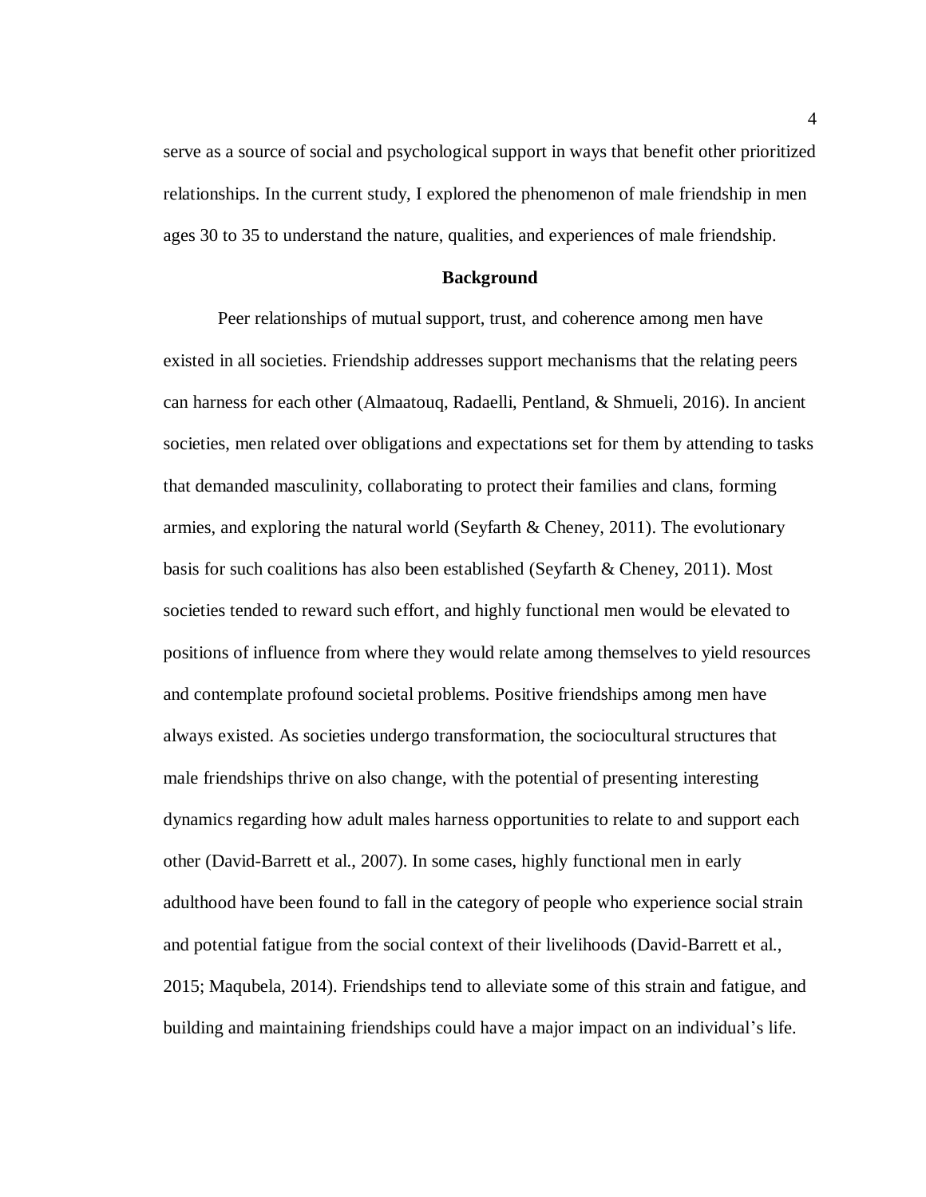serve as a source of social and psychological support in ways that benefit other prioritized relationships. In the current study, I explored the phenomenon of male friendship in men ages 30 to 35 to understand the nature, qualities, and experiences of male friendship.

## Background

Peer relationships of mutual support, trust, and coherence among men have existed in all societies. Friendship addresses support mechanisms that the relating peers can harness for each other (Almaatouq, Radaelli, Pentland, & Shmueli, 2016). In ancient societies, men related over obligations and expectations set for them by attending to tasks that demanded masculinity, collaborating to protect their families and clans, forming armies, and exploring the natural world (Seyfarth & Cheney, 2011). The evolutionary basis for such coalitions has also been established (Seyfarth & Cheney, 2011). Most societies tended to reward such effort, and highly functional men would be elevated to positions of influence from where they would relate among themselves to yield resources and contemplate profound societal problems. Positive friendships among men have always existed. As societies undergo transformation, the sociocultural structures that male friendships thrive on also change, with the potential of presenting interesting dynamics regarding how adult males harness opportunities to relate to and support each other (David-Barrett et al., 2007). In some cases, highly functional men in early adulthood have been found to fall in the category of people who experience social strain and potential fatigue from the social context of their livelihoods (David-Barrett et al., 2015; Maqubela, 2014). Friendships tend to alleviate some of this strain and fatigue, and building and maintaining friendships could have a major impact on an individual's life.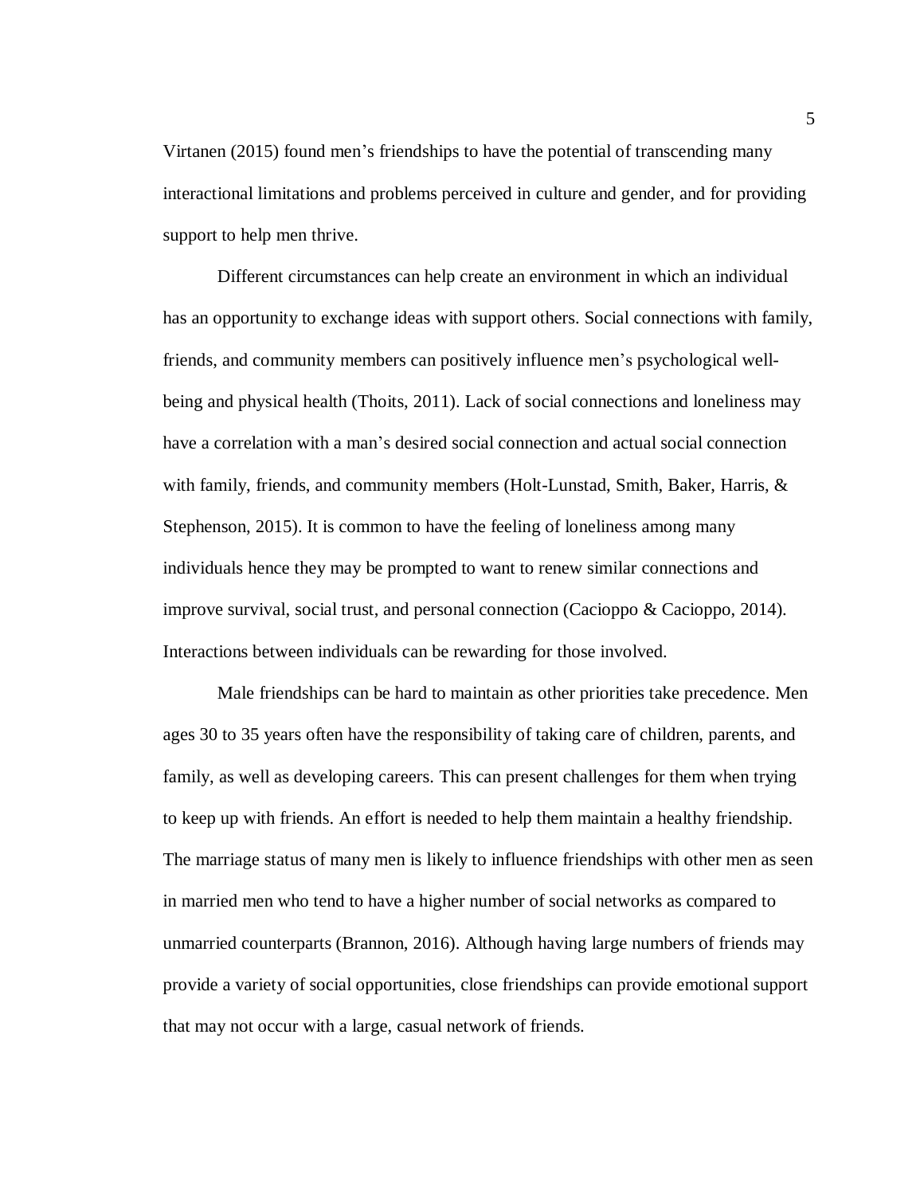Virtanen (2015) found men's friendships to have the potential of transcending many interactional limitations and problems perceived in culture and gender, and for providing support to help men thrive.

Different circumstances can help create an environment in which an individual has an opportunity to exchange ideas with support others. Social connections with family, friends, and community members can positively influence men's psychological well-being and physical health (Thoits, 2011). Lack of social connections and loneliness may have a correlation with a man's desired social connection and actual social connection with family, friends, and community members (Holt-Lunstad, Smith, Baker, Harris, & Stephenson, 2015). It is common to have the feeling of loneliness among many individuals hence they may be prompted to want to renew similar connections and improve survival, social trust, and personal connection (Cacioppo & Cacioppo, 2014). Interactions between individuals can be rewarding for those involved.

Male friendships can be hard to maintain as other priorities take precedence. Men ages 30 to 35 years often have the responsibility of taking care of children, parents, and family, as well as developing careers. This can present challenges for them when trying to keep up with friends. An effort is needed to help them maintain a healthy friendship. The marriage status of many men is likely to influence friendships with other men as seen in married men who tend to have a higher number of social networks as compared to unmarried counterparts (Brannon, 2016). Although having large numbers of friends may provide a variety of social opportunities, close friendships can provide emotional support that may not occur with a large, casual network of friends.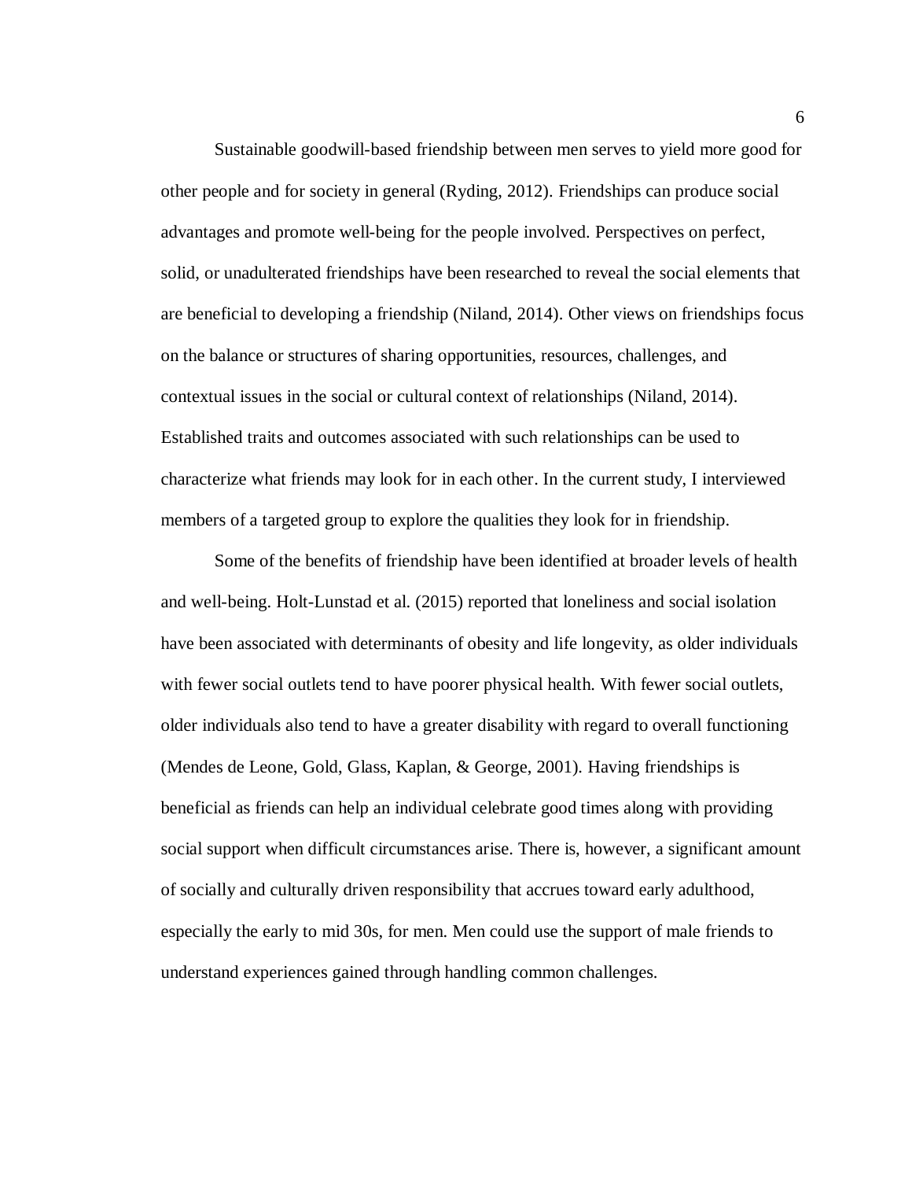Sustainable goodwill-based friendship between men serves to yield more good for other people and for society in general (Ryding, 2012). Friendships can produce social advantages and promote well-being for the people involved. Perspectives on perfect, solid, or unadulterated friendships have been researched to reveal the social elements that are beneficial to developing a friendship (Niland, 2014). Other views on friendships focus on the balance or structures of sharing opportunities, resources, challenges, and contextual issues in the social or cultural context of relationships (Niland, 2014). Established traits and outcomes associated with such relationships can be used to characterize what friends may look for in each other. In the current study, I interviewed members of a targeted group to explore the qualities they look for in friendship.

Some of the benefits of friendship have been identified at broader levels of health and well-being. Holt-Lunstad et al. (2015) reported that loneliness and social isolation have been associated with determinants of obesity and life longevity, as older individuals with fewer social outlets tend to have poorer physical health. With fewer social outlets, older individuals also tend to have a greater disability with regard to overall functioning (Mendes de Leone, Gold, Glass, Kaplan, & George, 2001). Having friendships is beneficial as friends can help an individual celebrate good times along with providing social support when difficult circumstances arise. There is, however, a significant amount of socially and culturally driven responsibility that accrues toward early adulthood, especially the early to mid 30s, for men. Men could use the support of male friends to understand experiences gained through handling common challenges.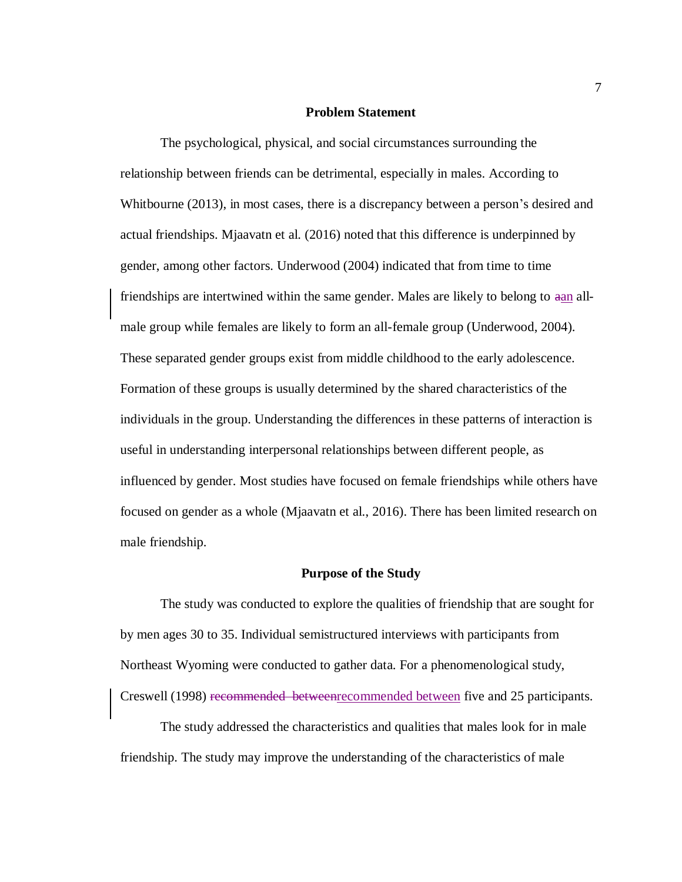## Problem Statement

The psychological, physical, and social circumstances surrounding the relationship between friends can be detrimental, especially in males. According to Whitbourne (2013), in most cases, there is a discrepancy between a person's desired and actual friendships. Mjaavatn et al. (2016) noted that this difference is underpinned by gender, among other factors. Underwood (2004) indicated that from time to time friendships are intertwined within the same gender. Males are likely to belong to an all-male group while females are likely to form an all-female group (Underwood, 2004). These separated gender groups exist from middle childhood to the early adolescence. Formation of these groups is usually determined by the shared characteristics of the individuals in the group. Understanding the differences in these patterns of interaction is useful in understanding interpersonal relationships between different people, as influenced by gender. Most studies have focused on female friendships while others have focused on gender as a whole (Mjaavatn et al., 2016). There has been limited research on male friendship.

## Purpose of the Study

The study was conducted to explore the qualities of friendship that are sought for by men ages 30 to 35. Individual semistructured interviews with participants from Northeast Wyoming were conducted to gather data. For a phenomenological study, Creswell (1998) recommended between five and 25 participants.

The study addressed the characteristics and qualities that males look for in male friendship. The study may improve the understanding of the characteristics of male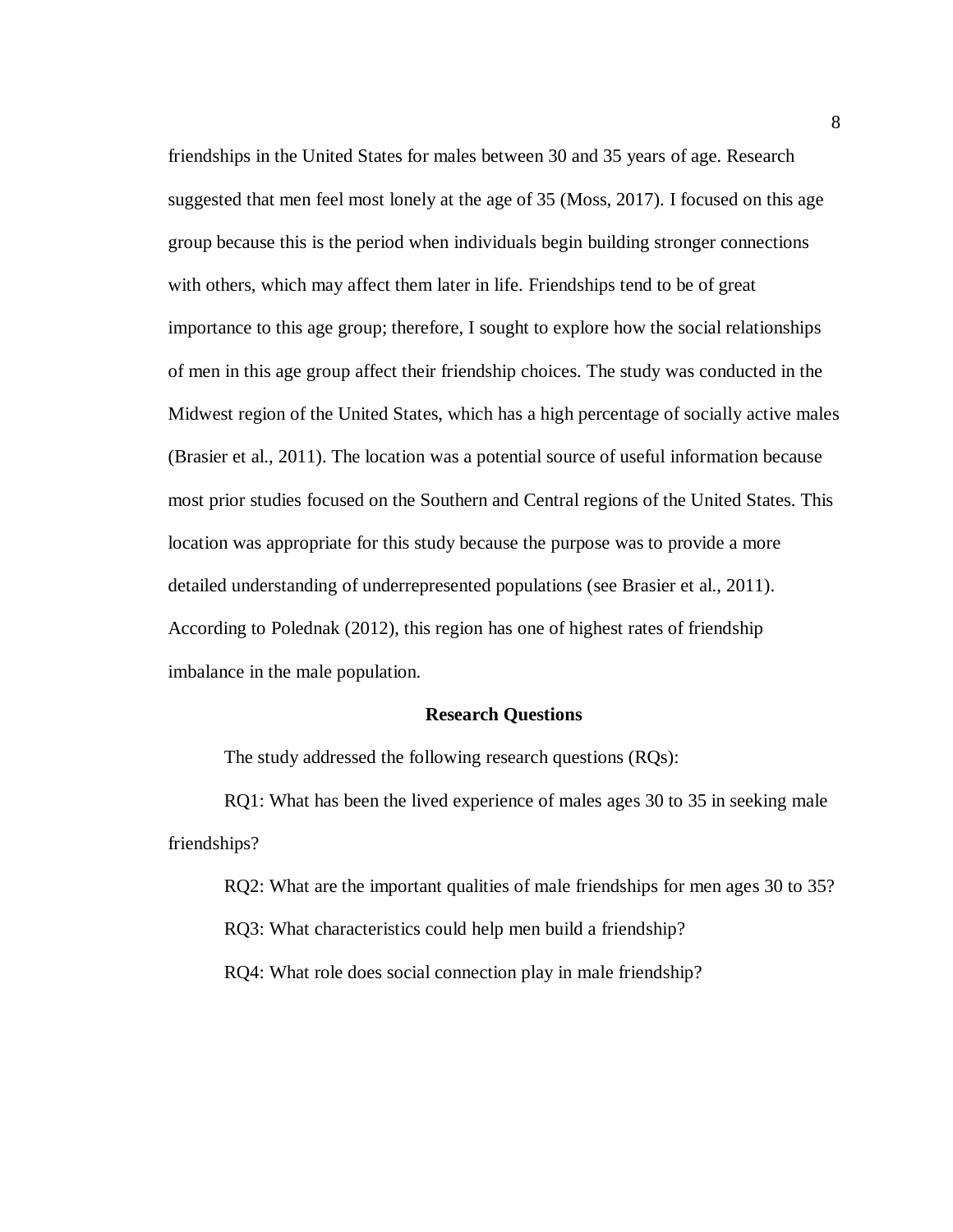friendships in the United States for males between 30 and 35 years of age. Research suggested that men feel most lonely at the age of 35 (Moss, 2017). I focused on this age group because this is the period when individuals begin building stronger connections with others, which may affect them later in life. Friendships tend to be of great importance to this age group; therefore, I sought to explore how the social relationships of men in this age group affect their friendship choices. The study was conducted in the Midwest region of the United States, which has a high percentage of socially active males (Brasier et al., 2011). The location was a potential source of useful information because most prior studies focused on the Southern and Central regions of the United States. This location was appropriate for this study because the purpose was to provide a more detailed understanding of underrepresented populations (see Brasier et al., 2011). According to Polednak (2012), this region has one of highest rates of friendship imbalance in the male population.

## Research Questions

The study addressed the following research questions (RQs):

RQ1: What has been the lived experience of males ages 30 to 35 in seeking male friendships?

RQ2: What are the important qualities of male friendships for men ages 30 to 35?

RQ3: What characteristics could help men build a friendship?

RQ4: What role does social connection play in male friendship?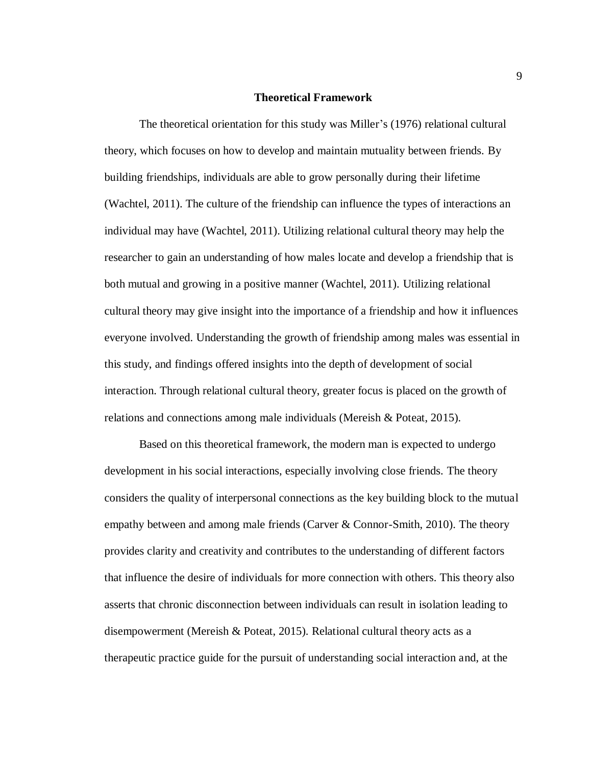## Theoretical Framework

The theoretical orientation for this study was Miller's (1976) relational cultural theory, which focuses on how to develop and maintain mutuality between friends. By building friendships, individuals are able to grow personally during their lifetime (Wachtel, 2011). The culture of the friendship can influence the types of interactions an individual may have (Wachtel, 2011). Utilizing relational cultural theory may help the researcher to gain an understanding of how males locate and develop a friendship that is both mutual and growing in a positive manner (Wachtel, 2011). Utilizing relational cultural theory may give insight into the importance of a friendship and how it influences everyone involved. Understanding the growth of friendship among males was essential in this study, and findings offered insights into the depth of development of social interaction. Through relational cultural theory, greater focus is placed on the growth of relations and connections among male individuals (Mereish & Poteat, 2015).

Based on this theoretical framework, the modern man is expected to undergo development in his social interactions, especially involving close friends. The theory considers the quality of interpersonal connections as the key building block to the mutual empathy between and among male friends (Carver & Connor-Smith, 2010). The theory provides clarity and creativity and contributes to the understanding of different factors that influence the desire of individuals for more connection with others. This theory also asserts that chronic disconnection between individuals can result in isolation leading to disempowerment (Mereish & Poteat, 2015). Relational cultural theory acts as a therapeutic practice guide for the pursuit of understanding social interaction and, at the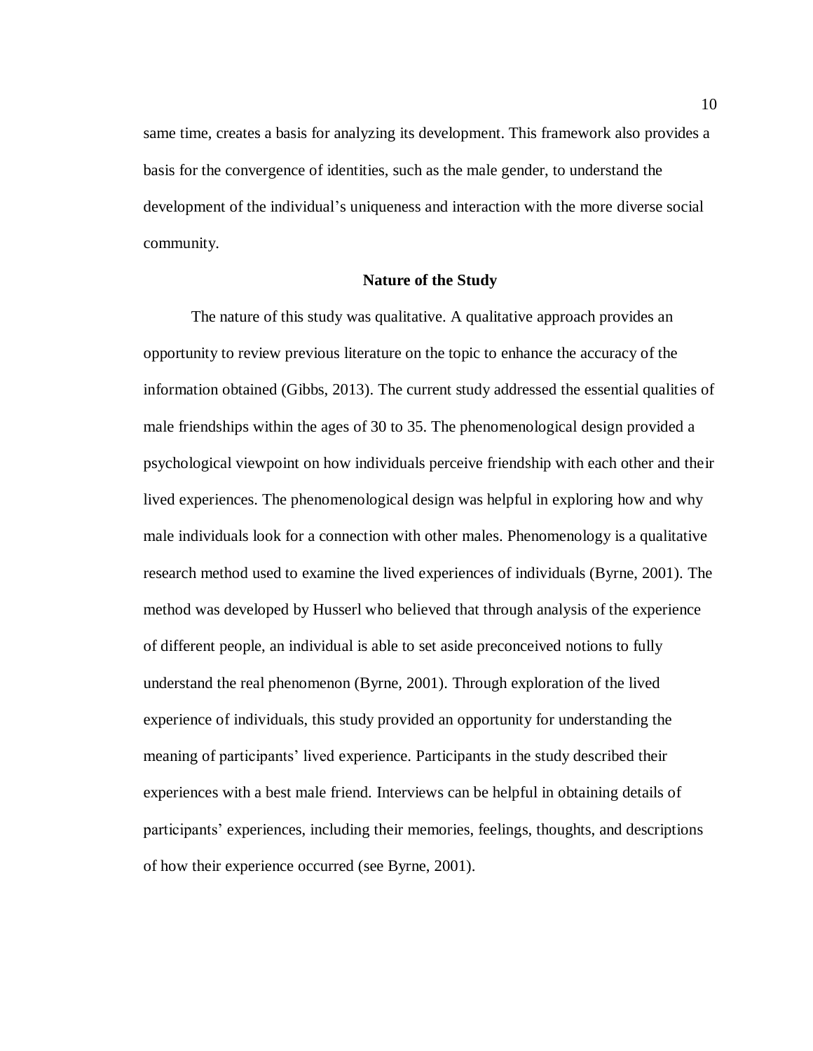same time, creates a basis for analyzing its development. This framework also provides a basis for the convergence of identities, such as the male gender, to understand the development of the individual's uniqueness and interaction with the more diverse social community.

## Nature of the Study

The nature of this study was qualitative. A qualitative approach provides an opportunity to review previous literature on the topic to enhance the accuracy of the information obtained (Gibbs, 2013). The current study addressed the essential qualities of male friendships within the ages of 30 to 35. The phenomenological design provided a psychological viewpoint on how individuals perceive friendship with each other and their lived experiences. The phenomenological design was helpful in exploring how and why male individuals look for a connection with other males. Phenomenology is a qualitative research method used to examine the lived experiences of individuals (Byrne, 2001). The method was developed by Husserl who believed that through analysis of the experience of different people, an individual is able to set aside preconceived notions to fully understand the real phenomenon (Byrne, 2001). Through exploration of the lived experience of individuals, this study provided an opportunity for understanding the meaning of participants' lived experience. Participants in the study described their experiences with a best male friend. Interviews can be helpful in obtaining details of participants' experiences, including their memories, feelings, thoughts, and descriptions of how their experience occurred (see Byrne, 2001).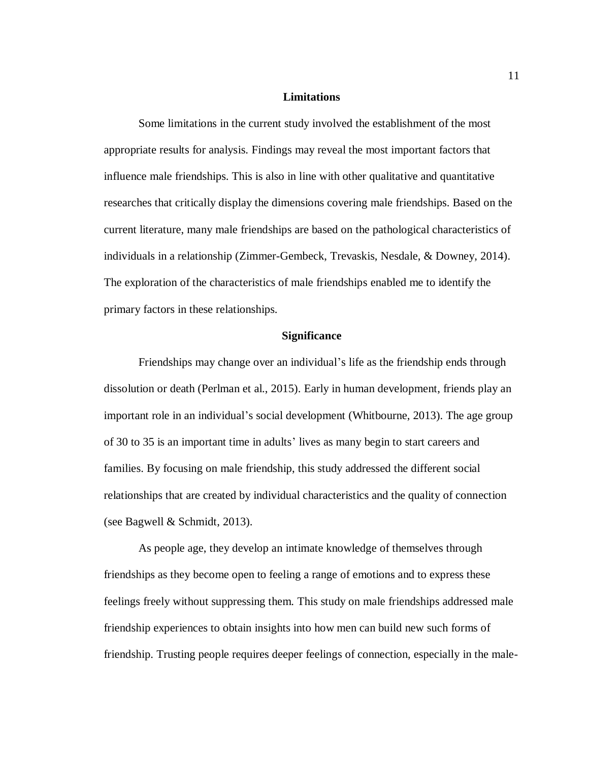## Limitations

Some limitations in the current study involved the establishment of the most appropriate results for analysis. Findings may reveal the most important factors that influence male friendships. This is also in line with other qualitative and quantitative researches that critically display the dimensions covering male friendships. Based on the current literature, many male friendships are based on the pathological characteristics of individuals in a relationship (Zimmer-Gembeck, Trevaskis, Nesdale, & Downey, 2014). The exploration of the characteristics of male friendships enabled me to identify the primary factors in these relationships.

## Significance

Friendships may change over an individual's life as the friendship ends through dissolution or death (Perlman et al., 2015). Early in human development, friends play an important role in an individual's social development (Whitbourne, 2013). The age group of 30 to 35 is an important time in adults' lives as many begin to start careers and families. By focusing on male friendship, this study addressed the different social relationships that are created by individual characteristics and the quality of connection (see Bagwell & Schmidt, 2013).

As people age, they develop an intimate knowledge of themselves through friendships as they become open to feeling a range of emotions and to express these feelings freely without suppressing them. This study on male friendships addressed male friendship experiences to obtain insights into how men can build new such forms of friendship. Trusting people requires deeper feelings of connection, especially in the male-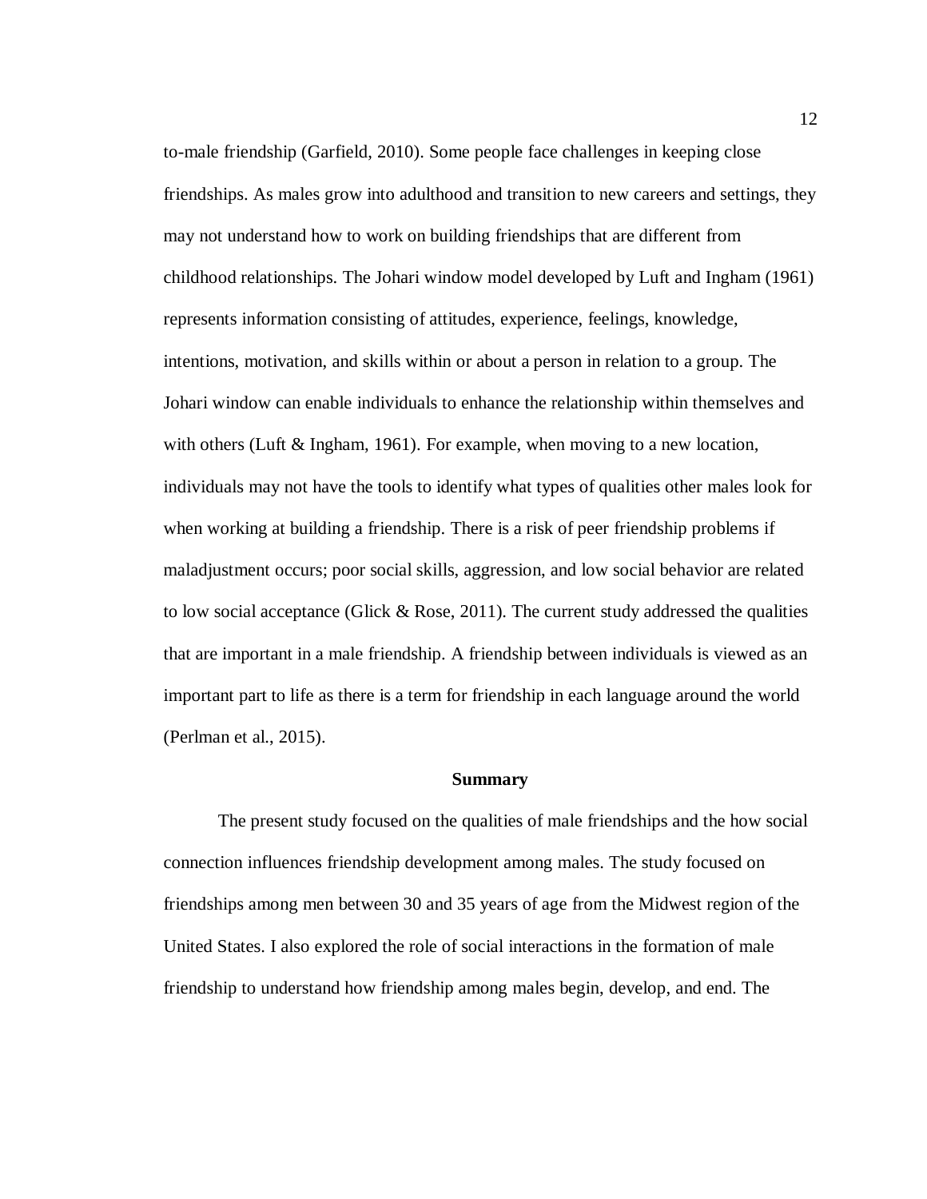to-male friendship (Garfield, 2010). Some people face challenges in keeping close friendships. As males grow into adulthood and transition to new careers and settings, they may not understand how to work on building friendships that are different from childhood relationships. The Johari window model developed by Luft and Ingham (1961) represents information consisting of attitudes, experience, feelings, knowledge, intentions, motivation, and skills within or about a person in relation to a group. The Johari window can enable individuals to enhance the relationship within themselves and with others (Luft & Ingham, 1961). For example, when moving to a new location, individuals may not have the tools to identify what types of qualities other males look for when working at building a friendship. There is a risk of peer friendship problems if maladjustment occurs; poor social skills, aggression, and low social behavior are related to low social acceptance (Glick & Rose, 2011). The current study addressed the qualities that are important in a male friendship. A friendship between individuals is viewed as an important part to life as there is a term for friendship in each language around the world (Perlman et al., 2015).

## Summary

The present study focused on the qualities of male friendships and the how social connection influences friendship development among males. The study focused on friendships among men between 30 and 35 years of age from the Midwest region of the United States. I also explored the role of social interactions in the formation of male friendship to understand how friendship among males begin, develop, and end. The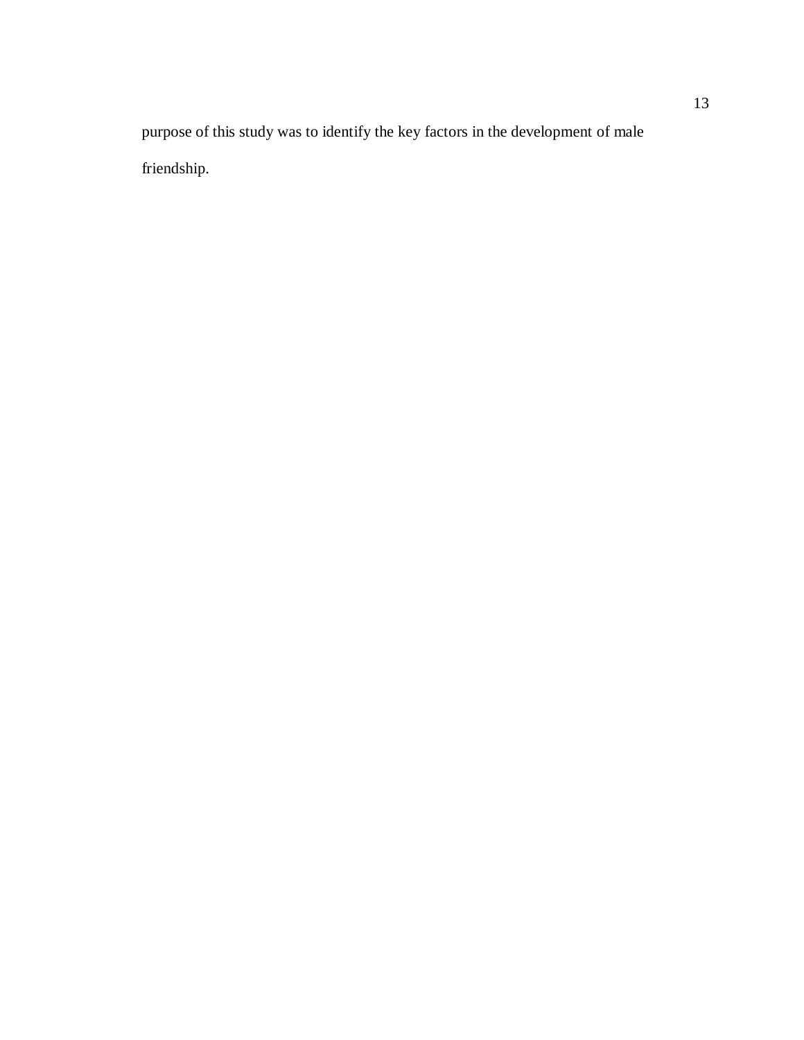purpose of this study was to identify the key factors in the development of male friendship.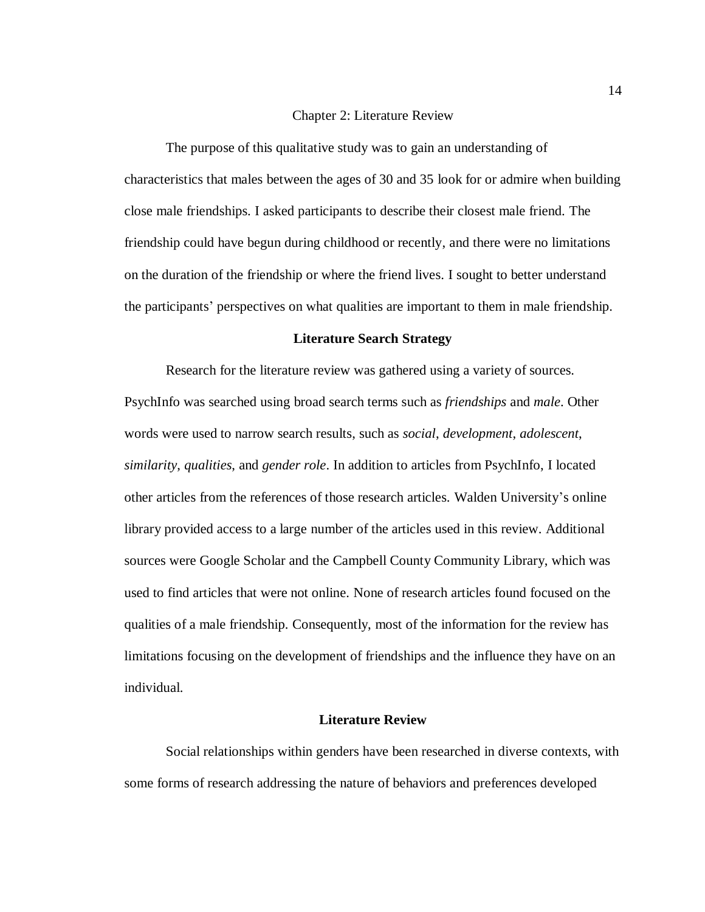# Chapter 2: Literature Review

The purpose of this qualitative study was to gain an understanding of characteristics that males between the ages of 30 and 35 look for or admire when building close male friendships. I asked participants to describe their closest male friend. The friendship could have begun during childhood or recently, and there were no limitations on the duration of the friendship or where the friend lives. I sought to better understand the participants' perspectives on what qualities are important to them in male friendship.

## Literature Search Strategy

Research for the literature review was gathered using a variety of sources. PsychInfo was searched using broad search terms such as *friendships* and *male*. Other words were used to narrow search results, such as *social*, *development*, *adolescent*, *similarity*, *qualities*, and *gender role*. In addition to articles from PsychInfo, I located other articles from the references of those research articles. Walden University's online library provided access to a large number of the articles used in this review. Additional sources were Google Scholar and the Campbell County Community Library, which was used to find articles that were not online. None of research articles found focused on the qualities of a male friendship. Consequently, most of the information for the review has limitations focusing on the development of friendships and the influence they have on an individual.

## Literature Review

Social relationships within genders have been researched in diverse contexts, with some forms of research addressing the nature of behaviors and preferences developed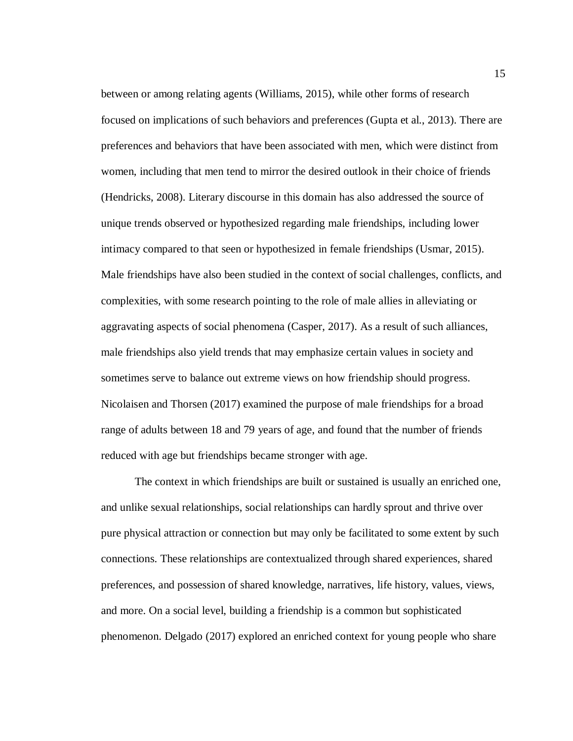between or among relating agents (Williams, 2015), while other forms of research focused on implications of such behaviors and preferences (Gupta et al., 2013). There are preferences and behaviors that have been associated with men, which were distinct from women, including that men tend to mirror the desired outlook in their choice of friends (Hendricks, 2008). Literary discourse in this domain has also addressed the source of unique trends observed or hypothesized regarding male friendships, including lower intimacy compared to that seen or hypothesized in female friendships (Usmar, 2015). Male friendships have also been studied in the context of social challenges, conflicts, and complexities, with some research pointing to the role of male allies in alleviating or aggravating aspects of social phenomena (Casper, 2017). As a result of such alliances, male friendships also yield trends that may emphasize certain values in society and sometimes serve to balance out extreme views on how friendship should progress. Nicolaisen and Thorsen (2017) examined the purpose of male friendships for a broad range of adults between 18 and 79 years of age, and found that the number of friends reduced with age but friendships became stronger with age.

The context in which friendships are built or sustained is usually an enriched one, and unlike sexual relationships, social relationships can hardly sprout and thrive over pure physical attraction or connection but may only be facilitated to some extent by such connections. These relationships are contextualized through shared experiences, shared preferences, and possession of shared knowledge, narratives, life history, values, views, and more. On a social level, building a friendship is a common but sophisticated phenomenon. Delgado (2017) explored an enriched context for young people who share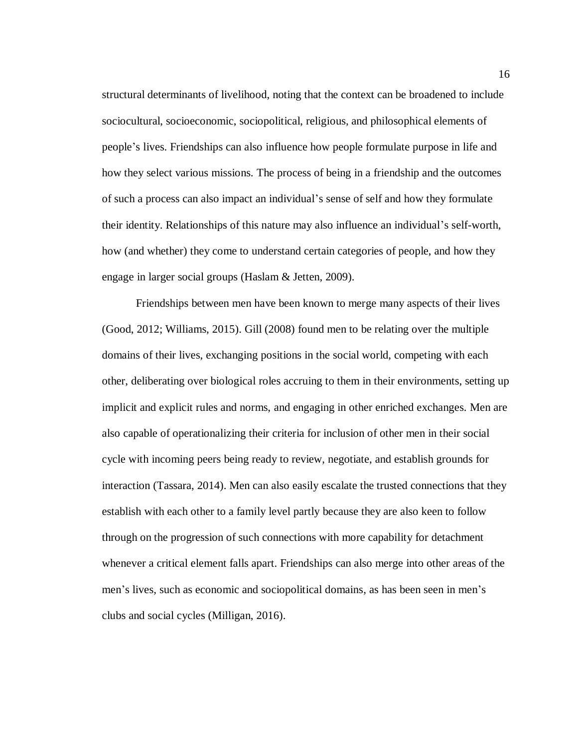structural determinants of livelihood, noting that the context can be broadened to include sociocultural, socioeconomic, sociopolitical, religious, and philosophical elements of people's lives. Friendships can also influence how people formulate purpose in life and how they select various missions. The process of being in a friendship and the outcomes of such a process can also impact an individual's sense of self and how they formulate their identity. Relationships of this nature may also influence an individual's self-worth, how (and whether) they come to understand certain categories of people, and how they engage in larger social groups (Haslam & Jetten, 2009).

Friendships between men have been known to merge many aspects of their lives (Good, 2012; Williams, 2015). Gill (2008) found men to be relating over the multiple domains of their lives, exchanging positions in the social world, competing with each other, deliberating over biological roles accruing to them in their environments, setting up implicit and explicit rules and norms, and engaging in other enriched exchanges. Men are also capable of operationalizing their criteria for inclusion of other men in their social cycle with incoming peers being ready to review, negotiate, and establish grounds for interaction (Tassara, 2014). Men can also easily escalate the trusted connections that they establish with each other to a family level partly because they are also keen to follow through on the progression of such connections with more capability for detachment whenever a critical element falls apart. Friendships can also merge into other areas of the men's lives, such as economic and sociopolitical domains, as has been seen in men's clubs and social cycles (Milligan, 2016).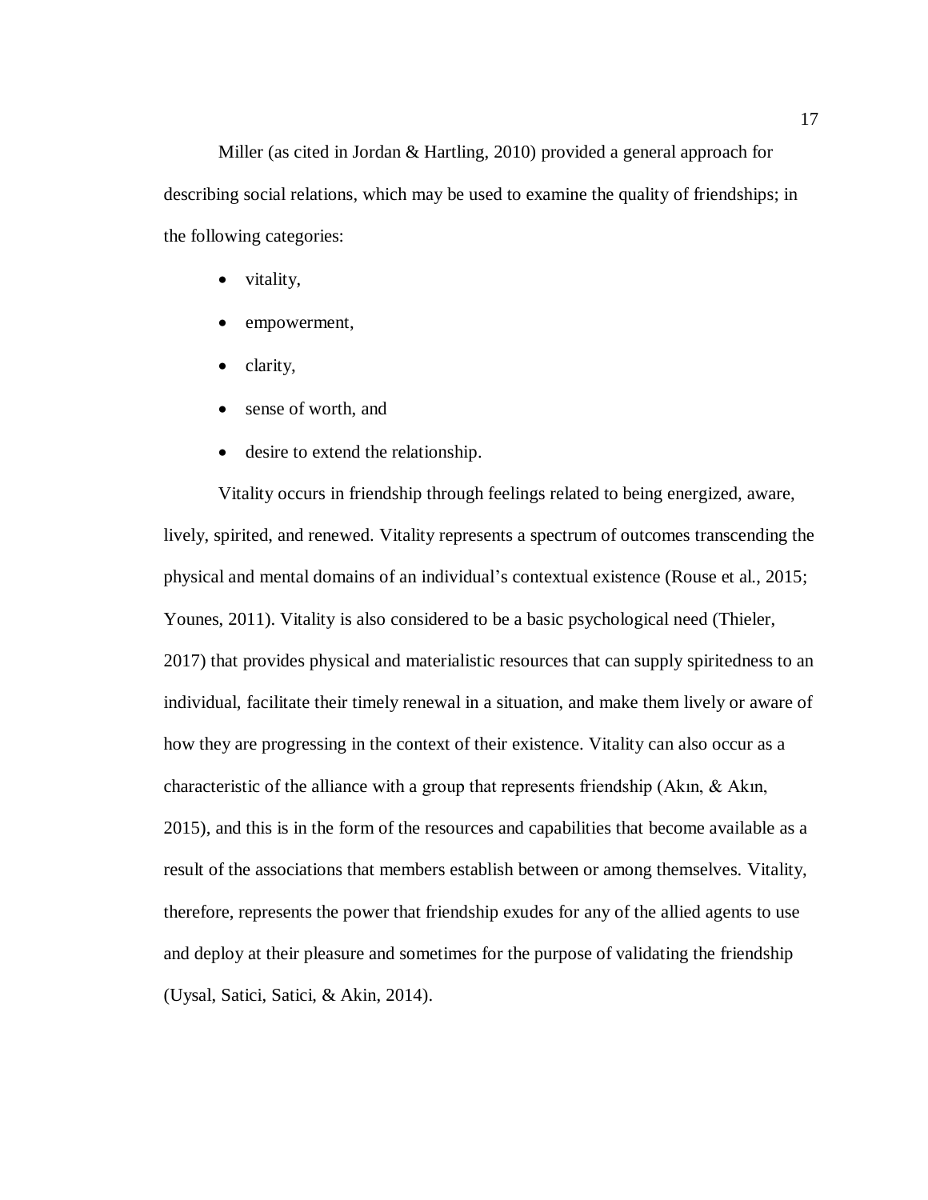Miller (as cited in Jordan & Hartling, 2010) provided a general approach for describing social relations, which may be used to examine the quality of friendships; in the following categories:

- vitality,
- empowerment,
- clarity,
- sense of worth, and
- desire to extend the relationship.

Vitality occurs in friendship through feelings related to being energized, aware, lively, spirited, and renewed. Vitality represents a spectrum of outcomes transcending the physical and mental domains of an individual's contextual existence (Rouse et al., 2015; Younes, 2011). Vitality is also considered to be a basic psychological need (Thieler, 2017) that provides physical and materialistic resources that can supply spiritedness to an individual, facilitate their timely renewal in a situation, and make them lively or aware of how they are progressing in the context of their existence. Vitality can also occur as a characteristic of the alliance with a group that represents friendship (Akın, & Akın, 2015), and this is in the form of the resources and capabilities that become available as a result of the associations that members establish between or among themselves. Vitality, therefore, represents the power that friendship exudes for any of the allied agents to use and deploy at their pleasure and sometimes for the purpose of validating the friendship (Uysal, Satici, Satici, & Akin, 2014).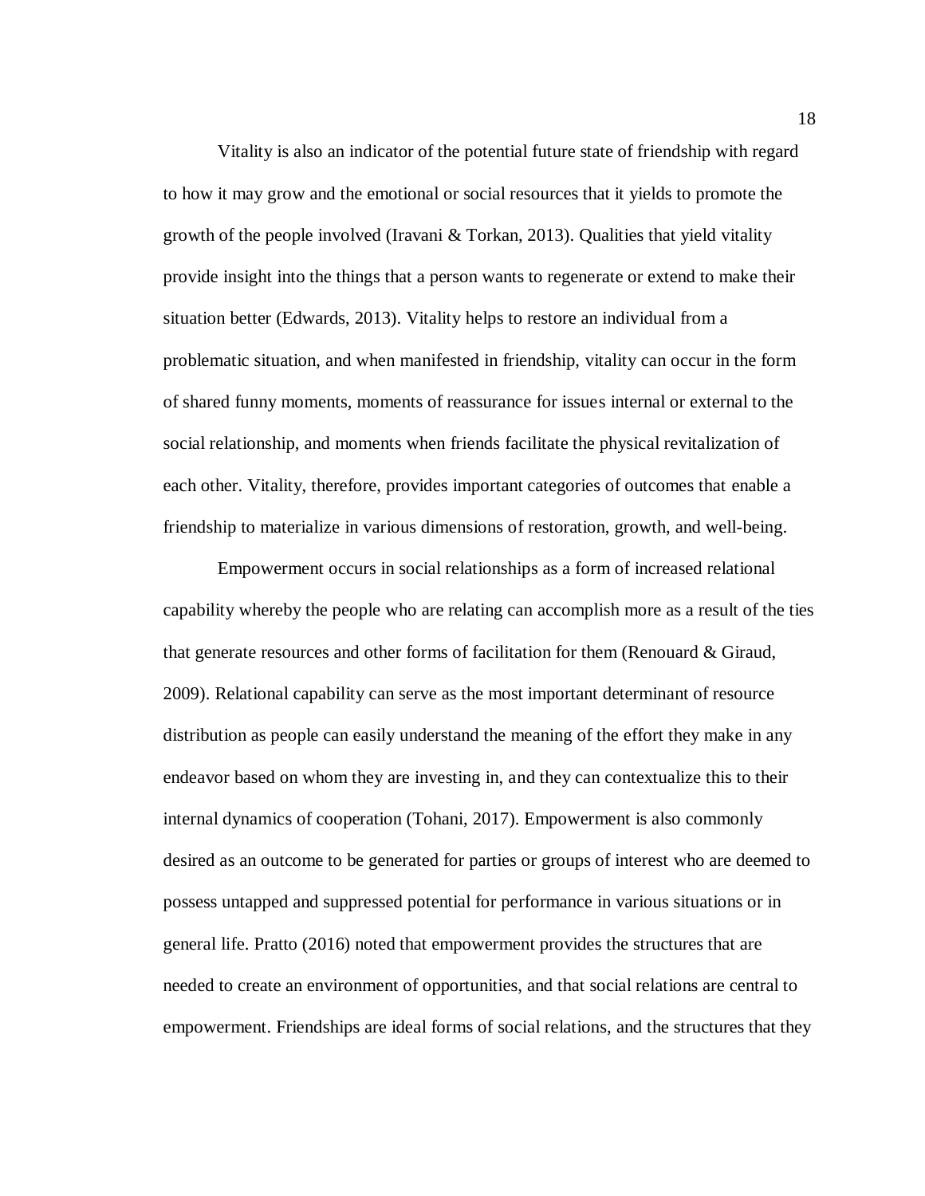Vitality is also an indicator of the potential future state of friendship with regard to how it may grow and the emotional or social resources that it yields to promote the growth of the people involved (Iravani & Torkan, 2013). Qualities that yield vitality provide insight into the things that a person wants to regenerate or extend to make their situation better (Edwards, 2013). Vitality helps to restore an individual from a problematic situation, and when manifested in friendship, vitality can occur in the form of shared funny moments, moments of reassurance for issues internal or external to the social relationship, and moments when friends facilitate the physical revitalization of each other. Vitality, therefore, provides important categories of outcomes that enable a friendship to materialize in various dimensions of restoration, growth, and well-being.

Empowerment occurs in social relationships as a form of increased relational capability whereby the people who are relating can accomplish more as a result of the ties that generate resources and other forms of facilitation for them (Renouard & Giraud, 2009). Relational capability can serve as the most important determinant of resource distribution as people can easily understand the meaning of the effort they make in any endeavor based on whom they are investing in, and they can contextualize this to their internal dynamics of cooperation (Tohani, 2017). Empowerment is also commonly desired as an outcome to be generated for parties or groups of interest who are deemed to possess untapped and suppressed potential for performance in various situations or in general life. Pratto (2016) noted that empowerment provides the structures that are needed to create an environment of opportunities, and that social relations are central to empowerment. Friendships are ideal forms of social relations, and the structures that they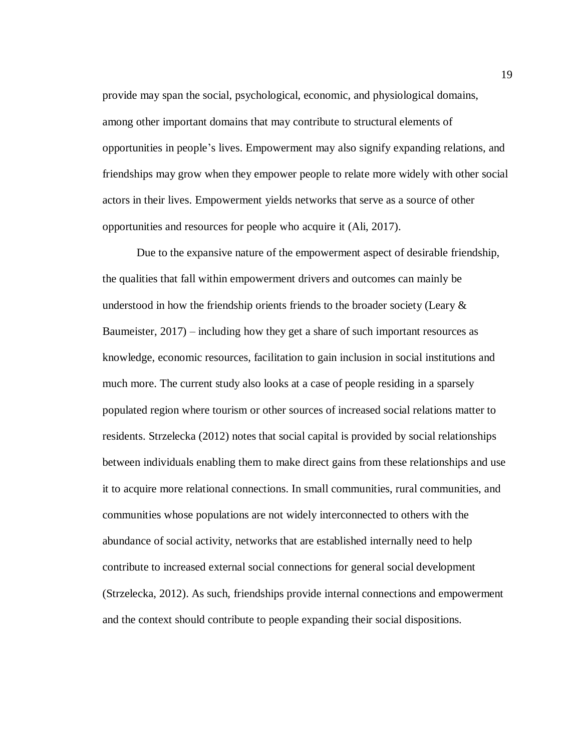provide may span the social, psychological, economic, and physiological domains, among other important domains that may contribute to structural elements of opportunities in people's lives. Empowerment may also signify expanding relations, and friendships may grow when they empower people to relate more widely with other social actors in their lives. Empowerment yields networks that serve as a source of other opportunities and resources for people who acquire it (Ali, 2017).

Due to the expansive nature of the empowerment aspect of desirable friendship, the qualities that fall within empowerment drivers and outcomes can mainly be understood in how the friendship orients friends to the broader society (Leary & Baumeister, 2017) – including how they get a share of such important resources as knowledge, economic resources, facilitation to gain inclusion in social institutions and much more. The current study also looks at a case of people residing in a sparsely populated region where tourism or other sources of increased social relations matter to residents. Strzelecka (2012) notes that social capital is provided by social relationships between individuals enabling them to make direct gains from these relationships and use it to acquire more relational connections. In small communities, rural communities, and communities whose populations are not widely interconnected to others with the abundance of social activity, networks that are established internally need to help contribute to increased external social connections for general social development (Strzelecka, 2012). As such, friendships provide internal connections and empowerment and the context should contribute to people expanding their social dispositions.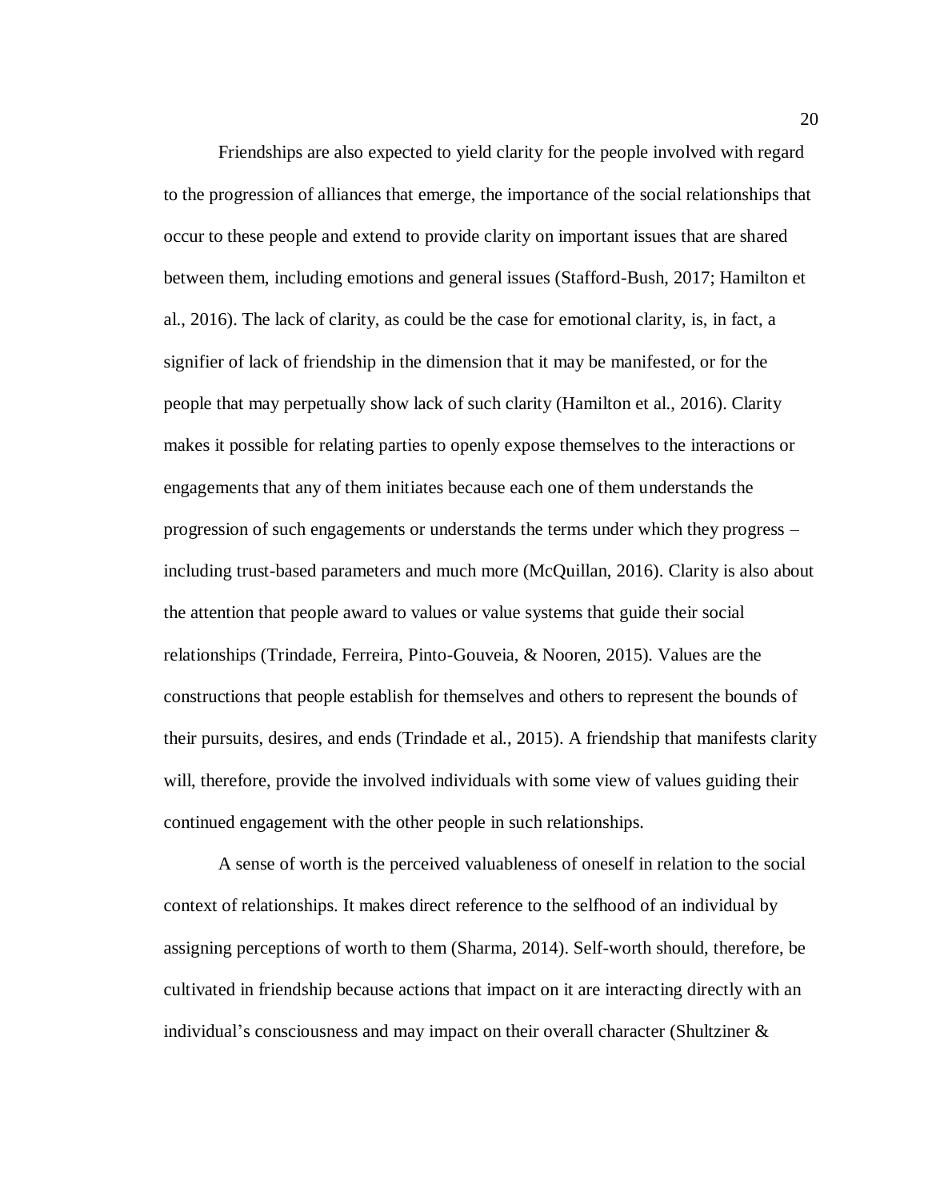Friendships are also expected to yield clarity for the people involved with regard to the progression of alliances that emerge, the importance of the social relationships that occur to these people and extend to provide clarity on important issues that are shared between them, including emotions and general issues (Stafford-Bush, 2017; Hamilton et al., 2016). The lack of clarity, as could be the case for emotional clarity, is, in fact, a signifier of lack of friendship in the dimension that it may be manifested, or for the people that may perpetually show lack of such clarity (Hamilton et al., 2016). Clarity makes it possible for relating parties to openly expose themselves to the interactions or engagements that any of them initiates because each one of them understands the progression of such engagements or understands the terms under which they progress – including trust-based parameters and much more (McQuillan, 2016). Clarity is also about the attention that people award to values or value systems that guide their social relationships (Trindade, Ferreira, Pinto-Gouveia, & Nooren, 2015). Values are the constructions that people establish for themselves and others to represent the bounds of their pursuits, desires, and ends (Trindade et al., 2015). A friendship that manifests clarity will, therefore, provide the involved individuals with some view of values guiding their continued engagement with the other people in such relationships.

A sense of worth is the perceived valuableness of oneself in relation to the social context of relationships. It makes direct reference to the selfhood of an individual by assigning perceptions of worth to them (Sharma, 2014). Self-worth should, therefore, be cultivated in friendship because actions that impact on it are interacting directly with an individual's consciousness and may impact on their overall character (Shultziner &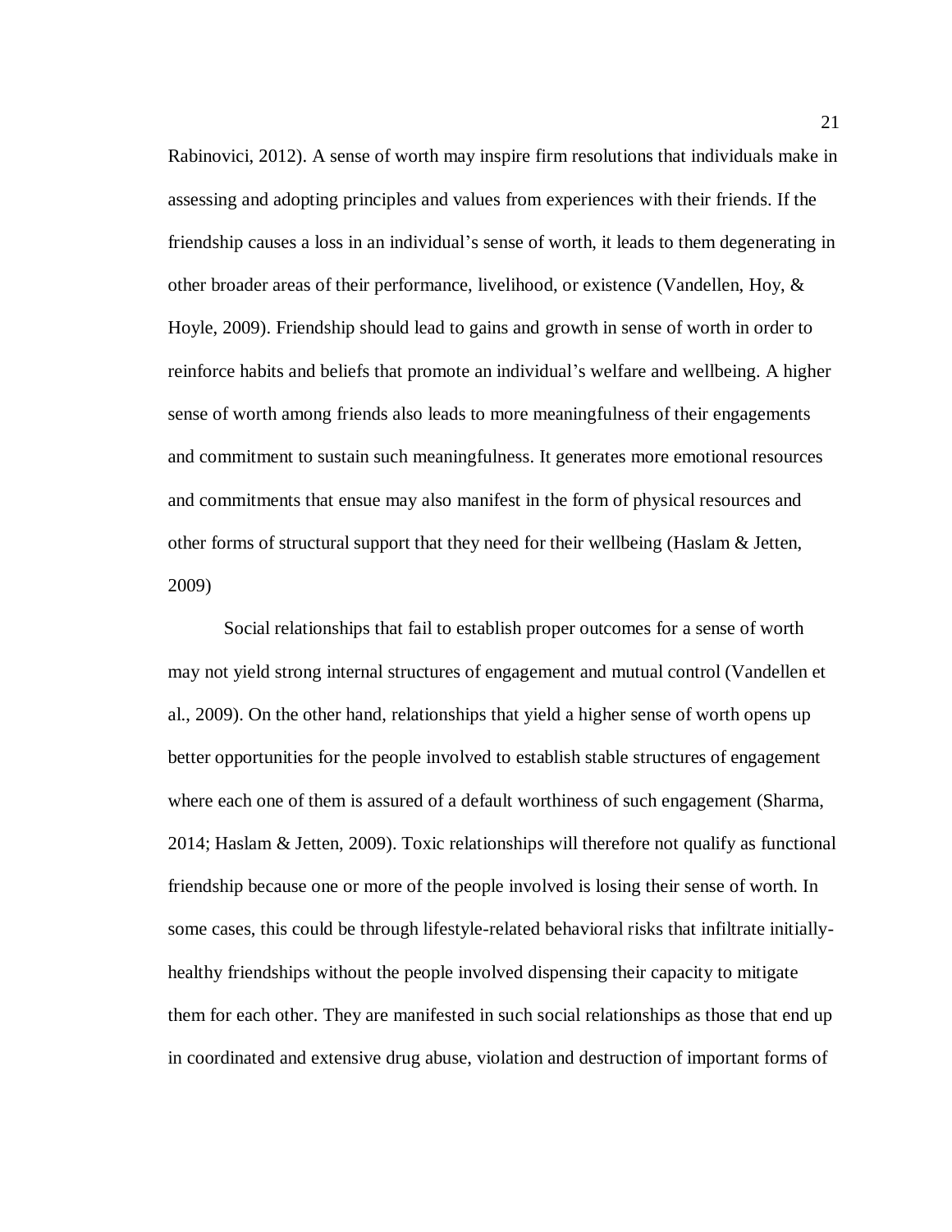Rabinovici, 2012). A sense of worth may inspire firm resolutions that individuals make in assessing and adopting principles and values from experiences with their friends. If the friendship causes a loss in an individual's sense of worth, it leads to them degenerating in other broader areas of their performance, livelihood, or existence (Vandellen, Hoy, & Hoyle, 2009). Friendship should lead to gains and growth in sense of worth in order to reinforce habits and beliefs that promote an individual's welfare and wellbeing. A higher sense of worth among friends also leads to more meaningfulness of their engagements and commitment to sustain such meaningfulness. It generates more emotional resources and commitments that ensue may also manifest in the form of physical resources and other forms of structural support that they need for their wellbeing (Haslam & Jetten, 2009)

Social relationships that fail to establish proper outcomes for a sense of worth may not yield strong internal structures of engagement and mutual control (Vandellen et al., 2009). On the other hand, relationships that yield a higher sense of worth opens up better opportunities for the people involved to establish stable structures of engagement where each one of them is assured of a default worthiness of such engagement (Sharma, 2014; Haslam & Jetten, 2009). Toxic relationships will therefore not qualify as functional friendship because one or more of the people involved is losing their sense of worth. In some cases, this could be through lifestyle-related behavioral risks that infiltrate initially-healthy friendships without the people involved dispensing their capacity to mitigate them for each other. They are manifested in such social relationships as those that end up in coordinated and extensive drug abuse, violation and destruction of important forms of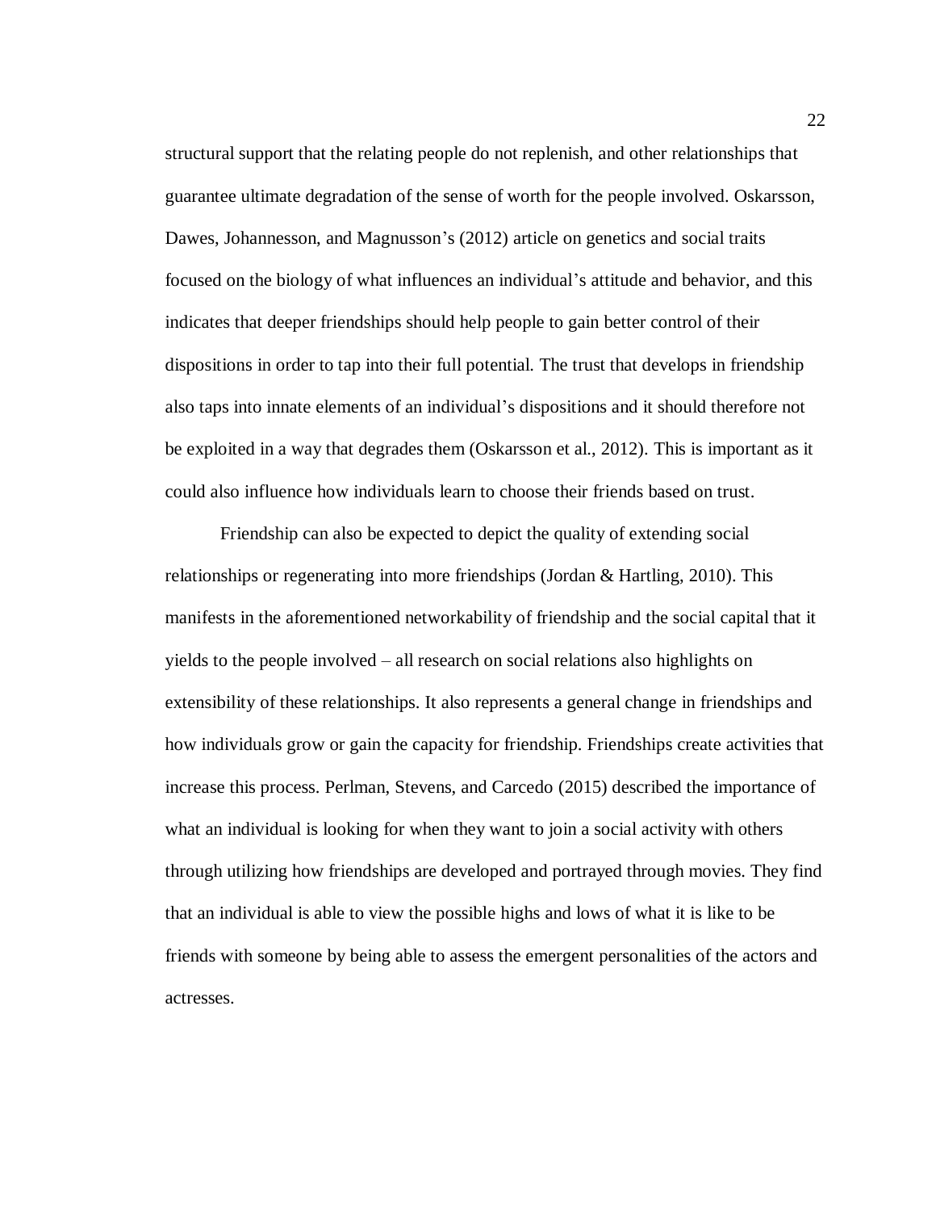structural support that the relating people do not replenish, and other relationships that guarantee ultimate degradation of the sense of worth for the people involved. Oskarsson, Dawes, Johannesson, and Magnusson's (2012) article on genetics and social traits focused on the biology of what influences an individual's attitude and behavior, and this indicates that deeper friendships should help people to gain better control of their dispositions in order to tap into their full potential. The trust that develops in friendship also taps into innate elements of an individual's dispositions and it should therefore not be exploited in a way that degrades them (Oskarsson et al., 2012). This is important as it could also influence how individuals learn to choose their friends based on trust.

Friendship can also be expected to depict the quality of extending social relationships or regenerating into more friendships (Jordan & Hartling, 2010). This manifests in the aforementioned networkability of friendship and the social capital that it yields to the people involved – all research on social relations also highlights on extensibility of these relationships. It also represents a general change in friendships and how individuals grow or gain the capacity for friendship. Friendships create activities that increase this process. Perlman, Stevens, and Carcedo (2015) described the importance of what an individual is looking for when they want to join a social activity with others through utilizing how friendships are developed and portrayed through movies. They find that an individual is able to view the possible highs and lows of what it is like to be friends with someone by being able to assess the emergent personalities of the actors and actresses.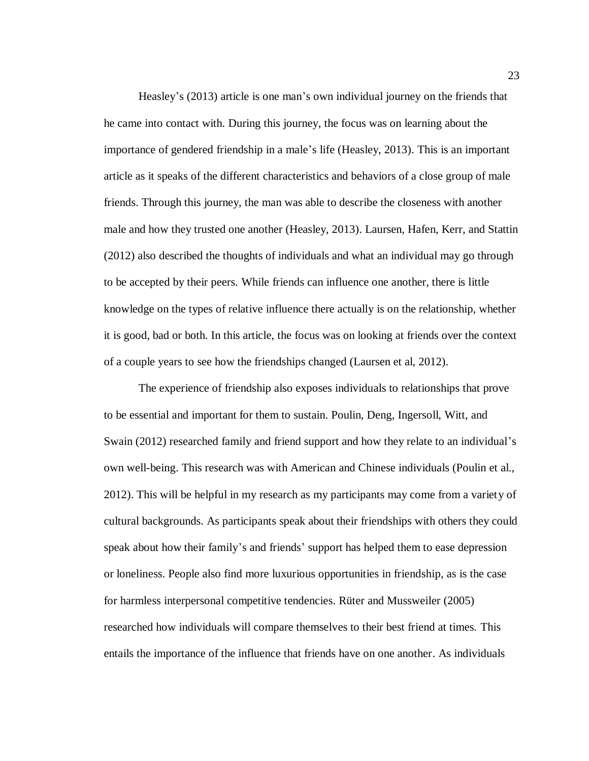Heasley's (2013) article is one man's own individual journey on the friends that he came into contact with. During this journey, the focus was on learning about the importance of gendered friendship in a male's life (Heasley, 2013). This is an important article as it speaks of the different characteristics and behaviors of a close group of male friends. Through this journey, the man was able to describe the closeness with another male and how they trusted one another (Heasley, 2013). Laursen, Hafen, Kerr, and Stattin (2012) also described the thoughts of individuals and what an individual may go through to be accepted by their peers. While friends can influence one another, there is little knowledge on the types of relative influence there actually is on the relationship, whether it is good, bad or both. In this article, the focus was on looking at friends over the context of a couple years to see how the friendships changed (Laursen et al, 2012).

The experience of friendship also exposes individuals to relationships that prove to be essential and important for them to sustain. Poulin, Deng, Ingersoll, Witt, and Swain (2012) researched family and friend support and how they relate to an individual's own well-being. This research was with American and Chinese individuals (Poulin et al., 2012). This will be helpful in my research as my participants may come from a variety of cultural backgrounds. As participants speak about their friendships with others they could speak about how their family's and friends' support has helped them to ease depression or loneliness. People also find more luxurious opportunities in friendship, as is the case for harmless interpersonal competitive tendencies. Rüter and Mussweiler (2005) researched how individuals will compare themselves to their best friend at times. This entails the importance of the influence that friends have on one another. As individuals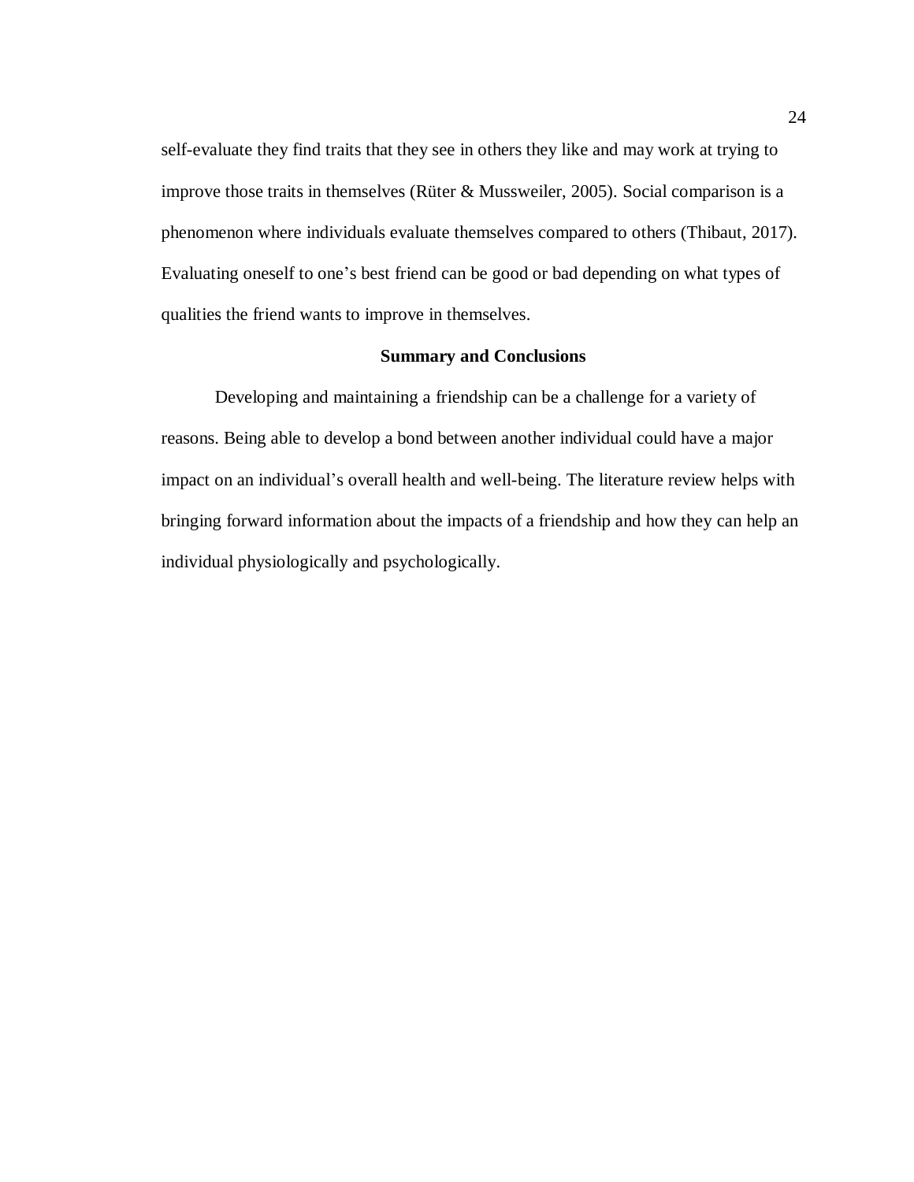self-evaluate they find traits that they see in others they like and may work at trying to improve those traits in themselves (Rüter & Mussweiler, 2005). Social comparison is a phenomenon where individuals evaluate themselves compared to others (Thibaut, 2017). Evaluating oneself to one's best friend can be good or bad depending on what types of qualities the friend wants to improve in themselves.

## Summary and Conclusions

Developing and maintaining a friendship can be a challenge for a variety of reasons. Being able to develop a bond between another individual could have a major impact on an individual's overall health and well-being. The literature review helps with bringing forward information about the impacts of a friendship and how they can help an individual physiologically and psychologically.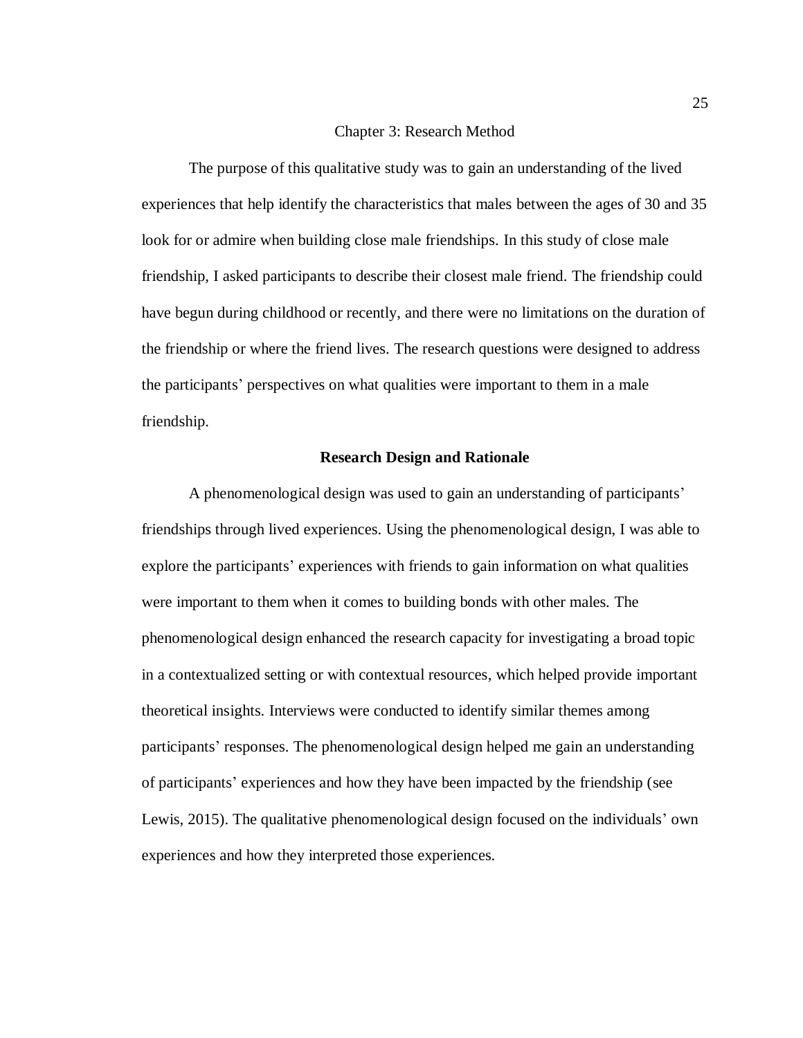# Chapter 3: Research Method

The purpose of this qualitative study was to gain an understanding of the lived experiences that help identify the characteristics that males between the ages of 30 and 35 look for or admire when building close male friendships. In this study of close male friendship, I asked participants to describe their closest male friend. The friendship could have begun during childhood or recently, and there were no limitations on the duration of the friendship or where the friend lives. The research questions were designed to address the participants' perspectives on what qualities were important to them in a male friendship.

## Research Design and Rationale

A phenomenological design was used to gain an understanding of participants' friendships through lived experiences. Using the phenomenological design, I was able to explore the participants' experiences with friends to gain information on what qualities were important to them when it comes to building bonds with other males. The phenomenological design enhanced the research capacity for investigating a broad topic in a contextualized setting or with contextual resources, which helped provide important theoretical insights. Interviews were conducted to identify similar themes among participants' responses. The phenomenological design helped me gain an understanding of participants' experiences and how they have been impacted by the friendship (see Lewis, 2015). The qualitative phenomenological design focused on the individuals' own experiences and how they interpreted those experiences.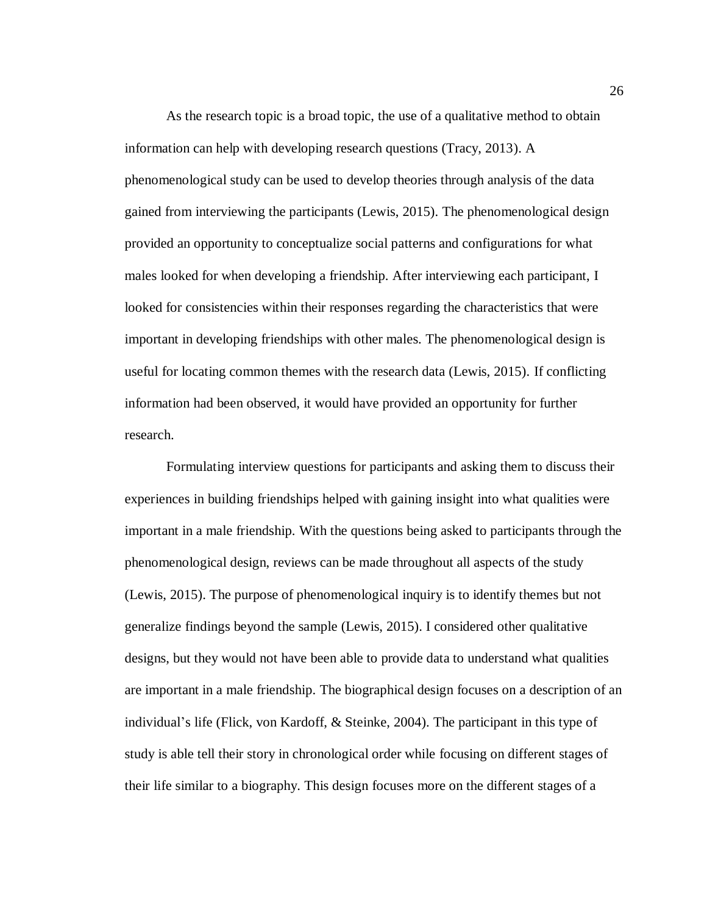As the research topic is a broad topic, the use of a qualitative method to obtain information can help with developing research questions (Tracy, 2013). A phenomenological study can be used to develop theories through analysis of the data gained from interviewing the participants (Lewis, 2015). The phenomenological design provided an opportunity to conceptualize social patterns and configurations for what males looked for when developing a friendship. After interviewing each participant, I looked for consistencies within their responses regarding the characteristics that were important in developing friendships with other males. The phenomenological design is useful for locating common themes with the research data (Lewis, 2015). If conflicting information had been observed, it would have provided an opportunity for further research.

Formulating interview questions for participants and asking them to discuss their experiences in building friendships helped with gaining insight into what qualities were important in a male friendship. With the questions being asked to participants through the phenomenological design, reviews can be made throughout all aspects of the study (Lewis, 2015). The purpose of phenomenological inquiry is to identify themes but not generalize findings beyond the sample (Lewis, 2015). I considered other qualitative designs, but they would not have been able to provide data to understand what qualities are important in a male friendship. The biographical design focuses on a description of an individual's life (Flick, von Kardoff, & Steinke, 2004). The participant in this type of study is able tell their story in chronological order while focusing on different stages of their life similar to a biography. This design focuses more on the different stages of a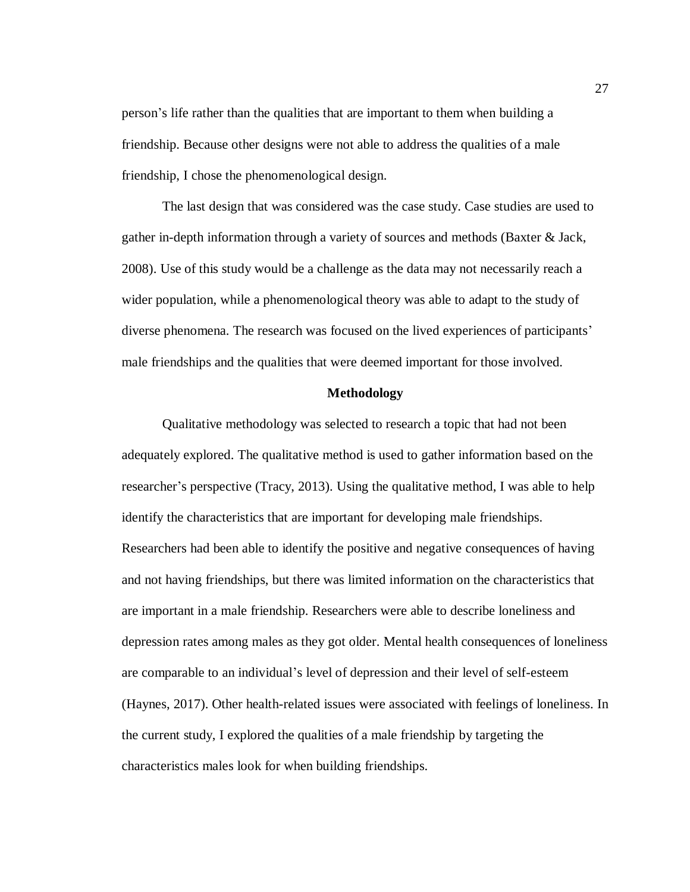person's life rather than the qualities that are important to them when building a friendship. Because other designs were not able to address the qualities of a male friendship, I chose the phenomenological design.

The last design that was considered was the case study. Case studies are used to gather in-depth information through a variety of sources and methods (Baxter & Jack, 2008). Use of this study would be a challenge as the data may not necessarily reach a wider population, while a phenomenological theory was able to adapt to the study of diverse phenomena. The research was focused on the lived experiences of participants' male friendships and the qualities that were deemed important for those involved.

## Methodology

Qualitative methodology was selected to research a topic that had not been adequately explored. The qualitative method is used to gather information based on the researcher's perspective (Tracy, 2013). Using the qualitative method, I was able to help identify the characteristics that are important for developing male friendships. Researchers had been able to identify the positive and negative consequences of having and not having friendships, but there was limited information on the characteristics that are important in a male friendship. Researchers were able to describe loneliness and depression rates among males as they got older. Mental health consequences of loneliness are comparable to an individual's level of depression and their level of self-esteem (Haynes, 2017). Other health-related issues were associated with feelings of loneliness. In the current study, I explored the qualities of a male friendship by targeting the characteristics males look for when building friendships.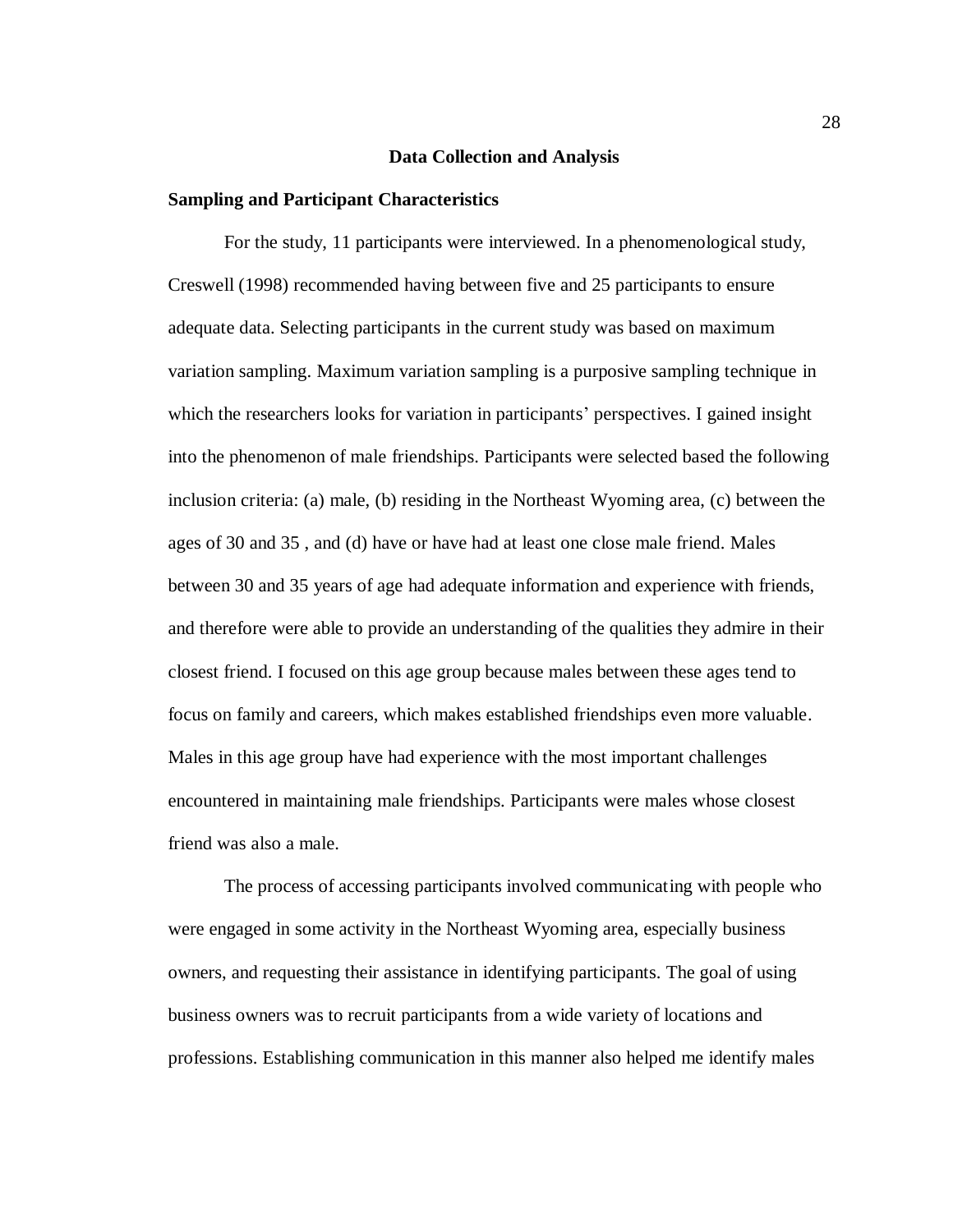## Data Collection and Analysis

### Sampling and Participant Characteristics

For the study, 11 participants were interviewed. In a phenomenological study, Creswell (1998) recommended having between five and 25 participants to ensure adequate data. Selecting participants in the current study was based on maximum variation sampling. Maximum variation sampling is a purposive sampling technique in which the researchers looks for variation in participants' perspectives. I gained insight into the phenomenon of male friendships. Participants were selected based the following inclusion criteria: (a) male, (b) residing in the Northeast Wyoming area, (c) between the ages of 30 and 35 , and (d) have or have had at least one close male friend. Males between 30 and 35 years of age had adequate information and experience with friends, and therefore were able to provide an understanding of the qualities they admire in their closest friend. I focused on this age group because males between these ages tend to focus on family and careers, which makes established friendships even more valuable. Males in this age group have had experience with the most important challenges encountered in maintaining male friendships. Participants were males whose closest friend was also a male.

The process of accessing participants involved communicating with people who were engaged in some activity in the Northeast Wyoming area, especially business owners, and requesting their assistance in identifying participants. The goal of using business owners was to recruit participants from a wide variety of locations and professions. Establishing communication in this manner also helped me identify males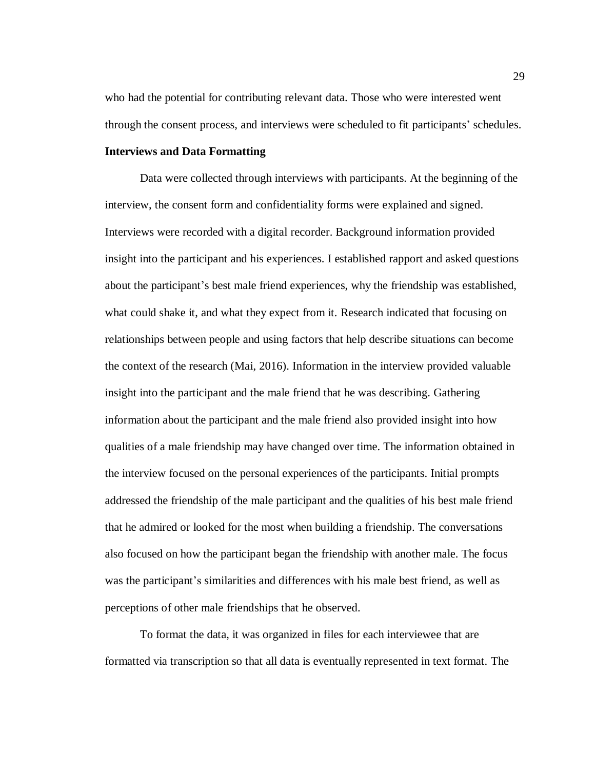who had the potential for contributing relevant data. Those who were interested went through the consent process, and interviews were scheduled to fit participants' schedules.

**Interviews and Data Formatting**

Data were collected through interviews with participants. At the beginning of the interview, the consent form and confidentiality forms were explained and signed. Interviews were recorded with a digital recorder. Background information provided insight into the participant and his experiences. I established rapport and asked questions about the participant's best male friend experiences, why the friendship was established, what could shake it, and what they expect from it. Research indicated that focusing on relationships between people and using factors that help describe situations can become the context of the research (Mai, 2016). Information in the interview provided valuable insight into the participant and the male friend that he was describing. Gathering information about the participant and the male friend also provided insight into how qualities of a male friendship may have changed over time. The information obtained in the interview focused on the personal experiences of the participants. Initial prompts addressed the friendship of the male participant and the qualities of his best male friend that he admired or looked for the most when building a friendship. The conversations also focused on how the participant began the friendship with another male. The focus was the participant's similarities and differences with his male best friend, as well as perceptions of other male friendships that he observed.

To format the data, it was organized in files for each interviewee that are formatted via transcription so that all data is eventually represented in text format. The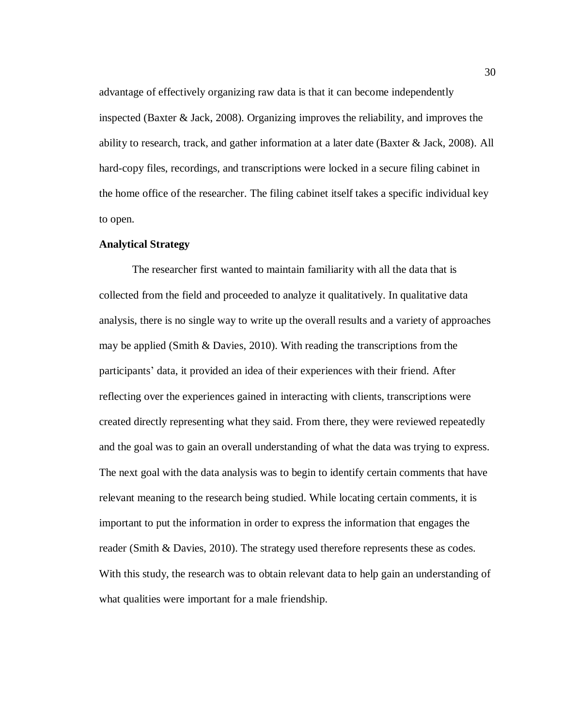advantage of effectively organizing raw data is that it can become independently inspected (Baxter & Jack, 2008). Organizing improves the reliability, and improves the ability to research, track, and gather information at a later date (Baxter & Jack, 2008). All hard-copy files, recordings, and transcriptions were locked in a secure filing cabinet in the home office of the researcher. The filing cabinet itself takes a specific individual key to open.

**Analytical Strategy**

The researcher first wanted to maintain familiarity with all the data that is collected from the field and proceeded to analyze it qualitatively. In qualitative data analysis, there is no single way to write up the overall results and a variety of approaches may be applied (Smith & Davies, 2010). With reading the transcriptions from the participants' data, it provided an idea of their experiences with their friend. After reflecting over the experiences gained in interacting with clients, transcriptions were created directly representing what they said. From there, they were reviewed repeatedly and the goal was to gain an overall understanding of what the data was trying to express. The next goal with the data analysis was to begin to identify certain comments that have relevant meaning to the research being studied. While locating certain comments, it is important to put the information in order to express the information that engages the reader (Smith & Davies, 2010). The strategy used therefore represents these as codes. With this study, the research was to obtain relevant data to help gain an understanding of what qualities were important for a male friendship.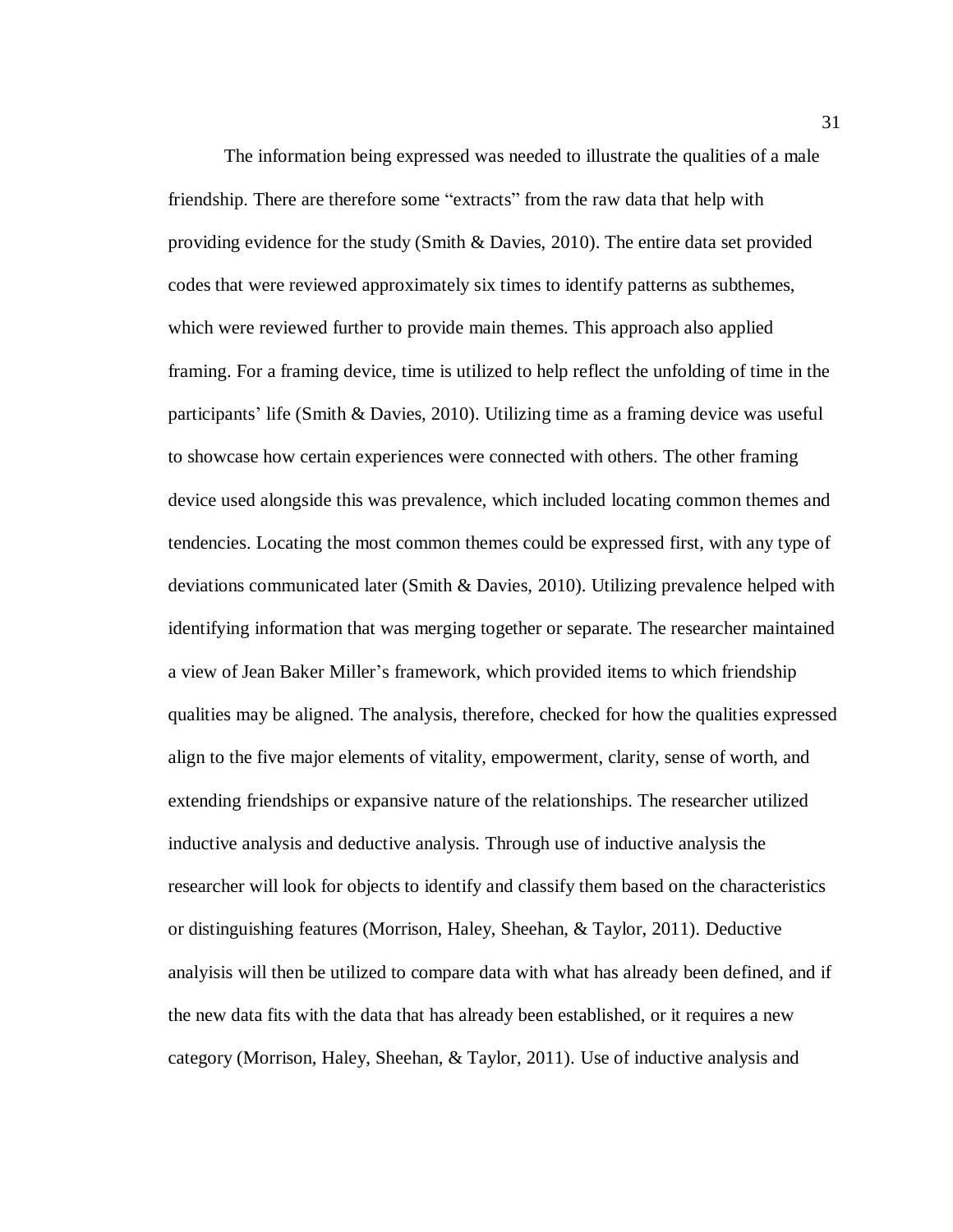The information being expressed was needed to illustrate the qualities of a male friendship. There are therefore some "extracts" from the raw data that help with providing evidence for the study (Smith & Davies, 2010). The entire data set provided codes that were reviewed approximately six times to identify patterns as subthemes, which were reviewed further to provide main themes. This approach also applied framing. For a framing device, time is utilized to help reflect the unfolding of time in the participants' life (Smith & Davies, 2010). Utilizing time as a framing device was useful to showcase how certain experiences were connected with others. The other framing device used alongside this was prevalence, which included locating common themes and tendencies. Locating the most common themes could be expressed first, with any type of deviations communicated later (Smith & Davies, 2010). Utilizing prevalence helped with identifying information that was merging together or separate. The researcher maintained a view of Jean Baker Miller's framework, which provided items to which friendship qualities may be aligned. The analysis, therefore, checked for how the qualities expressed align to the five major elements of vitality, empowerment, clarity, sense of worth, and extending friendships or expansive nature of the relationships. The researcher utilized inductive analysis and deductive analysis. Through use of inductive analysis the researcher will look for objects to identify and classify them based on the characteristics or distinguishing features (Morrison, Haley, Sheehan, & Taylor, 2011). Deductive analyisis will then be utilized to compare data with what has already been defined, and if the new data fits with the data that has already been established, or it requires a new category (Morrison, Haley, Sheehan, & Taylor, 2011). Use of inductive analysis and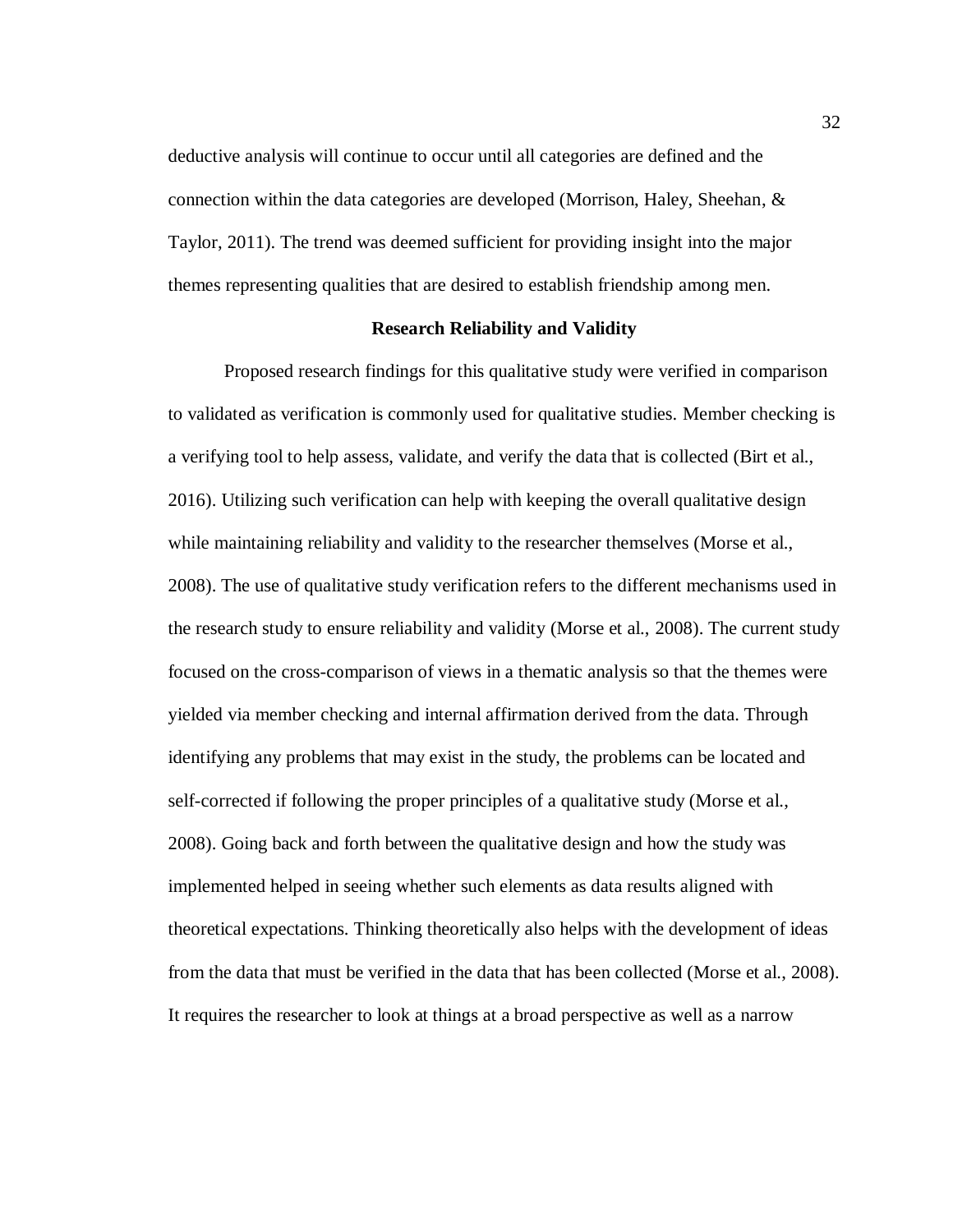deductive analysis will continue to occur until all categories are defined and the connection within the data categories are developed (Morrison, Haley, Sheehan, & Taylor, 2011). The trend was deemed sufficient for providing insight into the major themes representing qualities that are desired to establish friendship among men.

### Research Reliability and Validity

Proposed research findings for this qualitative study were verified in comparison to validated as verification is commonly used for qualitative studies. Member checking is a verifying tool to help assess, validate, and verify the data that is collected (Birt et al., 2016). Utilizing such verification can help with keeping the overall qualitative design while maintaining reliability and validity to the researcher themselves (Morse et al., 2008). The use of qualitative study verification refers to the different mechanisms used in the research study to ensure reliability and validity (Morse et al., 2008). The current study focused on the cross-comparison of views in a thematic analysis so that the themes were yielded via member checking and internal affirmation derived from the data. Through identifying any problems that may exist in the study, the problems can be located and self-corrected if following the proper principles of a qualitative study (Morse et al., 2008). Going back and forth between the qualitative design and how the study was implemented helped in seeing whether such elements as data results aligned with theoretical expectations. Thinking theoretically also helps with the development of ideas from the data that must be verified in the data that has been collected (Morse et al., 2008). It requires the researcher to look at things at a broad perspective as well as a narrow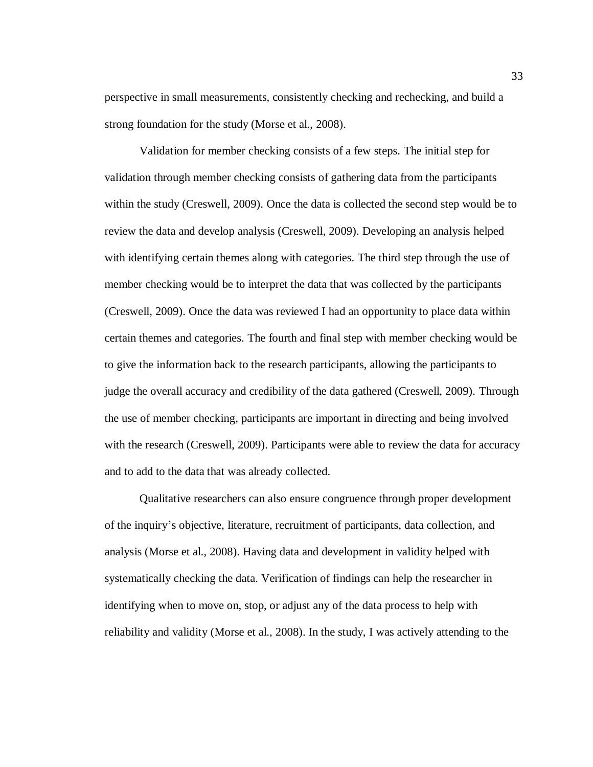perspective in small measurements, consistently checking and rechecking, and build a strong foundation for the study (Morse et al., 2008).

Validation for member checking consists of a few steps. The initial step for validation through member checking consists of gathering data from the participants within the study (Creswell, 2009). Once the data is collected the second step would be to review the data and develop analysis (Creswell, 2009). Developing an analysis helped with identifying certain themes along with categories. The third step through the use of member checking would be to interpret the data that was collected by the participants (Creswell, 2009). Once the data was reviewed I had an opportunity to place data within certain themes and categories. The fourth and final step with member checking would be to give the information back to the research participants, allowing the participants to judge the overall accuracy and credibility of the data gathered (Creswell, 2009). Through the use of member checking, participants are important in directing and being involved with the research (Creswell, 2009). Participants were able to review the data for accuracy and to add to the data that was already collected.

Qualitative researchers can also ensure congruence through proper development of the inquiry's objective, literature, recruitment of participants, data collection, and analysis (Morse et al., 2008). Having data and development in validity helped with systematically checking the data. Verification of findings can help the researcher in identifying when to move on, stop, or adjust any of the data process to help with reliability and validity (Morse et al., 2008). In the study, I was actively attending to the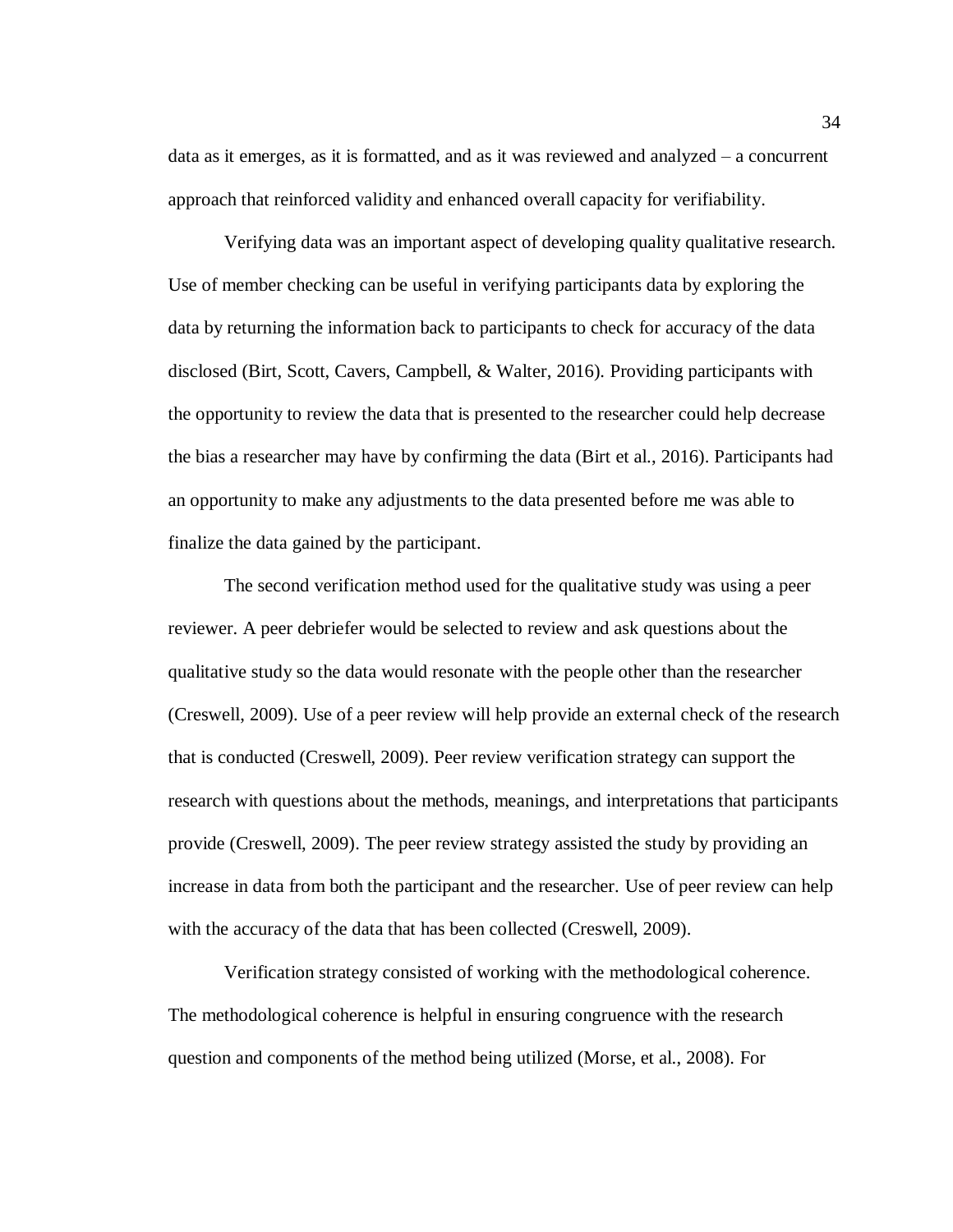data as it emerges, as it is formatted, and as it was reviewed and analyzed – a concurrent approach that reinforced validity and enhanced overall capacity for verifiability.

Verifying data was an important aspect of developing quality qualitative research. Use of member checking can be useful in verifying participants data by exploring the data by returning the information back to participants to check for accuracy of the data disclosed (Birt, Scott, Cavers, Campbell, & Walter, 2016). Providing participants with the opportunity to review the data that is presented to the researcher could help decrease the bias a researcher may have by confirming the data (Birt et al., 2016). Participants had an opportunity to make any adjustments to the data presented before me was able to finalize the data gained by the participant.

The second verification method used for the qualitative study was using a peer reviewer. A peer debriefer would be selected to review and ask questions about the qualitative study so the data would resonate with the people other than the researcher (Creswell, 2009). Use of a peer review will help provide an external check of the research that is conducted (Creswell, 2009). Peer review verification strategy can support the research with questions about the methods, meanings, and interpretations that participants provide (Creswell, 2009). The peer review strategy assisted the study by providing an increase in data from both the participant and the researcher. Use of peer review can help with the accuracy of the data that has been collected (Creswell, 2009).

Verification strategy consisted of working with the methodological coherence. The methodological coherence is helpful in ensuring congruence with the research question and components of the method being utilized (Morse, et al., 2008). For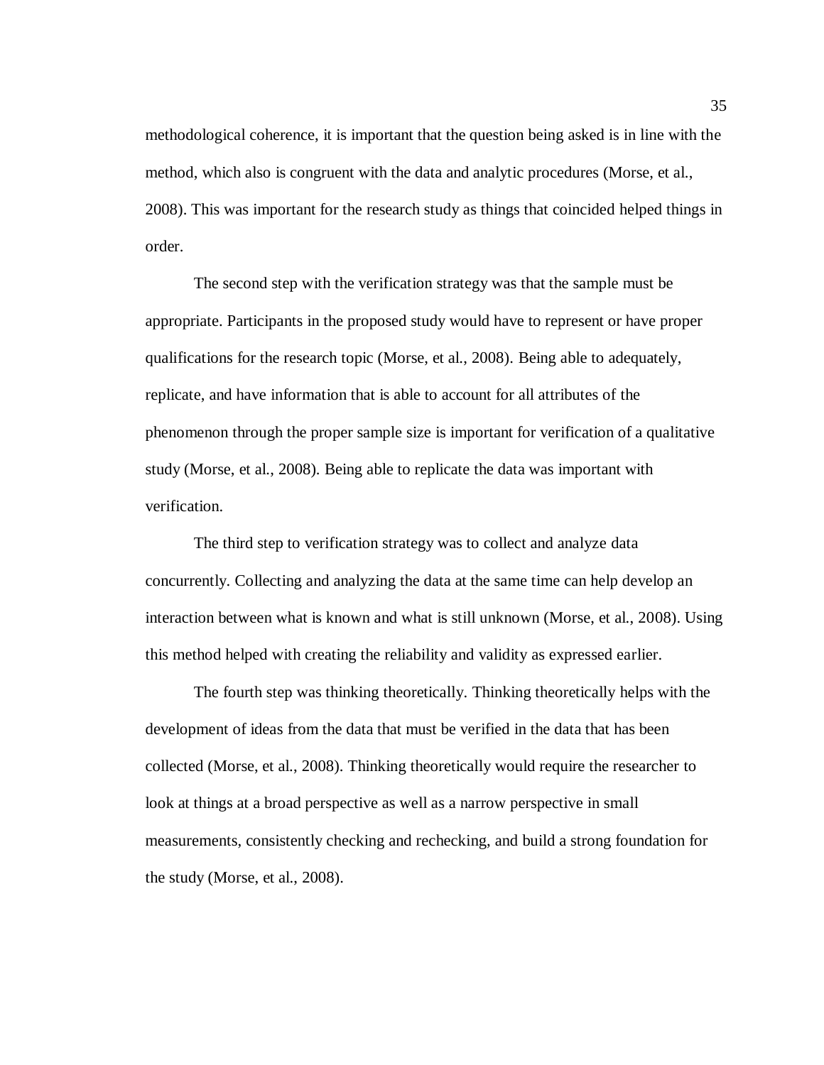methodological coherence, it is important that the question being asked is in line with the method, which also is congruent with the data and analytic procedures (Morse, et al., 2008). This was important for the research study as things that coincided helped things in order.

The second step with the verification strategy was that the sample must be appropriate. Participants in the proposed study would have to represent or have proper qualifications for the research topic (Morse, et al., 2008). Being able to adequately, replicate, and have information that is able to account for all attributes of the phenomenon through the proper sample size is important for verification of a qualitative study (Morse, et al., 2008). Being able to replicate the data was important with verification.

The third step to verification strategy was to collect and analyze data concurrently. Collecting and analyzing the data at the same time can help develop an interaction between what is known and what is still unknown (Morse, et al., 2008). Using this method helped with creating the reliability and validity as expressed earlier.

The fourth step was thinking theoretically. Thinking theoretically helps with the development of ideas from the data that must be verified in the data that has been collected (Morse, et al., 2008). Thinking theoretically would require the researcher to look at things at a broad perspective as well as a narrow perspective in small measurements, consistently checking and rechecking, and build a strong foundation for the study (Morse, et al., 2008).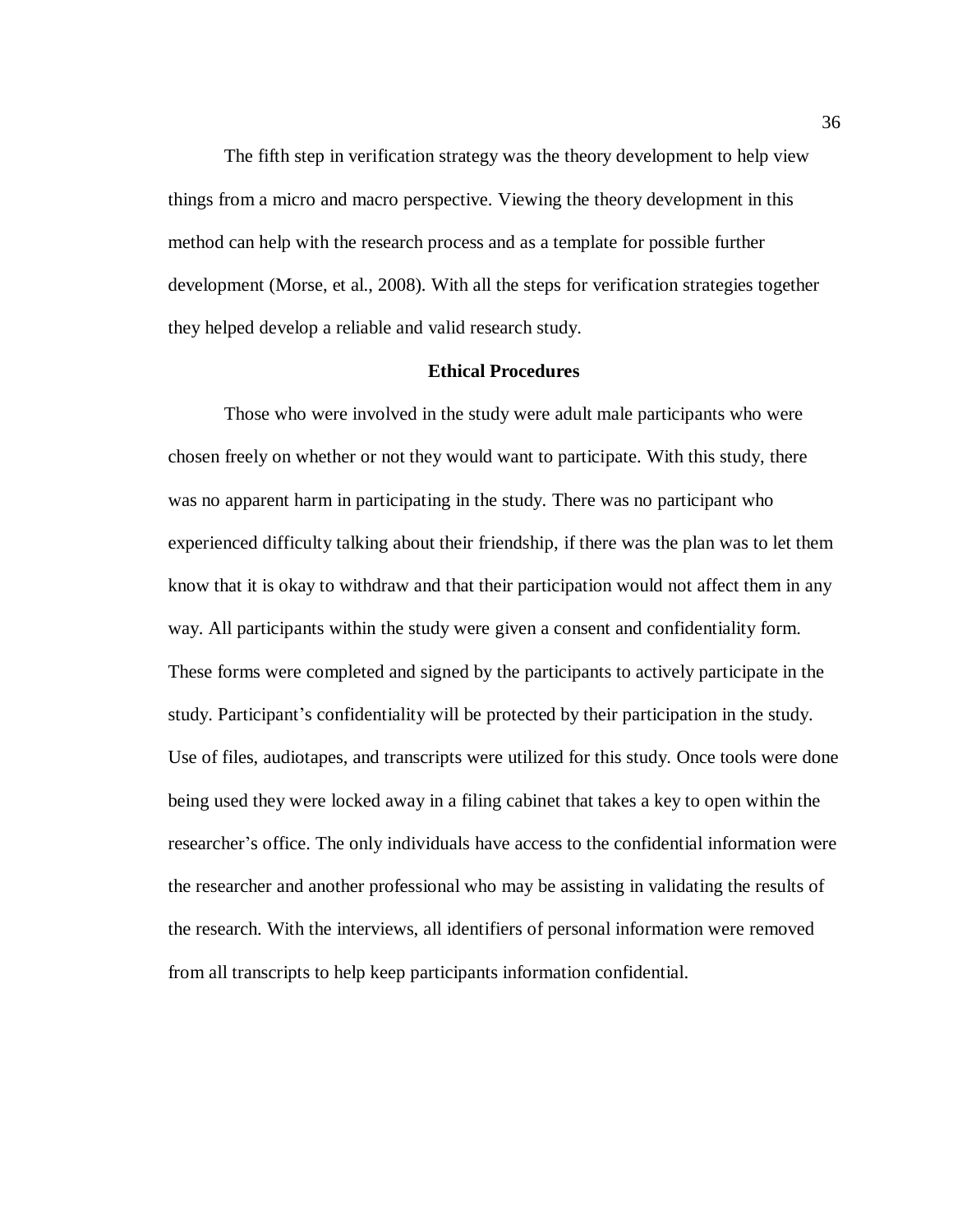The fifth step in verification strategy was the theory development to help view things from a micro and macro perspective. Viewing the theory development in this method can help with the research process and as a template for possible further development (Morse, et al., 2008). With all the steps for verification strategies together they helped develop a reliable and valid research study.

**Ethical Procedures**

Those who were involved in the study were adult male participants who were chosen freely on whether or not they would want to participate. With this study, there was no apparent harm in participating in the study. There was no participant who experienced difficulty talking about their friendship, if there was the plan was to let them know that it is okay to withdraw and that their participation would not affect them in any way. All participants within the study were given a consent and confidentiality form. These forms were completed and signed by the participants to actively participate in the study. Participant's confidentiality will be protected by their participation in the study. Use of files, audiotapes, and transcripts were utilized for this study. Once tools were done being used they were locked away in a filing cabinet that takes a key to open within the researcher's office. The only individuals have access to the confidential information were the researcher and another professional who may be assisting in validating the results of the research. With the interviews, all identifiers of personal information were removed from all transcripts to help keep participants information confidential.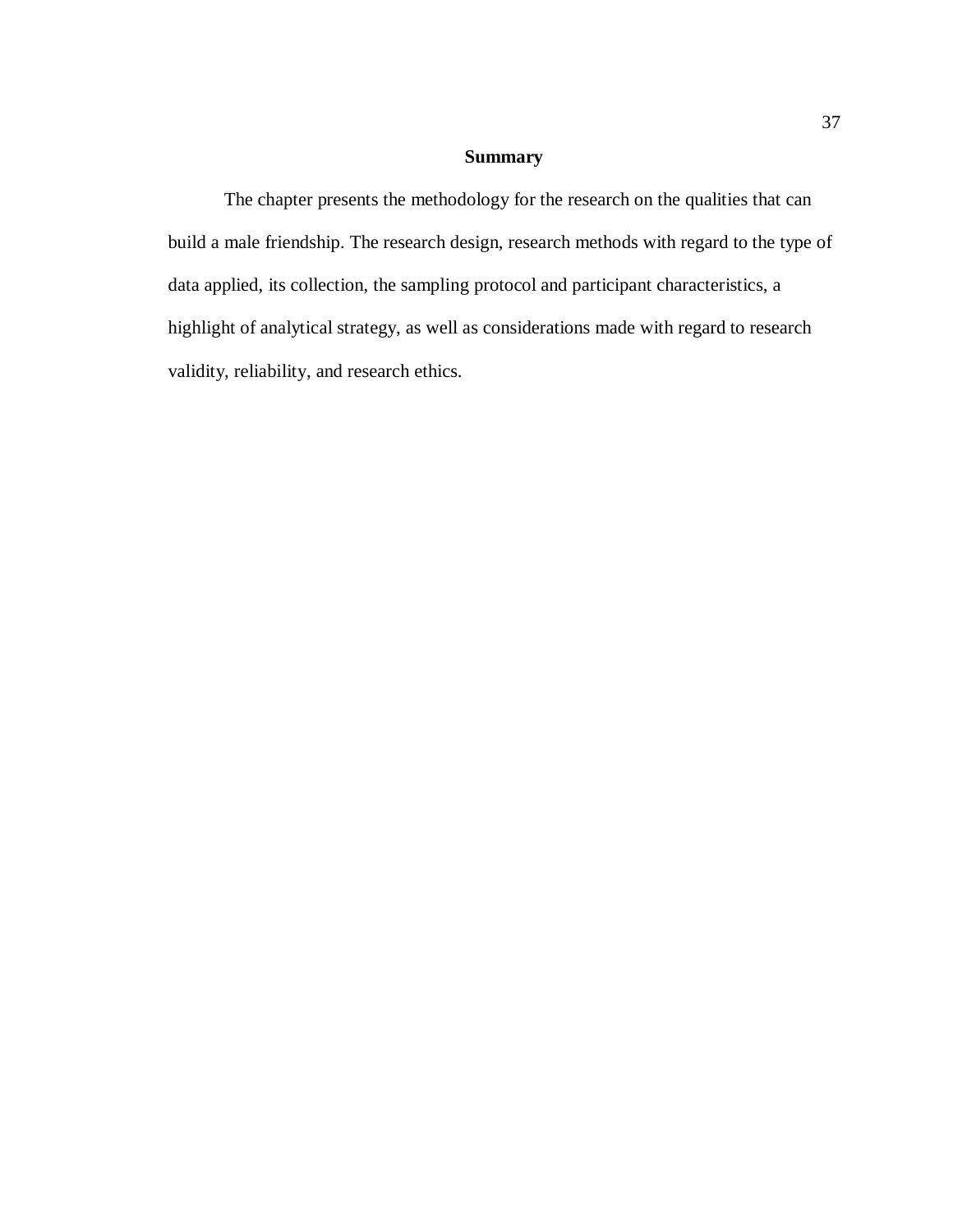## Summary

The chapter presents the methodology for the research on the qualities that can build a male friendship. The research design, research methods with regard to the type of data applied, its collection, the sampling protocol and participant characteristics, a highlight of analytical strategy, as well as considerations made with regard to research validity, reliability, and research ethics.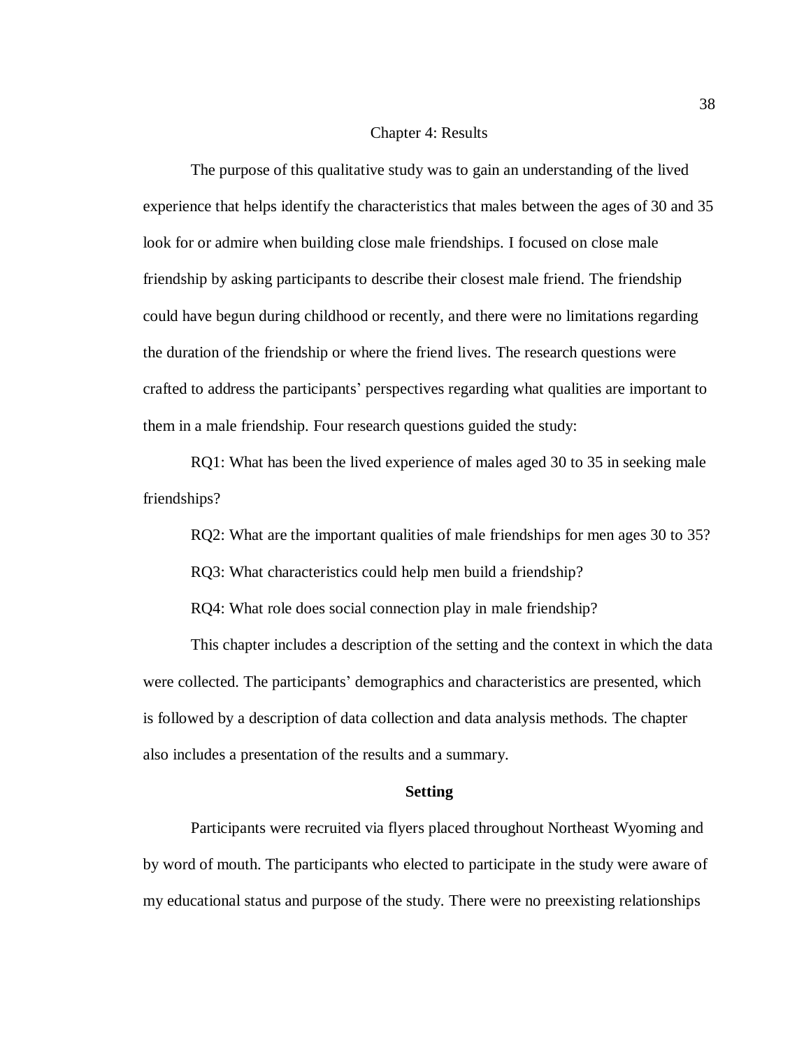# Chapter 4: Results

The purpose of this qualitative study was to gain an understanding of the lived experience that helps identify the characteristics that males between the ages of 30 and 35 look for or admire when building close male friendships. I focused on close male friendship by asking participants to describe their closest male friend. The friendship could have begun during childhood or recently, and there were no limitations regarding the duration of the friendship or where the friend lives. The research questions were crafted to address the participants' perspectives regarding what qualities are important to them in a male friendship. Four research questions guided the study:

RQ1: What has been the lived experience of males aged 30 to 35 in seeking male friendships?

RQ2: What are the important qualities of male friendships for men ages 30 to 35?

RQ3: What characteristics could help men build a friendship?

RQ4: What role does social connection play in male friendship?

This chapter includes a description of the setting and the context in which the data were collected. The participants' demographics and characteristics are presented, which is followed by a description of data collection and data analysis methods. The chapter also includes a presentation of the results and a summary.

## Setting

Participants were recruited via flyers placed throughout Northeast Wyoming and by word of mouth. The participants who elected to participate in the study were aware of my educational status and purpose of the study. There were no preexisting relationships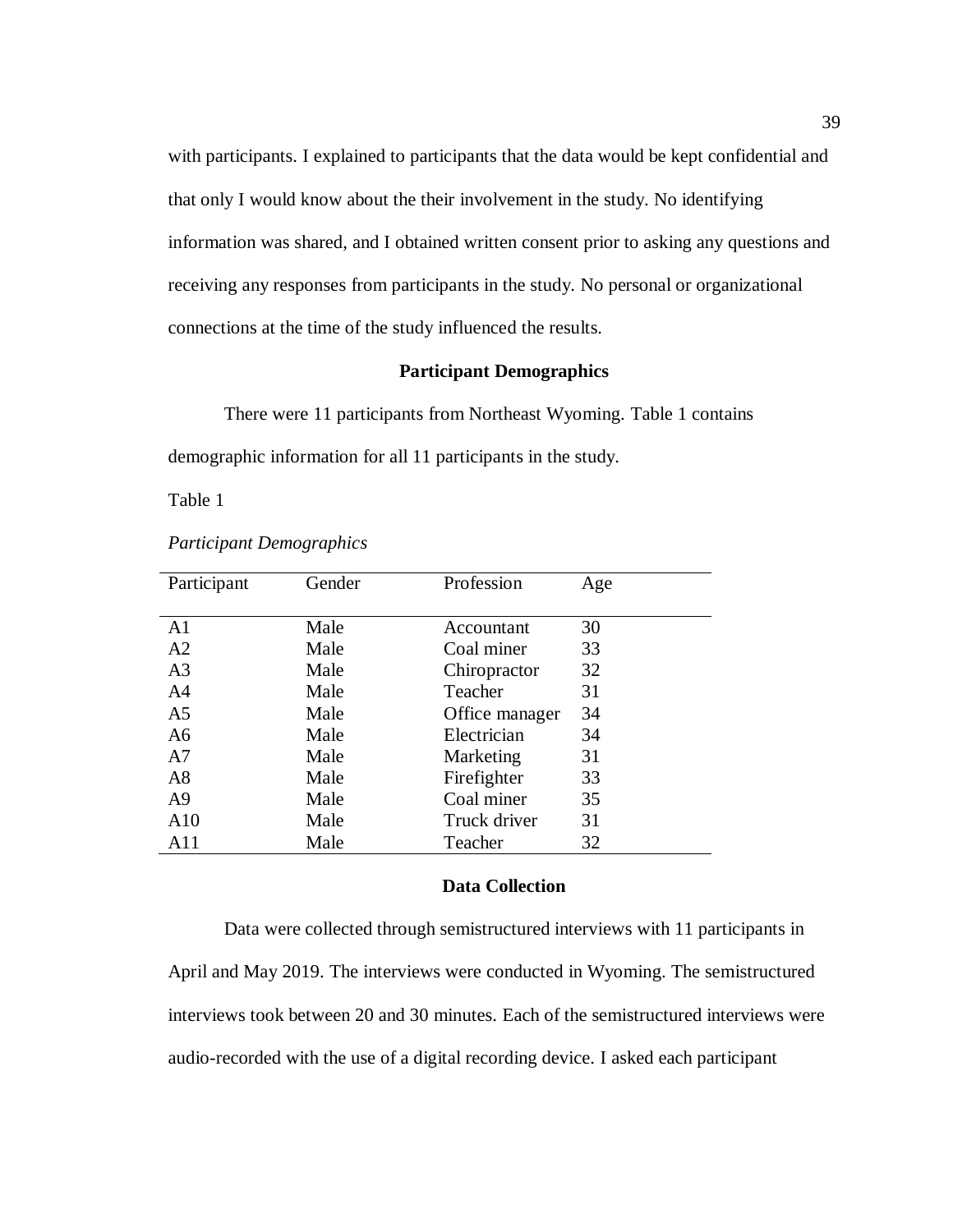with participants. I explained to participants that the data would be kept confidential and that only I would know about the their involvement in the study. No identifying information was shared, and I obtained written consent prior to asking any questions and receiving any responses from participants in the study. No personal or organizational connections at the time of the study influenced the results.

## Participant Demographics

There were 11 participants from Northeast Wyoming. Table 1 contains demographic information for all 11 participants in the study.

Table 1

*Participant Demographics*

| Participant | Gender | Profession | Age |
|---|---|---|---|
| A1 | Male | Accountant | 30 |
| A2 | Male | Coal miner | 33 |
| A3 | Male | Chiropractor | 32 |
| A4 | Male | Teacher | 31 |
| A5 | Male | Office manager | 34 |
| A6 | Male | Electrician | 34 |
| A7 | Male | Marketing | 31 |
| A8 | Male | Firefighter | 33 |
| A9 | Male | Coal miner | 35 |
| A10 | Male | Truck driver | 31 |
| A11 | Male | Teacher | 32 |

## Data Collection

Data were collected through semistructured interviews with 11 participants in April and May 2019. The interviews were conducted in Wyoming. The semistructured interviews took between 20 and 30 minutes. Each of the semistructured interviews were audio-recorded with the use of a digital recording device. I asked each participant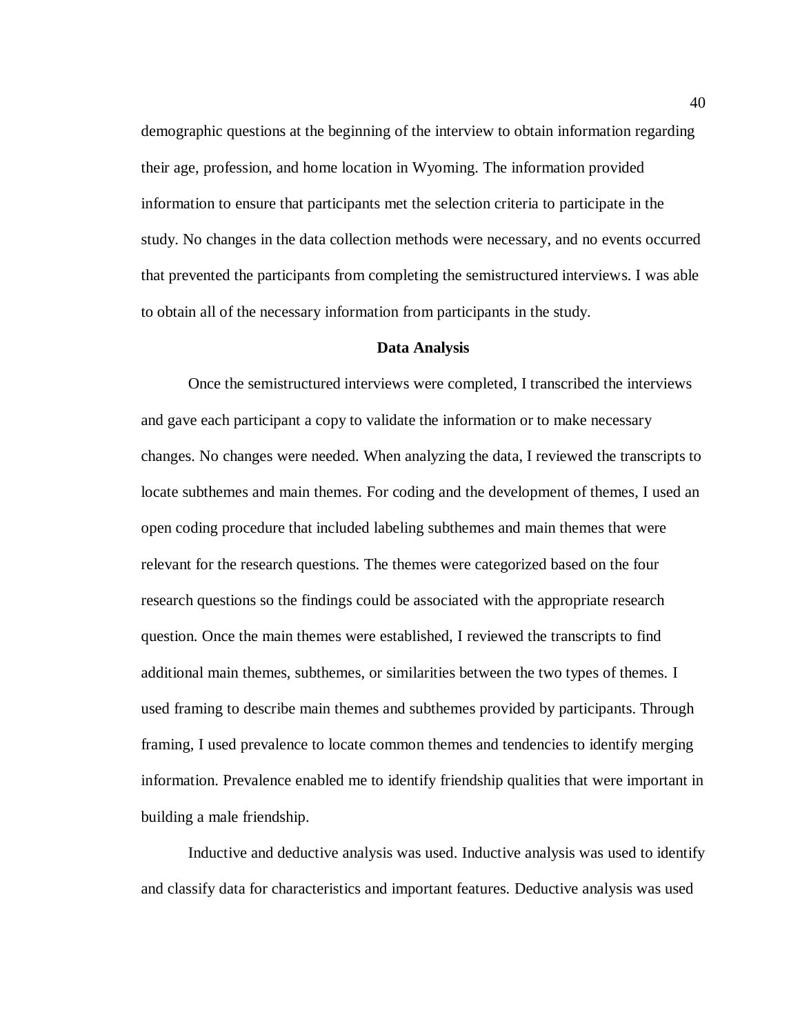demographic questions at the beginning of the interview to obtain information regarding their age, profession, and home location in Wyoming. The information provided information to ensure that participants met the selection criteria to participate in the study. No changes in the data collection methods were necessary, and no events occurred that prevented the participants from completing the semistructured interviews. I was able to obtain all of the necessary information from participants in the study.

## Data Analysis

Once the semistructured interviews were completed, I transcribed the interviews and gave each participant a copy to validate the information or to make necessary changes. No changes were needed. When analyzing the data, I reviewed the transcripts to locate subthemes and main themes. For coding and the development of themes, I used an open coding procedure that included labeling subthemes and main themes that were relevant for the research questions. The themes were categorized based on the four research questions so the findings could be associated with the appropriate research question. Once the main themes were established, I reviewed the transcripts to find additional main themes, subthemes, or similarities between the two types of themes. I used framing to describe main themes and subthemes provided by participants. Through framing, I used prevalence to locate common themes and tendencies to identify merging information. Prevalence enabled me to identify friendship qualities that were important in building a male friendship.

Inductive and deductive analysis was used. Inductive analysis was used to identify and classify data for characteristics and important features. Deductive analysis was used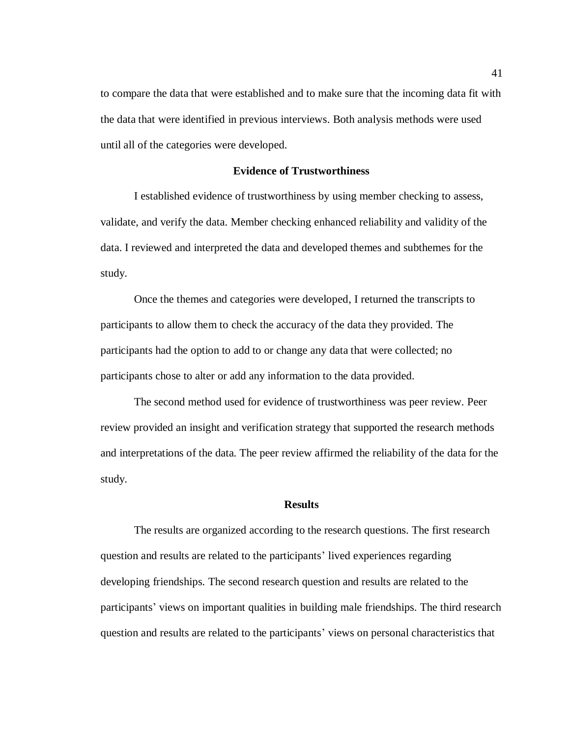to compare the data that were established and to make sure that the incoming data fit with the data that were identified in previous interviews. Both analysis methods were used until all of the categories were developed.

## Evidence of Trustworthiness

I established evidence of trustworthiness by using member checking to assess, validate, and verify the data. Member checking enhanced reliability and validity of the data. I reviewed and interpreted the data and developed themes and subthemes for the study.

Once the themes and categories were developed, I returned the transcripts to participants to allow them to check the accuracy of the data they provided. The participants had the option to add to or change any data that were collected; no participants chose to alter or add any information to the data provided.

The second method used for evidence of trustworthiness was peer review. Peer review provided an insight and verification strategy that supported the research methods and interpretations of the data. The peer review affirmed the reliability of the data for the study.

## Results

The results are organized according to the research questions. The first research question and results are related to the participants' lived experiences regarding developing friendships. The second research question and results are related to the participants' views on important qualities in building male friendships. The third research question and results are related to the participants' views on personal characteristics that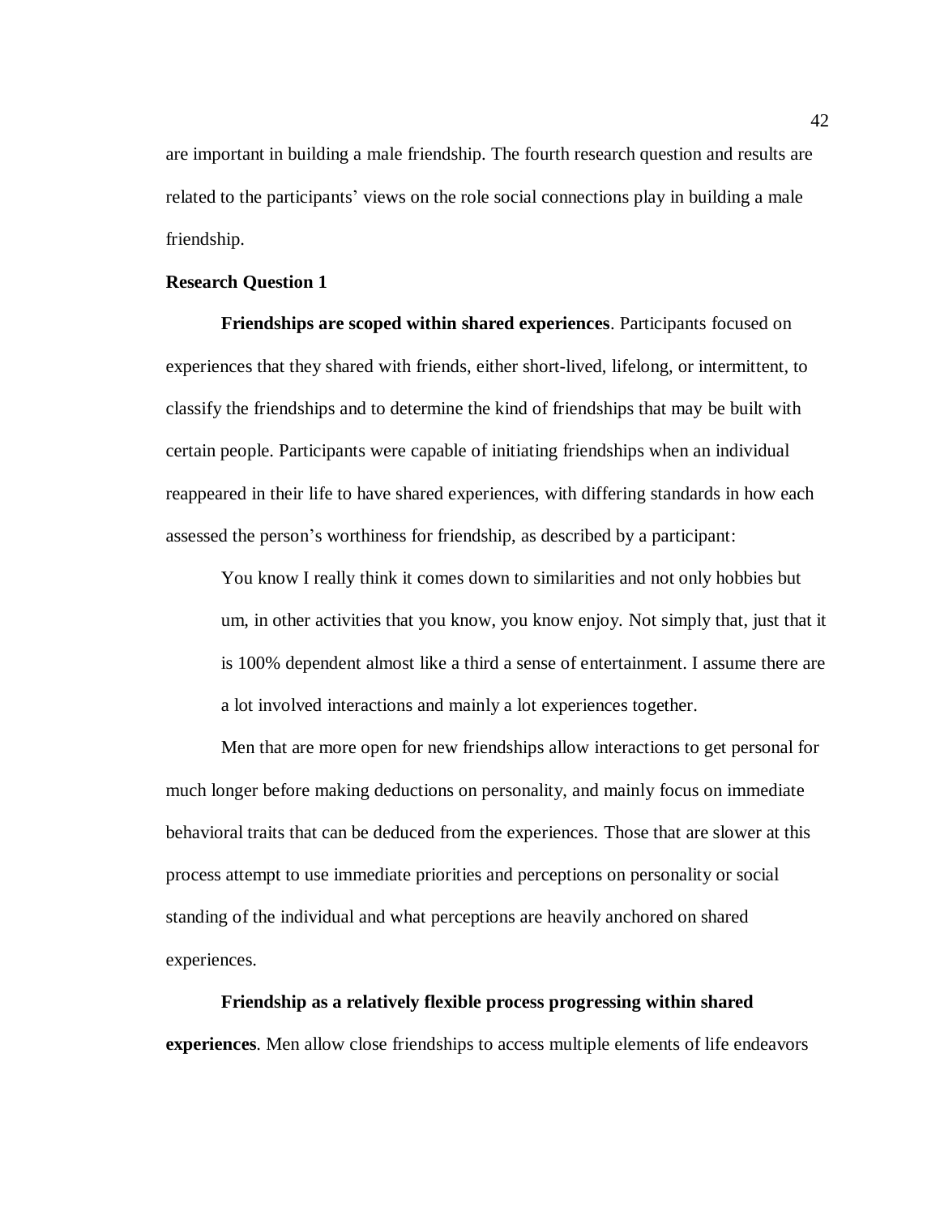are important in building a male friendship. The fourth research question and results are related to the participants' views on the role social connections play in building a male friendship.

### Research Question 1

**Friendships are scoped within shared experiences**. Participants focused on experiences that they shared with friends, either short-lived, lifelong, or intermittent, to classify the friendships and to determine the kind of friendships that may be built with certain people. Participants were capable of initiating friendships when an individual reappeared in their life to have shared experiences, with differing standards in how each assessed the person's worthiness for friendship, as described by a participant:

> You know I really think it comes down to similarities and not only hobbies but um, in other activities that you know, you know enjoy. Not simply that, just that it is 100% dependent almost like a third a sense of entertainment. I assume there are a lot involved interactions and mainly a lot experiences together.

Men that are more open for new friendships allow interactions to get personal for much longer before making deductions on personality, and mainly focus on immediate behavioral traits that can be deduced from the experiences. Those that are slower at this process attempt to use immediate priorities and perceptions on personality or social standing of the individual and what perceptions are heavily anchored on shared experiences.

**Friendship as a relatively flexible process progressing within shared experiences**. Men allow close friendships to access multiple elements of life endeavors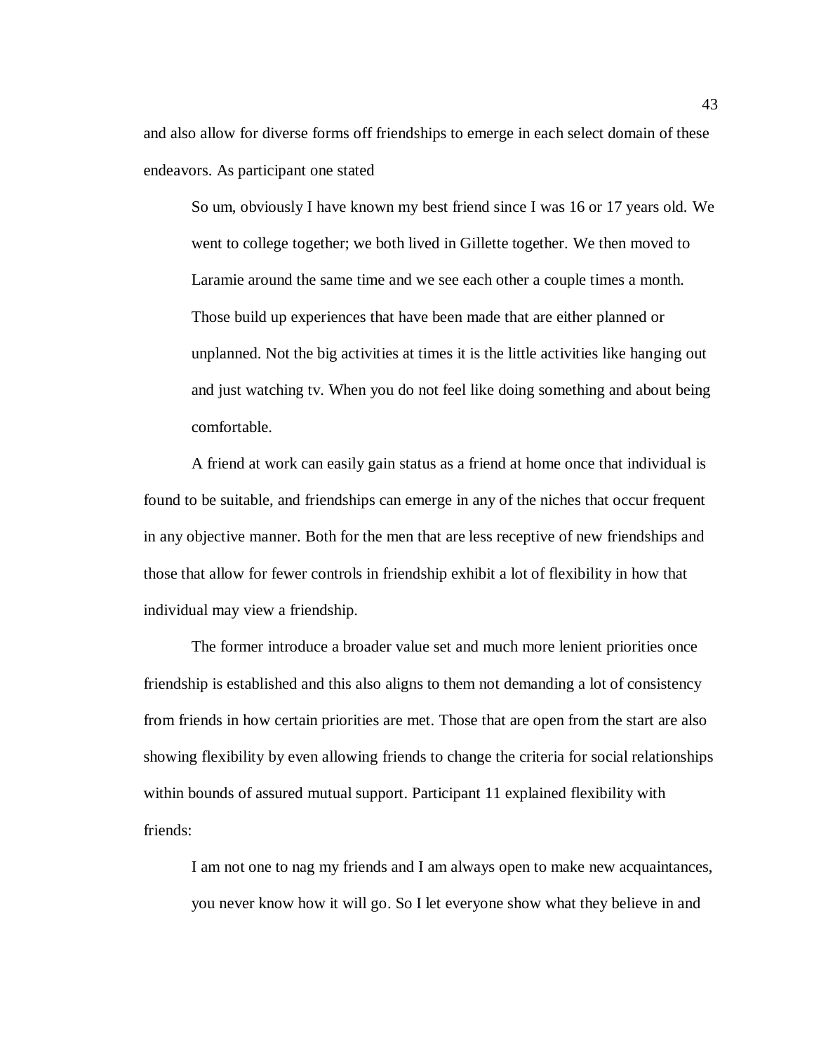and also allow for diverse forms off friendships to emerge in each select domain of these endeavors. As participant one stated

> So um, obviously I have known my best friend since I was 16 or 17 years old. We went to college together; we both lived in Gillette together. We then moved to Laramie around the same time and we see each other a couple times a month. Those build up experiences that have been made that are either planned or unplanned. Not the big activities at times it is the little activities like hanging out and just watching tv. When you do not feel like doing something and about being comfortable.

A friend at work can easily gain status as a friend at home once that individual is found to be suitable, and friendships can emerge in any of the niches that occur frequent in any objective manner. Both for the men that are less receptive of new friendships and those that allow for fewer controls in friendship exhibit a lot of flexibility in how that individual may view a friendship.

The former introduce a broader value set and much more lenient priorities once friendship is established and this also aligns to them not demanding a lot of consistency from friends in how certain priorities are met. Those that are open from the start are also showing flexibility by even allowing friends to change the criteria for social relationships within bounds of assured mutual support. Participant 11 explained flexibility with friends:

> I am not one to nag my friends and I am always open to make new acquaintances, you never know how it will go. So I let everyone show what they believe in and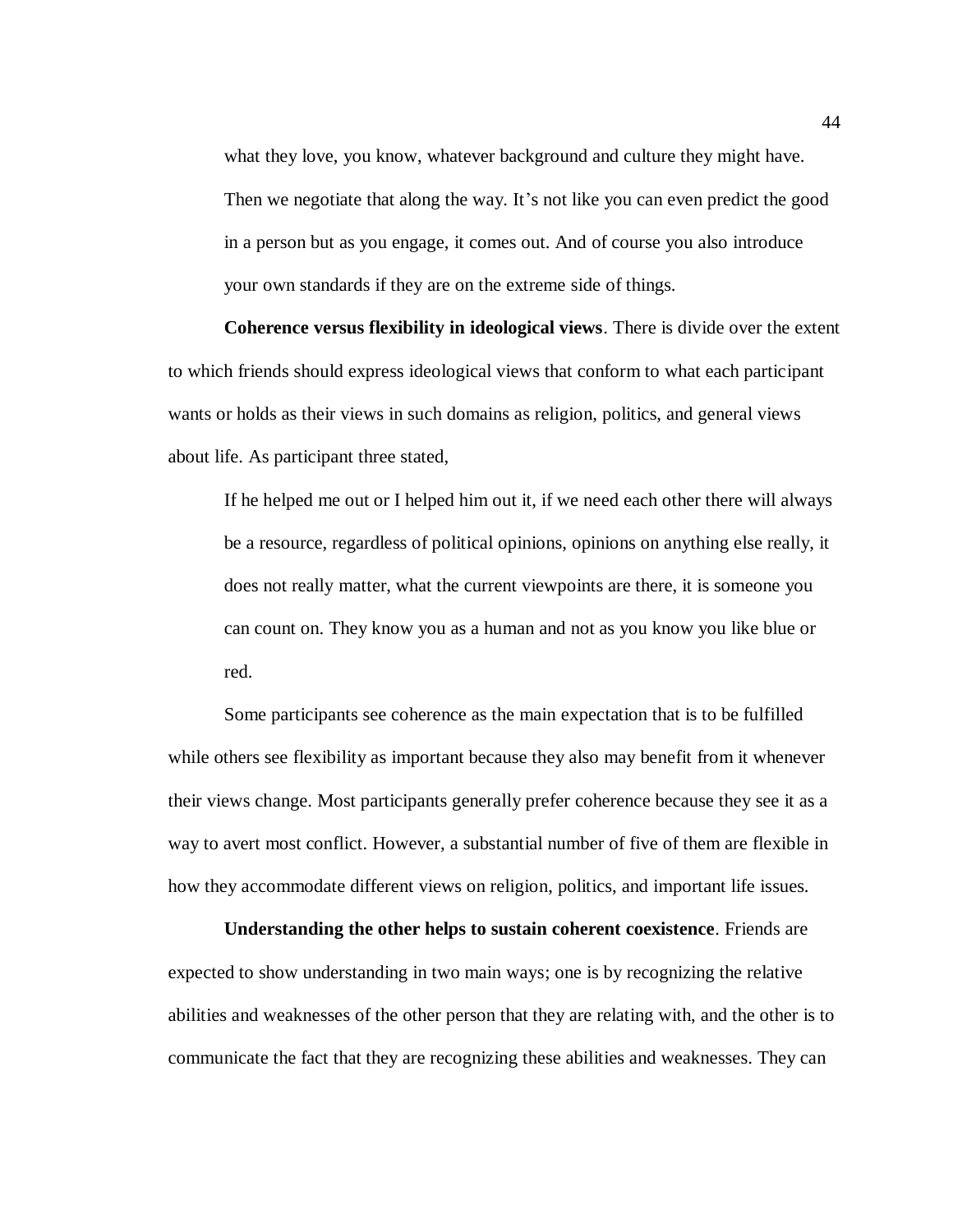> what they love, you know, whatever background and culture they might have. Then we negotiate that along the way. It's not like you can even predict the good in a person but as you engage, it comes out. And of course you also introduce your own standards if they are on the extreme side of things.

**Coherence versus flexibility in ideological views**. There is divide over the extent to which friends should express ideological views that conform to what each participant wants or holds as their views in such domains as religion, politics, and general views about life. As participant three stated,

> If he helped me out or I helped him out it, if we need each other there will always be a resource, regardless of political opinions, opinions on anything else really, it does not really matter, what the current viewpoints are there, it is someone you can count on. They know you as a human and not as you know you like blue or red.

Some participants see coherence as the main expectation that is to be fulfilled while others see flexibility as important because they also may benefit from it whenever their views change. Most participants generally prefer coherence because they see it as a way to avert most conflict. However, a substantial number of five of them are flexible in how they accommodate different views on religion, politics, and important life issues.

**Understanding the other helps to sustain coherent coexistence**. Friends are expected to show understanding in two main ways; one is by recognizing the relative abilities and weaknesses of the other person that they are relating with, and the other is to communicate the fact that they are recognizing these abilities and weaknesses. They can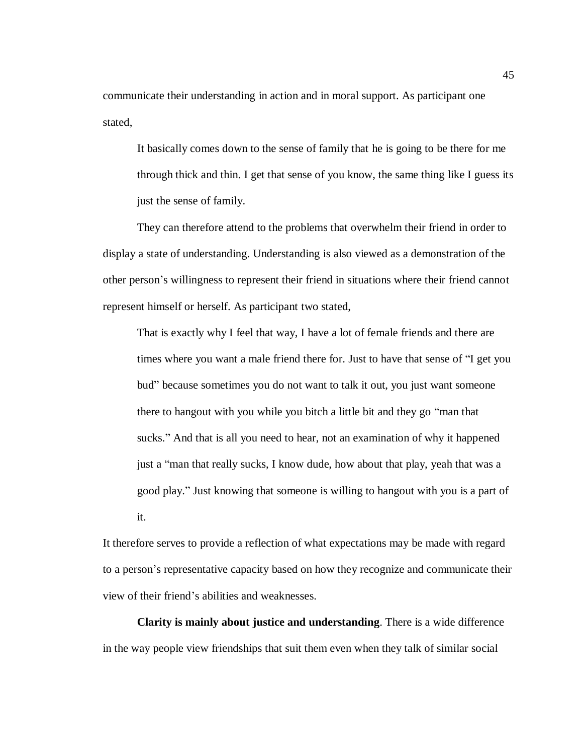communicate their understanding in action and in moral support. As participant one stated,

> It basically comes down to the sense of family that he is going to be there for me through thick and thin. I get that sense of you know, the same thing like I guess its just the sense of family.

They can therefore attend to the problems that overwhelm their friend in order to display a state of understanding. Understanding is also viewed as a demonstration of the other person's willingness to represent their friend in situations where their friend cannot represent himself or herself. As participant two stated,

> That is exactly why I feel that way, I have a lot of female friends and there are times where you want a male friend there for. Just to have that sense of "I get you bud" because sometimes you do not want to talk it out, you just want someone there to hangout with you while you bitch a little bit and they go "man that sucks." And that is all you need to hear, not an examination of why it happened just a "man that really sucks, I know dude, how about that play, yeah that was a good play." Just knowing that someone is willing to hangout with you is a part of it.

It therefore serves to provide a reflection of what expectations may be made with regard to a person's representative capacity based on how they recognize and communicate their view of their friend's abilities and weaknesses.

**Clarity is mainly about justice and understanding**. There is a wide difference in the way people view friendships that suit them even when they talk of similar social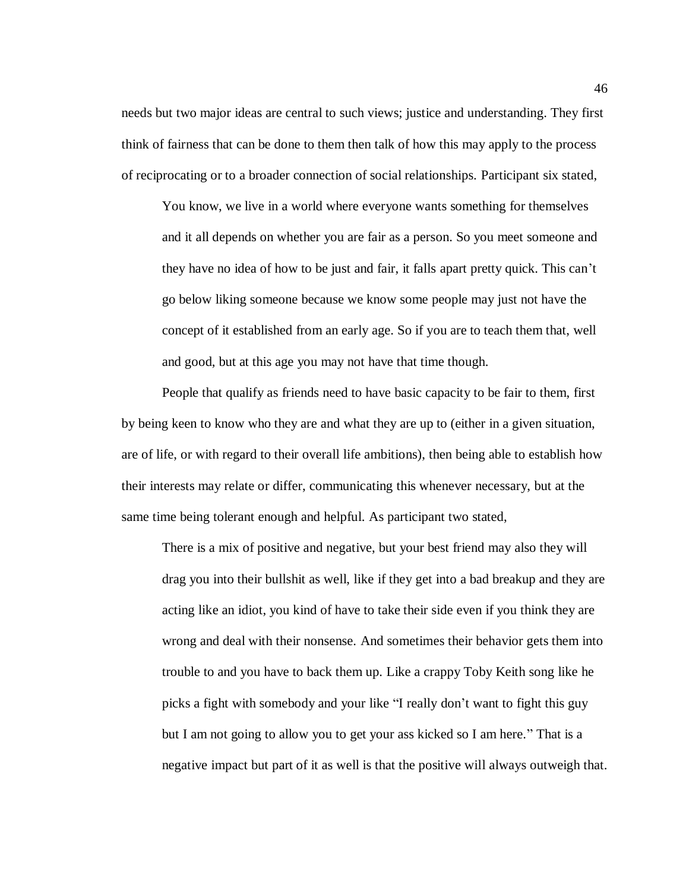needs but two major ideas are central to such views; justice and understanding. They first think of fairness that can be done to them then talk of how this may apply to the process of reciprocating or to a broader connection of social relationships. Participant six stated,

> You know, we live in a world where everyone wants something for themselves and it all depends on whether you are fair as a person. So you meet someone and they have no idea of how to be just and fair, it falls apart pretty quick. This can't go below liking someone because we know some people may just not have the concept of it established from an early age. So if you are to teach them that, well and good, but at this age you may not have that time though.

People that qualify as friends need to have basic capacity to be fair to them, first by being keen to know who they are and what they are up to (either in a given situation, are of life, or with regard to their overall life ambitions), then being able to establish how their interests may relate or differ, communicating this whenever necessary, but at the same time being tolerant enough and helpful. As participant two stated,

> There is a mix of positive and negative, but your best friend may also they will drag you into their bullshit as well, like if they get into a bad breakup and they are acting like an idiot, you kind of have to take their side even if you think they are wrong and deal with their nonsense. And sometimes their behavior gets them into trouble to and you have to back them up. Like a crappy Toby Keith song like he picks a fight with somebody and your like "I really don't want to fight this guy but I am not going to allow you to get your ass kicked so I am here." That is a negative impact but part of it as well is that the positive will always outweigh that.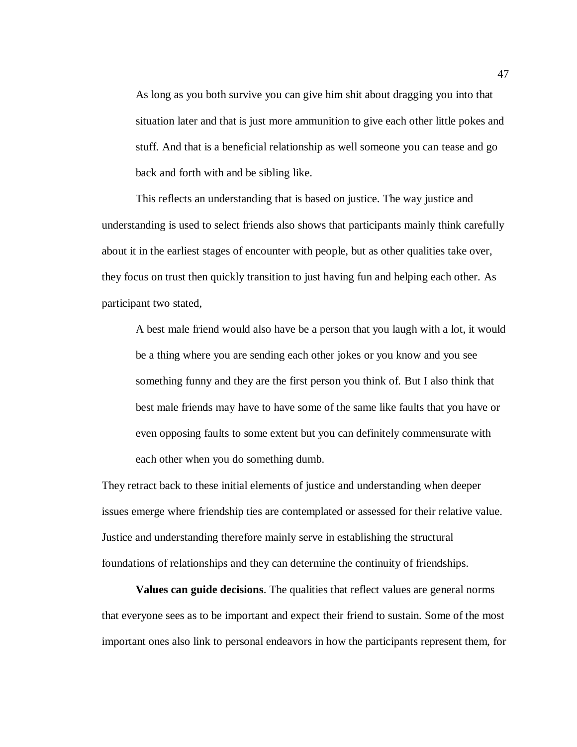> As long as you both survive you can give him shit about dragging you into that situation later and that is just more ammunition to give each other little pokes and stuff. And that is a beneficial relationship as well someone you can tease and go back and forth with and be sibling like.

This reflects an understanding that is based on justice. The way justice and understanding is used to select friends also shows that participants mainly think carefully about it in the earliest stages of encounter with people, but as other qualities take over, they focus on trust then quickly transition to just having fun and helping each other. As participant two stated,

> A best male friend would also have be a person that you laugh with a lot, it would be a thing where you are sending each other jokes or you know and you see something funny and they are the first person you think of. But I also think that best male friends may have to have some of the same like faults that you have or even opposing faults to some extent but you can definitely commensurate with each other when you do something dumb.

They retract back to these initial elements of justice and understanding when deeper issues emerge where friendship ties are contemplated or assessed for their relative value. Justice and understanding therefore mainly serve in establishing the structural foundations of relationships and they can determine the continuity of friendships.

**Values can guide decisions**. The qualities that reflect values are general norms that everyone sees as to be important and expect their friend to sustain. Some of the most important ones also link to personal endeavors in how the participants represent them, for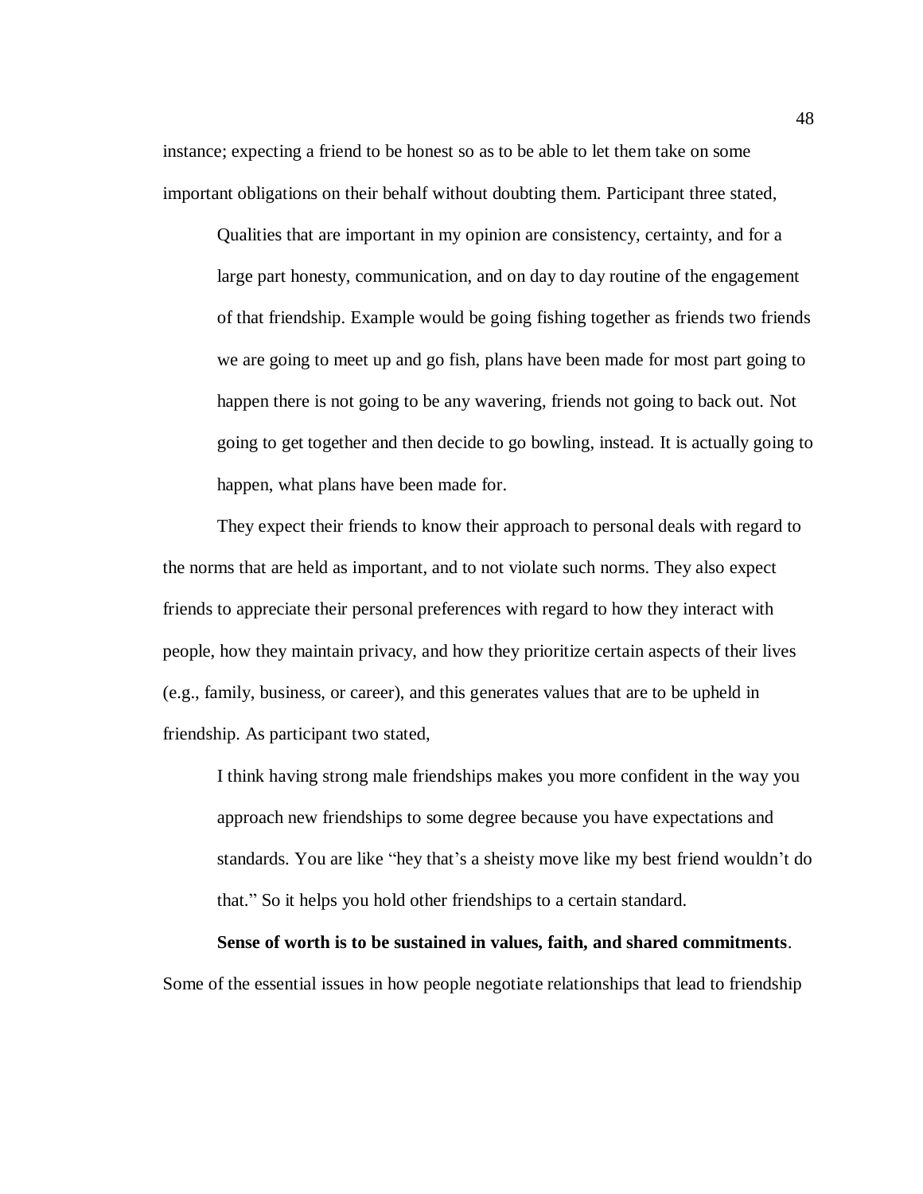instance; expecting a friend to be honest so as to be able to let them take on some important obligations on their behalf without doubting them. Participant three stated,

> Qualities that are important in my opinion are consistency, certainty, and for a large part honesty, communication, and on day to day routine of the engagement of that friendship. Example would be going fishing together as friends two friends we are going to meet up and go fish, plans have been made for most part going to happen there is not going to be any wavering, friends not going to back out. Not going to get together and then decide to go bowling, instead. It is actually going to happen, what plans have been made for.

They expect their friends to know their approach to personal deals with regard to the norms that are held as important, and to not violate such norms. They also expect friends to appreciate their personal preferences with regard to how they interact with people, how they maintain privacy, and how they prioritize certain aspects of their lives (e.g., family, business, or career), and this generates values that are to be upheld in friendship. As participant two stated,

> I think having strong male friendships makes you more confident in the way you approach new friendships to some degree because you have expectations and standards. You are like "hey that's a sheisty move like my best friend wouldn't do that." So it helps you hold other friendships to a certain standard.

**Sense of worth is to be sustained in values, faith, and shared commitments**. Some of the essential issues in how people negotiate relationships that lead to friendship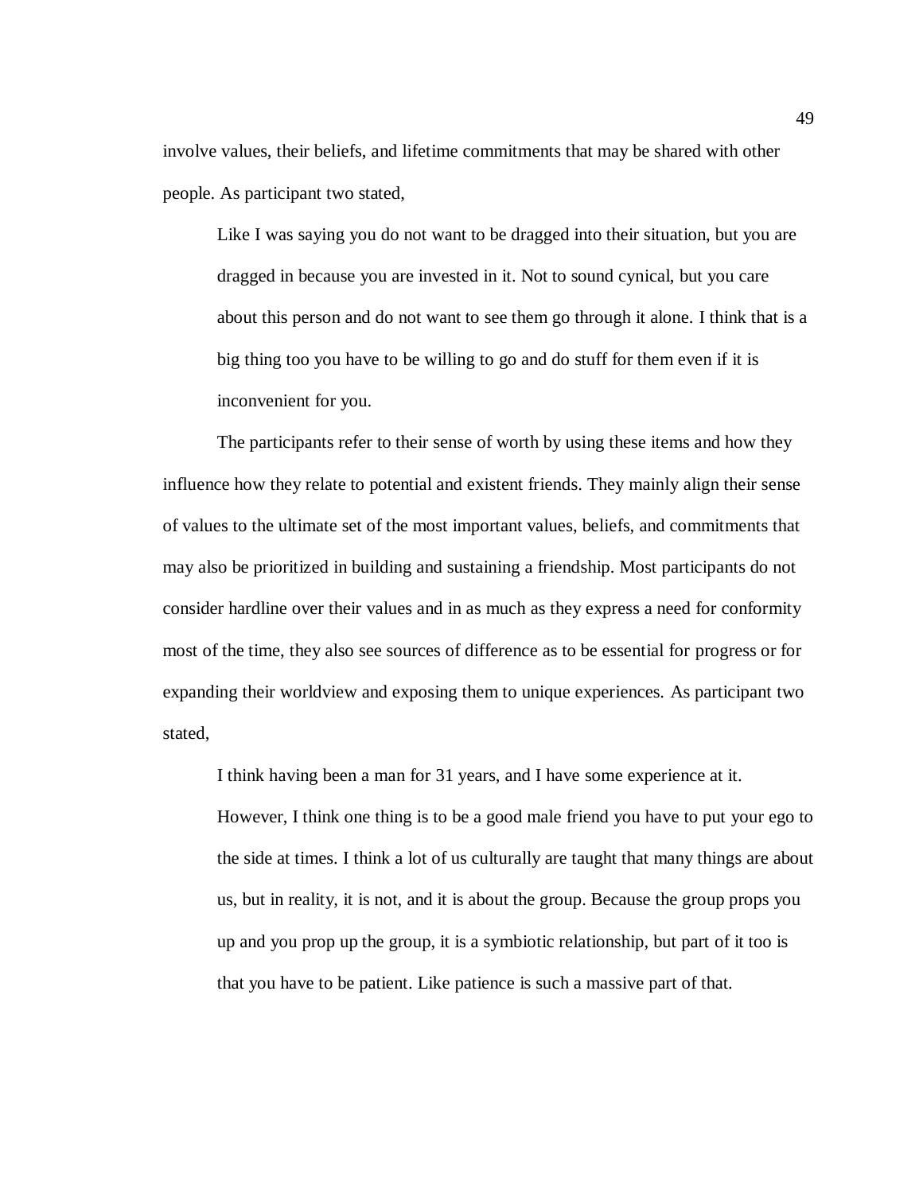involve values, their beliefs, and lifetime commitments that may be shared with other people. As participant two stated,

> Like I was saying you do not want to be dragged into their situation, but you are dragged in because you are invested in it. Not to sound cynical, but you care about this person and do not want to see them go through it alone. I think that is a big thing too you have to be willing to go and do stuff for them even if it is inconvenient for you.

The participants refer to their sense of worth by using these items and how they influence how they relate to potential and existent friends. They mainly align their sense of values to the ultimate set of the most important values, beliefs, and commitments that may also be prioritized in building and sustaining a friendship. Most participants do not consider hardline over their values and in as much as they express a need for conformity most of the time, they also see sources of difference as to be essential for progress or for expanding their worldview and exposing them to unique experiences. As participant two stated,

> I think having been a man for 31 years, and I have some experience at it. However, I think one thing is to be a good male friend you have to put your ego to the side at times. I think a lot of us culturally are taught that many things are about us, but in reality, it is not, and it is about the group. Because the group props you up and you prop up the group, it is a symbiotic relationship, but part of it too is that you have to be patient. Like patience is such a massive part of that.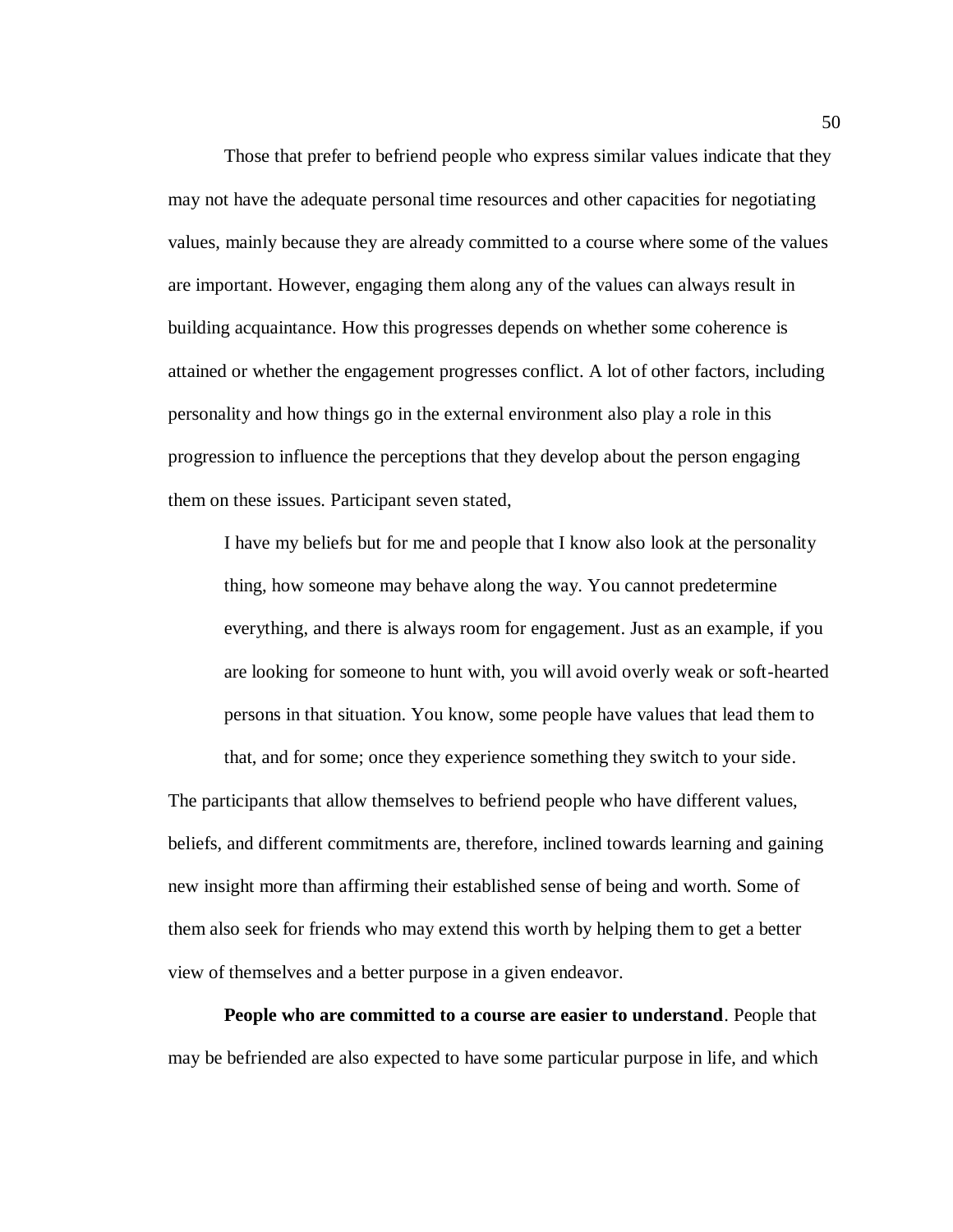Those that prefer to befriend people who express similar values indicate that they may not have the adequate personal time resources and other capacities for negotiating values, mainly because they are already committed to a course where some of the values are important. However, engaging them along any of the values can always result in building acquaintance. How this progresses depends on whether some coherence is attained or whether the engagement progresses conflict. A lot of other factors, including personality and how things go in the external environment also play a role in this progression to influence the perceptions that they develop about the person engaging them on these issues. Participant seven stated,

> I have my beliefs but for me and people that I know also look at the personality thing, how someone may behave along the way. You cannot predetermine everything, and there is always room for engagement. Just as an example, if you are looking for someone to hunt with, you will avoid overly weak or soft-hearted persons in that situation. You know, some people have values that lead them to that, and for some; once they experience something they switch to your side.

The participants that allow themselves to befriend people who have different values, beliefs, and different commitments are, therefore, inclined towards learning and gaining new insight more than affirming their established sense of being and worth. Some of them also seek for friends who may extend this worth by helping them to get a better view of themselves and a better purpose in a given endeavor.

**People who are committed to a course are easier to understand**. People that may be befriended are also expected to have some particular purpose in life, and which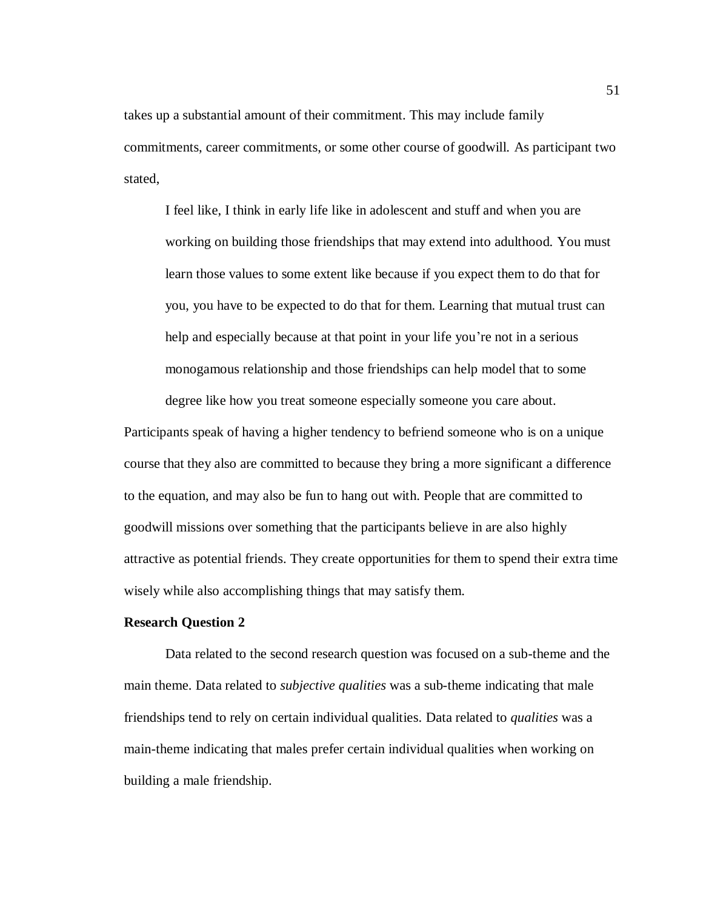takes up a substantial amount of their commitment. This may include family commitments, career commitments, or some other course of goodwill. As participant two stated,

> I feel like, I think in early life like in adolescent and stuff and when you are working on building those friendships that may extend into adulthood. You must learn those values to some extent like because if you expect them to do that for you, you have to be expected to do that for them. Learning that mutual trust can help and especially because at that point in your life you're not in a serious monogamous relationship and those friendships can help model that to some degree like how you treat someone especially someone you care about.

Participants speak of having a higher tendency to befriend someone who is on a unique course that they also are committed to because they bring a more significant a difference to the equation, and may also be fun to hang out with. People that are committed to goodwill missions over something that the participants believe in are also highly attractive as potential friends. They create opportunities for them to spend their extra time wisely while also accomplishing things that may satisfy them.

**Research Question 2**

Data related to the second research question was focused on a sub-theme and the main theme. Data related to *subjective qualities* was a sub-theme indicating that male friendships tend to rely on certain individual qualities. Data related to *qualities* was a main-theme indicating that males prefer certain individual qualities when working on building a male friendship.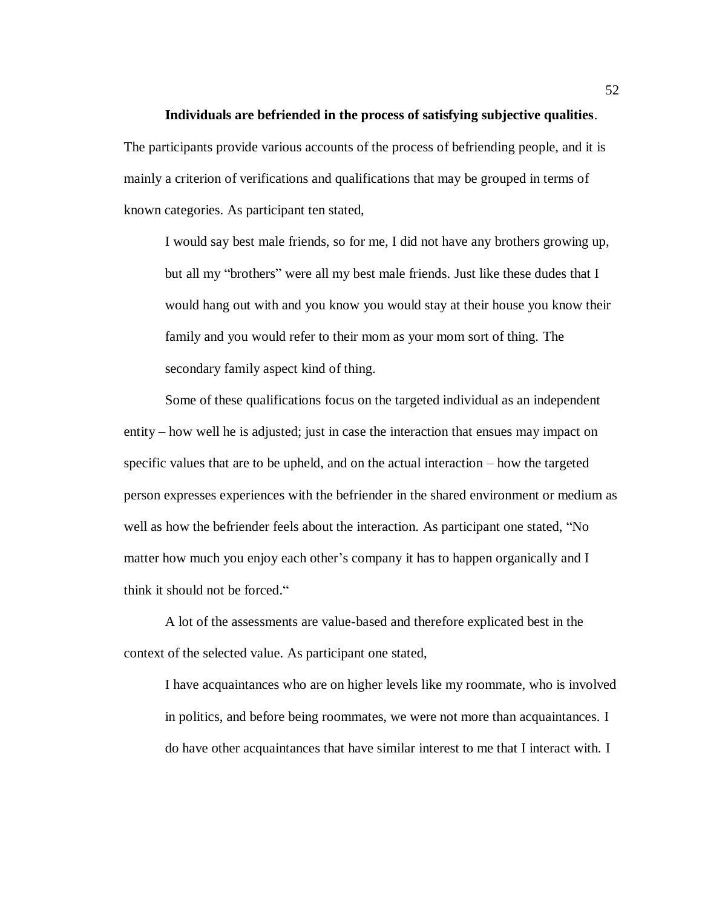**Individuals are befriended in the process of satisfying subjective qualities**. The participants provide various accounts of the process of befriending people, and it is mainly a criterion of verifications and qualifications that may be grouped in terms of known categories. As participant ten stated,

> I would say best male friends, so for me, I did not have any brothers growing up, but all my "brothers" were all my best male friends. Just like these dudes that I would hang out with and you know you would stay at their house you know their family and you would refer to their mom as your mom sort of thing. The secondary family aspect kind of thing.

Some of these qualifications focus on the targeted individual as an independent entity – how well he is adjusted; just in case the interaction that ensues may impact on specific values that are to be upheld, and on the actual interaction – how the targeted person expresses experiences with the befriender in the shared environment or medium as well as how the befriender feels about the interaction. As participant one stated, "No matter how much you enjoy each other's company it has to happen organically and I think it should not be forced."

A lot of the assessments are value-based and therefore explicated best in the context of the selected value. As participant one stated,

> I have acquaintances who are on higher levels like my roommate, who is involved in politics, and before being roommates, we were not more than acquaintances. I do have other acquaintances that have similar interest to me that I interact with. I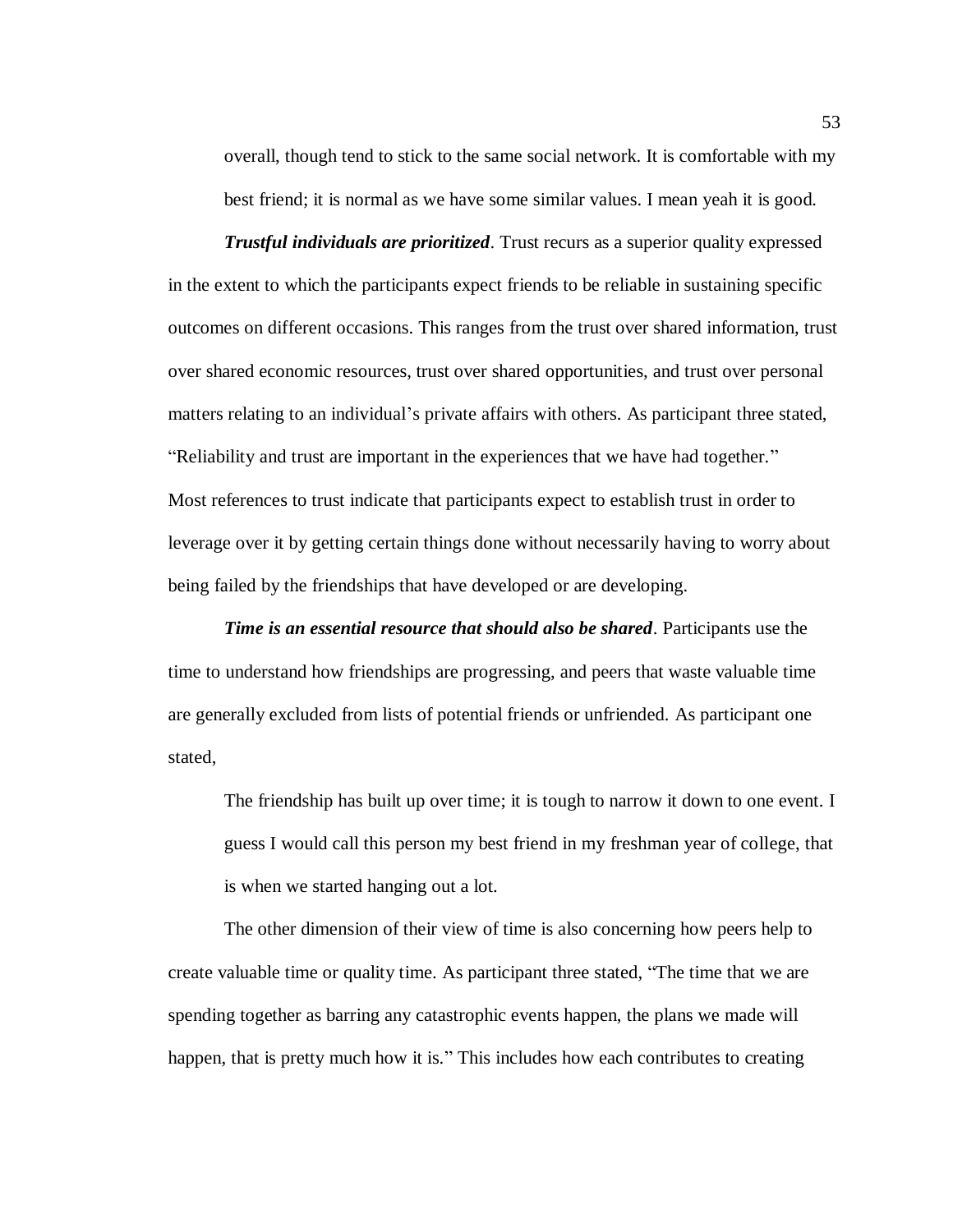> overall, though tend to stick to the same social network. It is comfortable with my best friend; it is normal as we have some similar values. I mean yeah it is good.

***Trustful individuals are prioritized***. Trust recurs as a superior quality expressed in the extent to which the participants expect friends to be reliable in sustaining specific outcomes on different occasions. This ranges from the trust over shared information, trust over shared economic resources, trust over shared opportunities, and trust over personal matters relating to an individual's private affairs with others. As participant three stated, "Reliability and trust are important in the experiences that we have had together." Most references to trust indicate that participants expect to establish trust in order to leverage over it by getting certain things done without necessarily having to worry about being failed by the friendships that have developed or are developing.

***Time is an essential resource that should also be shared***. Participants use the time to understand how friendships are progressing, and peers that waste valuable time are generally excluded from lists of potential friends or unfriended. As participant one stated,

> The friendship has built up over time; it is tough to narrow it down to one event. I guess I would call this person my best friend in my freshman year of college, that is when we started hanging out a lot.

The other dimension of their view of time is also concerning how peers help to create valuable time or quality time. As participant three stated, "The time that we are spending together as barring any catastrophic events happen, the plans we made will happen, that is pretty much how it is." This includes how each contributes to creating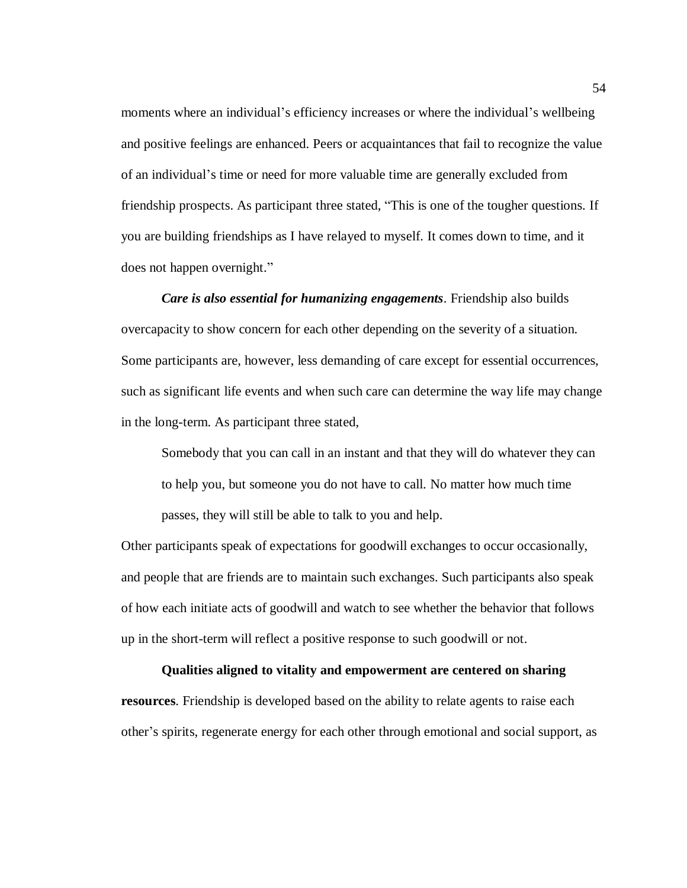moments where an individual's efficiency increases or where the individual's wellbeing and positive feelings are enhanced. Peers or acquaintances that fail to recognize the value of an individual's time or need for more valuable time are generally excluded from friendship prospects. As participant three stated, "This is one of the tougher questions. If you are building friendships as I have relayed to myself. It comes down to time, and it does not happen overnight."

***Care is also essential for humanizing engagements***. Friendship also builds overcapacity to show concern for each other depending on the severity of a situation. Some participants are, however, less demanding of care except for essential occurrences, such as significant life events and when such care can determine the way life may change in the long-term. As participant three stated,

> Somebody that you can call in an instant and that they will do whatever they can to help you, but someone you do not have to call. No matter how much time passes, they will still be able to talk to you and help.

Other participants speak of expectations for goodwill exchanges to occur occasionally, and people that are friends are to maintain such exchanges. Such participants also speak of how each initiate acts of goodwill and watch to see whether the behavior that follows up in the short-term will reflect a positive response to such goodwill or not.

**Qualities aligned to vitality and empowerment are centered on sharing resources**. Friendship is developed based on the ability to relate agents to raise each other's spirits, regenerate energy for each other through emotional and social support, as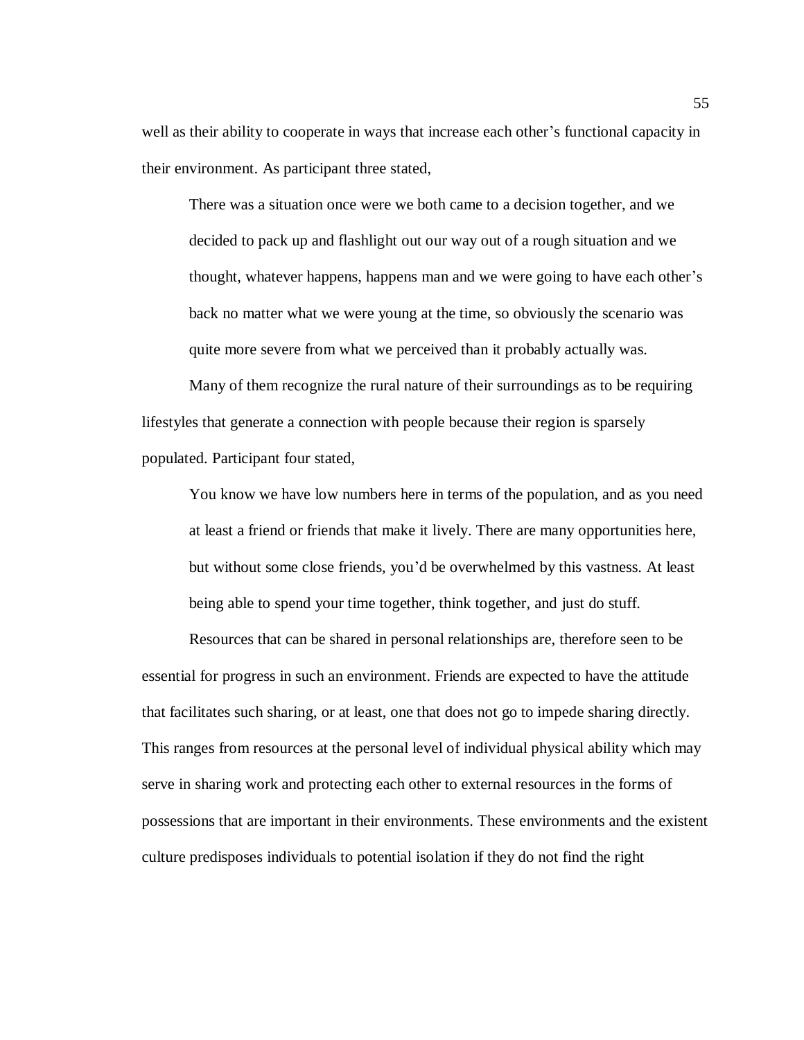well as their ability to cooperate in ways that increase each other's functional capacity in their environment. As participant three stated,

> There was a situation once were we both came to a decision together, and we decided to pack up and flashlight out our way out of a rough situation and we thought, whatever happens, happens man and we were going to have each other's back no matter what we were young at the time, so obviously the scenario was quite more severe from what we perceived than it probably actually was.

Many of them recognize the rural nature of their surroundings as to be requiring lifestyles that generate a connection with people because their region is sparsely populated. Participant four stated,

> You know we have low numbers here in terms of the population, and as you need at least a friend or friends that make it lively. There are many opportunities here, but without some close friends, you'd be overwhelmed by this vastness. At least being able to spend your time together, think together, and just do stuff.

Resources that can be shared in personal relationships are, therefore seen to be essential for progress in such an environment. Friends are expected to have the attitude that facilitates such sharing, or at least, one that does not go to impede sharing directly. This ranges from resources at the personal level of individual physical ability which may serve in sharing work and protecting each other to external resources in the forms of possessions that are important in their environments. These environments and the existent culture predisposes individuals to potential isolation if they do not find the right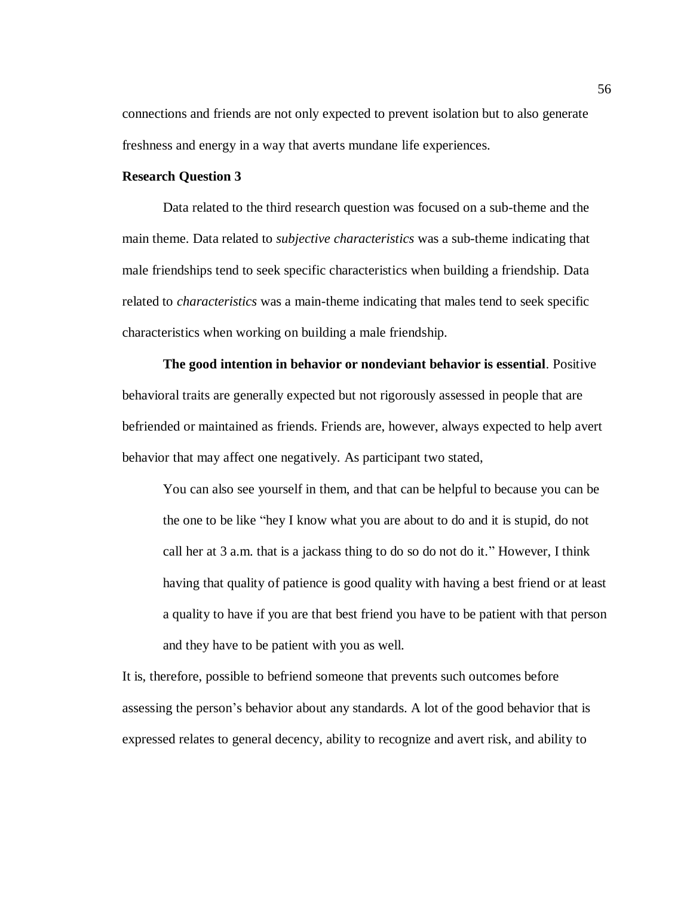connections and friends are not only expected to prevent isolation but to also generate freshness and energy in a way that averts mundane life experiences.

### Research Question 3

Data related to the third research question was focused on a sub-theme and the main theme. Data related to *subjective characteristics* was a sub-theme indicating that male friendships tend to seek specific characteristics when building a friendship. Data related to *characteristics* was a main-theme indicating that males tend to seek specific characteristics when working on building a male friendship.

**The good intention in behavior or nondeviant behavior is essential**. Positive behavioral traits are generally expected but not rigorously assessed in people that are befriended or maintained as friends. Friends are, however, always expected to help avert behavior that may affect one negatively. As participant two stated,

> You can also see yourself in them, and that can be helpful to because you can be the one to be like "hey I know what you are about to do and it is stupid, do not call her at 3 a.m. that is a jackass thing to do so do not do it." However, I think having that quality of patience is good quality with having a best friend or at least a quality to have if you are that best friend you have to be patient with that person and they have to be patient with you as well.

It is, therefore, possible to befriend someone that prevents such outcomes before assessing the person's behavior about any standards. A lot of the good behavior that is expressed relates to general decency, ability to recognize and avert risk, and ability to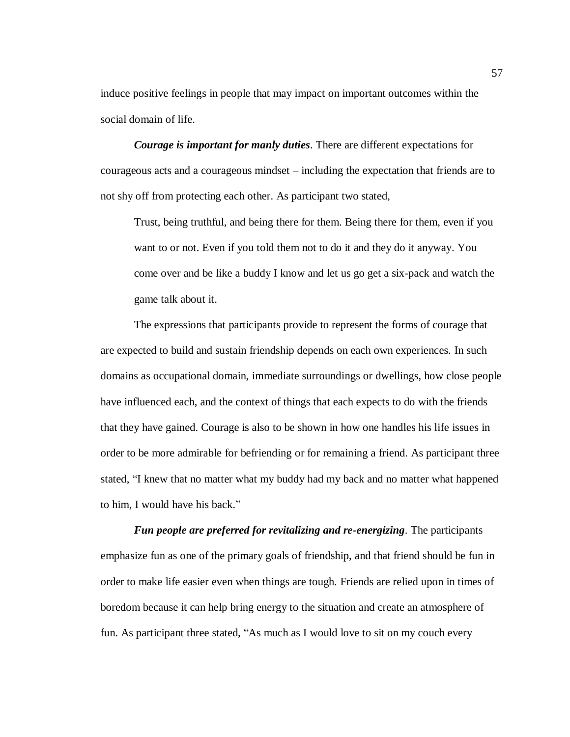induce positive feelings in people that may impact on important outcomes within the social domain of life.

***Courage is important for manly duties***. There are different expectations for courageous acts and a courageous mindset – including the expectation that friends are to not shy off from protecting each other. As participant two stated,

> Trust, being truthful, and being there for them. Being there for them, even if you want to or not. Even if you told them not to do it and they do it anyway. You come over and be like a buddy I know and let us go get a six-pack and watch the game talk about it.

The expressions that participants provide to represent the forms of courage that are expected to build and sustain friendship depends on each own experiences. In such domains as occupational domain, immediate surroundings or dwellings, how close people have influenced each, and the context of things that each expects to do with the friends that they have gained. Courage is also to be shown in how one handles his life issues in order to be more admirable for befriending or for remaining a friend. As participant three stated, "I knew that no matter what my buddy had my back and no matter what happened to him, I would have his back."

***Fun people are preferred for revitalizing and re-energizing***. The participants emphasize fun as one of the primary goals of friendship, and that friend should be fun in order to make life easier even when things are tough. Friends are relied upon in times of boredom because it can help bring energy to the situation and create an atmosphere of fun. As participant three stated, "As much as I would love to sit on my couch every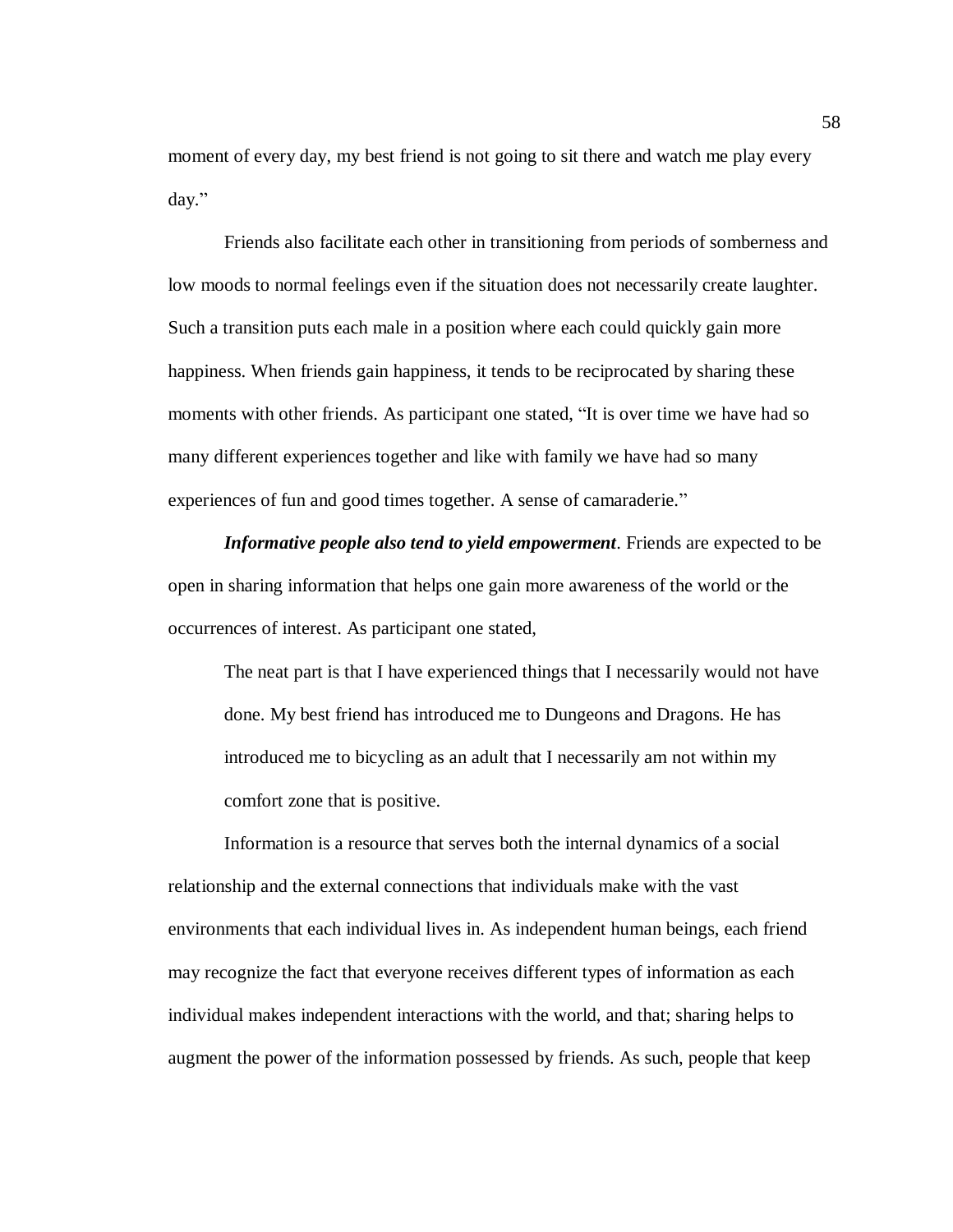moment of every day, my best friend is not going to sit there and watch me play every day."

Friends also facilitate each other in transitioning from periods of somberness and low moods to normal feelings even if the situation does not necessarily create laughter. Such a transition puts each male in a position where each could quickly gain more happiness. When friends gain happiness, it tends to be reciprocated by sharing these moments with other friends. As participant one stated, "It is over time we have had so many different experiences together and like with family we have had so many experiences of fun and good times together. A sense of camaraderie."

***Informative people also tend to yield empowerment***. Friends are expected to be open in sharing information that helps one gain more awareness of the world or the occurrences of interest. As participant one stated,

> The neat part is that I have experienced things that I necessarily would not have done. My best friend has introduced me to Dungeons and Dragons. He has introduced me to bicycling as an adult that I necessarily am not within my comfort zone that is positive.

Information is a resource that serves both the internal dynamics of a social relationship and the external connections that individuals make with the vast environments that each individual lives in. As independent human beings, each friend may recognize the fact that everyone receives different types of information as each individual makes independent interactions with the world, and that; sharing helps to augment the power of the information possessed by friends. As such, people that keep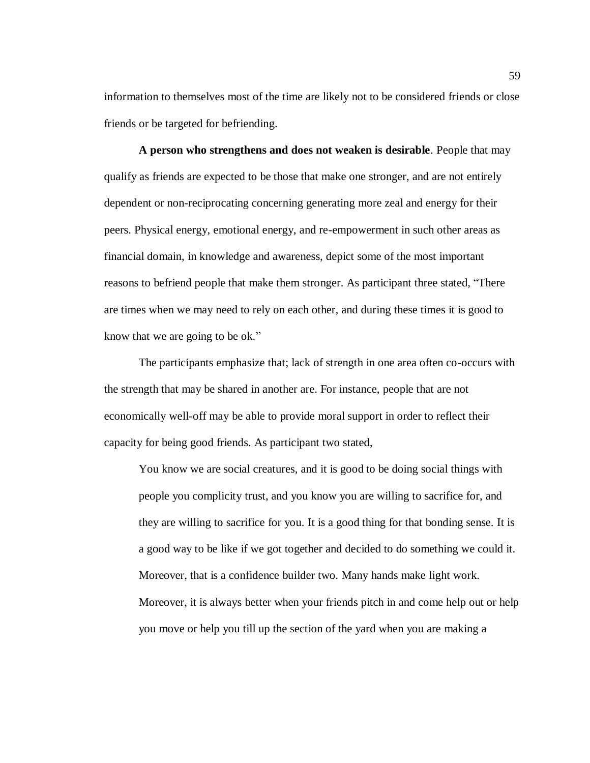information to themselves most of the time are likely not to be considered friends or close friends or be targeted for befriending.

**A person who strengthens and does not weaken is desirable**. People that may qualify as friends are expected to be those that make one stronger, and are not entirely dependent or non-reciprocating concerning generating more zeal and energy for their peers. Physical energy, emotional energy, and re-empowerment in such other areas as financial domain, in knowledge and awareness, depict some of the most important reasons to befriend people that make them stronger. As participant three stated, "There are times when we may need to rely on each other, and during these times it is good to know that we are going to be ok."

The participants emphasize that; lack of strength in one area often co-occurs with the strength that may be shared in another are. For instance, people that are not economically well-off may be able to provide moral support in order to reflect their capacity for being good friends. As participant two stated,

> You know we are social creatures, and it is good to be doing social things with people you complicity trust, and you know you are willing to sacrifice for, and they are willing to sacrifice for you. It is a good thing for that bonding sense. It is a good way to be like if we got together and decided to do something we could it. Moreover, that is a confidence builder two. Many hands make light work. Moreover, it is always better when your friends pitch in and come help out or help you move or help you till up the section of the yard when you are making a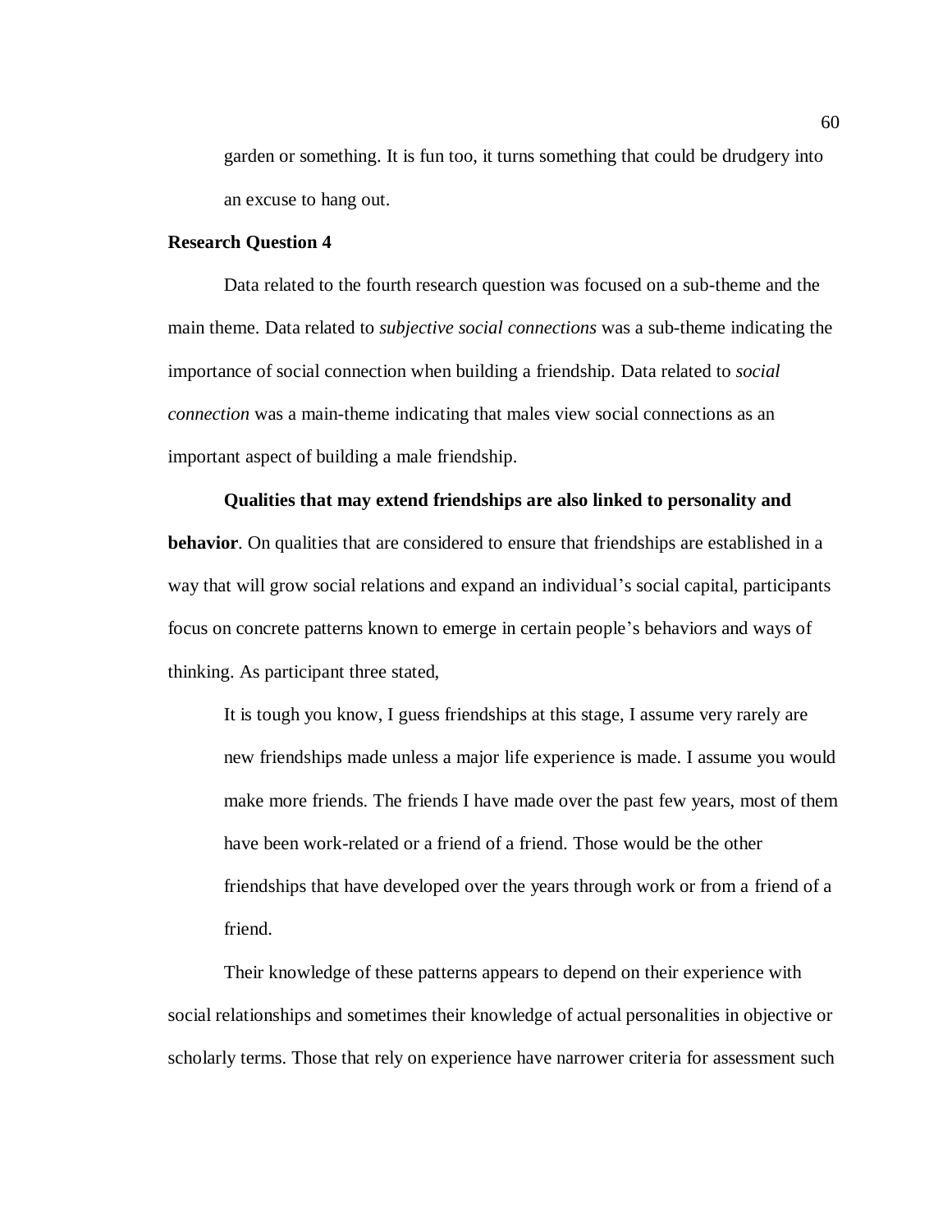> garden or something. It is fun too, it turns something that could be drudgery into an excuse to hang out.

### Research Question 4

Data related to the fourth research question was focused on a sub-theme and the main theme. Data related to *subjective social connections* was a sub-theme indicating the importance of social connection when building a friendship. Data related to *social connection* was a main-theme indicating that males view social connections as an important aspect of building a male friendship.

**Qualities that may extend friendships are also linked to personality and behavior**. On qualities that are considered to ensure that friendships are established in a way that will grow social relations and expand an individual's social capital, participants focus on concrete patterns known to emerge in certain people's behaviors and ways of thinking. As participant three stated,

> It is tough you know, I guess friendships at this stage, I assume very rarely are new friendships made unless a major life experience is made. I assume you would make more friends. The friends I have made over the past few years, most of them have been work-related or a friend of a friend. Those would be the other friendships that have developed over the years through work or from a friend of a friend.

Their knowledge of these patterns appears to depend on their experience with social relationships and sometimes their knowledge of actual personalities in objective or scholarly terms. Those that rely on experience have narrower criteria for assessment such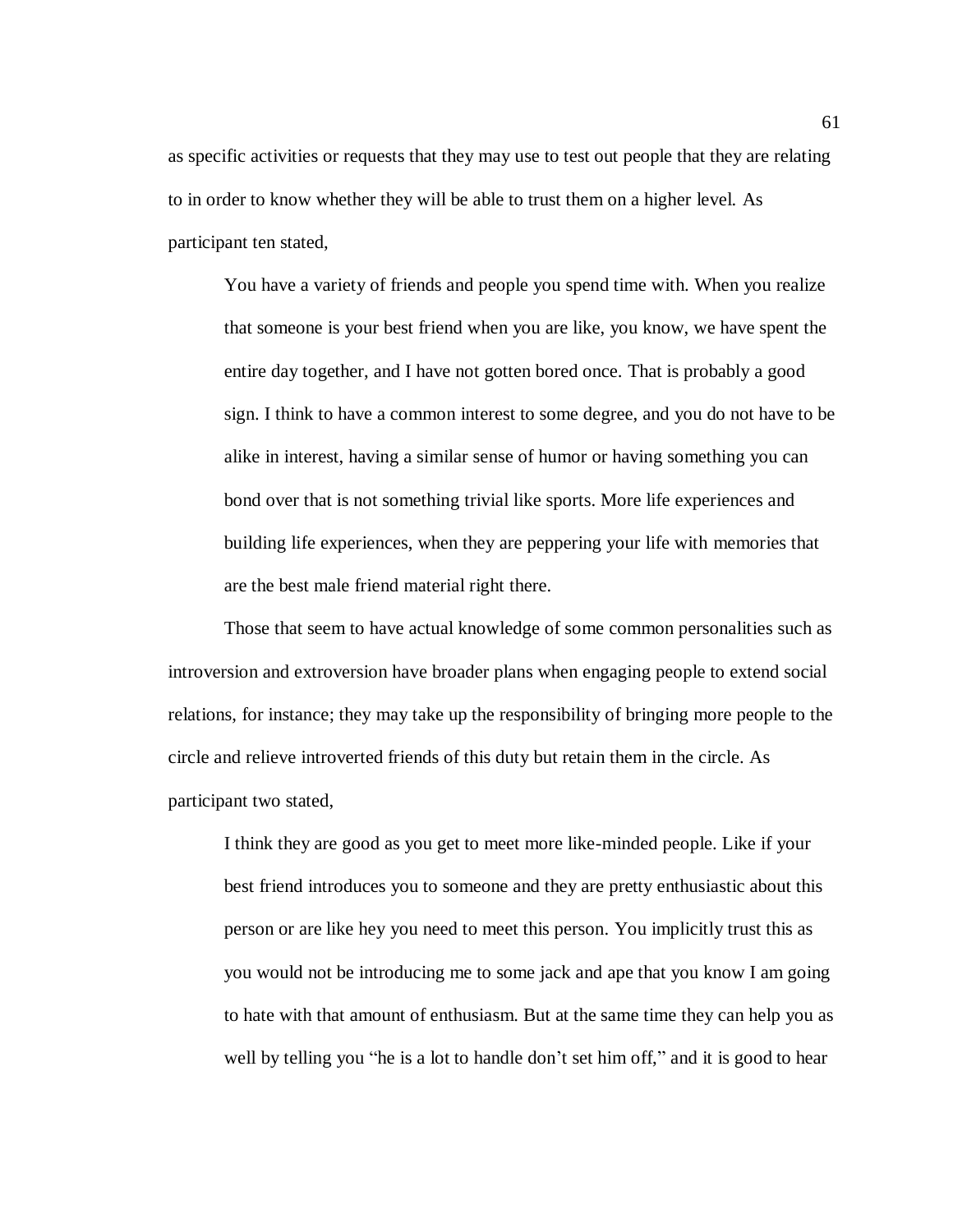as specific activities or requests that they may use to test out people that they are relating to in order to know whether they will be able to trust them on a higher level. As participant ten stated,

> You have a variety of friends and people you spend time with. When you realize that someone is your best friend when you are like, you know, we have spent the entire day together, and I have not gotten bored once. That is probably a good sign. I think to have a common interest to some degree, and you do not have to be alike in interest, having a similar sense of humor or having something you can bond over that is not something trivial like sports. More life experiences and building life experiences, when they are peppering your life with memories that are the best male friend material right there.

Those that seem to have actual knowledge of some common personalities such as introversion and extroversion have broader plans when engaging people to extend social relations, for instance; they may take up the responsibility of bringing more people to the circle and relieve introverted friends of this duty but retain them in the circle. As participant two stated,

> I think they are good as you get to meet more like-minded people. Like if your best friend introduces you to someone and they are pretty enthusiastic about this person or are like hey you need to meet this person. You implicitly trust this as you would not be introducing me to some jack and ape that you know I am going to hate with that amount of enthusiasm. But at the same time they can help you as well by telling you "he is a lot to handle don't set him off," and it is good to hear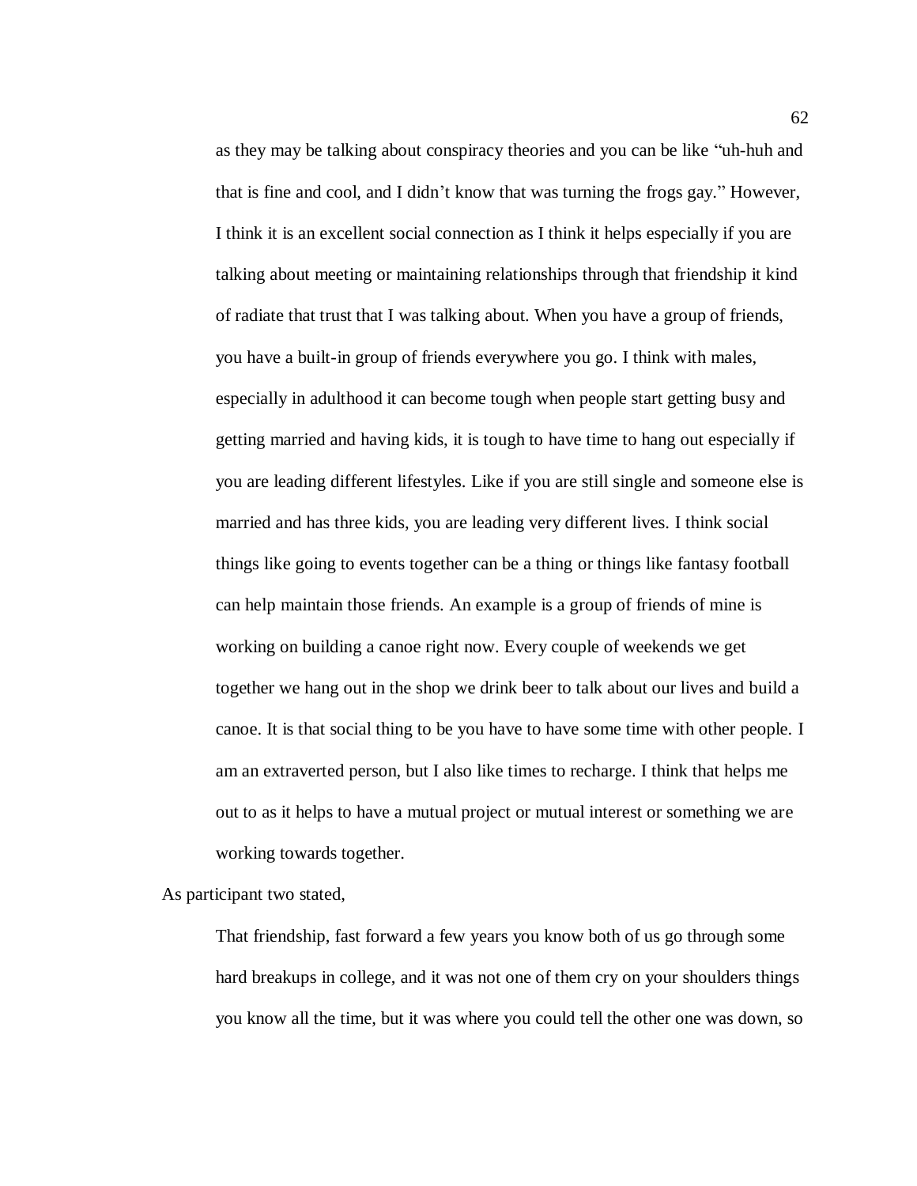> as they may be talking about conspiracy theories and you can be like "uh-huh and that is fine and cool, and I didn't know that was turning the frogs gay." However, I think it is an excellent social connection as I think it helps especially if you are talking about meeting or maintaining relationships through that friendship it kind of radiate that trust that I was talking about. When you have a group of friends, you have a built-in group of friends everywhere you go. I think with males, especially in adulthood it can become tough when people start getting busy and getting married and having kids, it is tough to have time to hang out especially if you are leading different lifestyles. Like if you are still single and someone else is married and has three kids, you are leading very different lives. I think social things like going to events together can be a thing or things like fantasy football can help maintain those friends. An example is a group of friends of mine is working on building a canoe right now. Every couple of weekends we get together we hang out in the shop we drink beer to talk about our lives and build a canoe. It is that social thing to be you have to have some time with other people. I am an extraverted person, but I also like times to recharge. I think that helps me out to as it helps to have a mutual project or mutual interest or something we are working towards together.

As participant two stated,

> That friendship, fast forward a few years you know both of us go through some hard breakups in college, and it was not one of them cry on your shoulders things you know all the time, but it was where you could tell the other one was down, so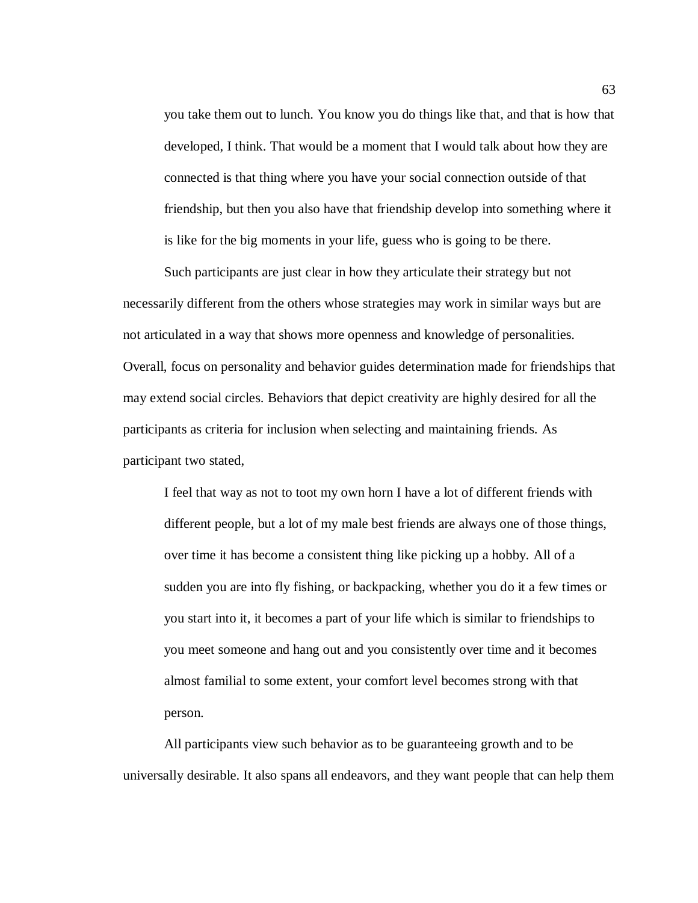> you take them out to lunch. You know you do things like that, and that is how that developed, I think. That would be a moment that I would talk about how they are connected is that thing where you have your social connection outside of that friendship, but then you also have that friendship develop into something where it is like for the big moments in your life, guess who is going to be there.

Such participants are just clear in how they articulate their strategy but not necessarily different from the others whose strategies may work in similar ways but are not articulated in a way that shows more openness and knowledge of personalities. Overall, focus on personality and behavior guides determination made for friendships that may extend social circles. Behaviors that depict creativity are highly desired for all the participants as criteria for inclusion when selecting and maintaining friends. As participant two stated,

> I feel that way as not to toot my own horn I have a lot of different friends with different people, but a lot of my male best friends are always one of those things, over time it has become a consistent thing like picking up a hobby. All of a sudden you are into fly fishing, or backpacking, whether you do it a few times or you start into it, it becomes a part of your life which is similar to friendships to you meet someone and hang out and you consistently over time and it becomes almost familial to some extent, your comfort level becomes strong with that person.

All participants view such behavior as to be guaranteeing growth and to be universally desirable. It also spans all endeavors, and they want people that can help them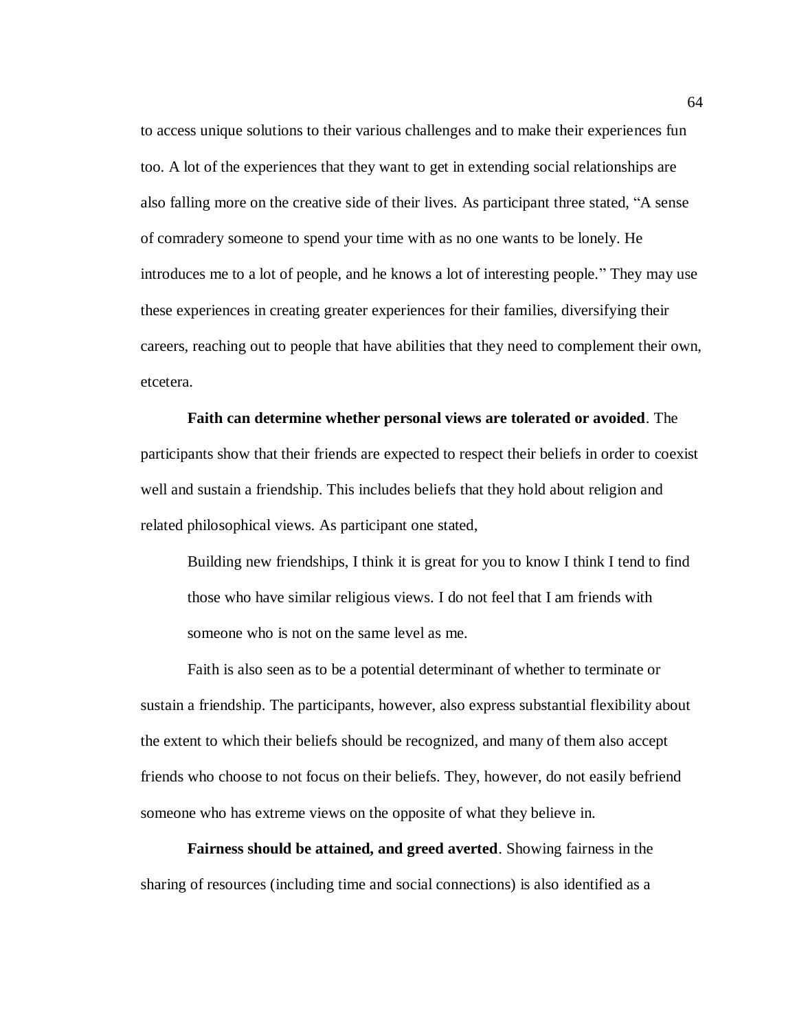to access unique solutions to their various challenges and to make their experiences fun too. A lot of the experiences that they want to get in extending social relationships are also falling more on the creative side of their lives. As participant three stated, "A sense of comradery someone to spend your time with as no one wants to be lonely. He introduces me to a lot of people, and he knows a lot of interesting people." They may use these experiences in creating greater experiences for their families, diversifying their careers, reaching out to people that have abilities that they need to complement their own, etcetera.

**Faith can determine whether personal views are tolerated or avoided**. The participants show that their friends are expected to respect their beliefs in order to coexist well and sustain a friendship. This includes beliefs that they hold about religion and related philosophical views. As participant one stated,

> Building new friendships, I think it is great for you to know I think I tend to find those who have similar religious views. I do not feel that I am friends with someone who is not on the same level as me.

Faith is also seen as to be a potential determinant of whether to terminate or sustain a friendship. The participants, however, also express substantial flexibility about the extent to which their beliefs should be recognized, and many of them also accept friends who choose to not focus on their beliefs. They, however, do not easily befriend someone who has extreme views on the opposite of what they believe in.

**Fairness should be attained, and greed averted**. Showing fairness in the sharing of resources (including time and social connections) is also identified as a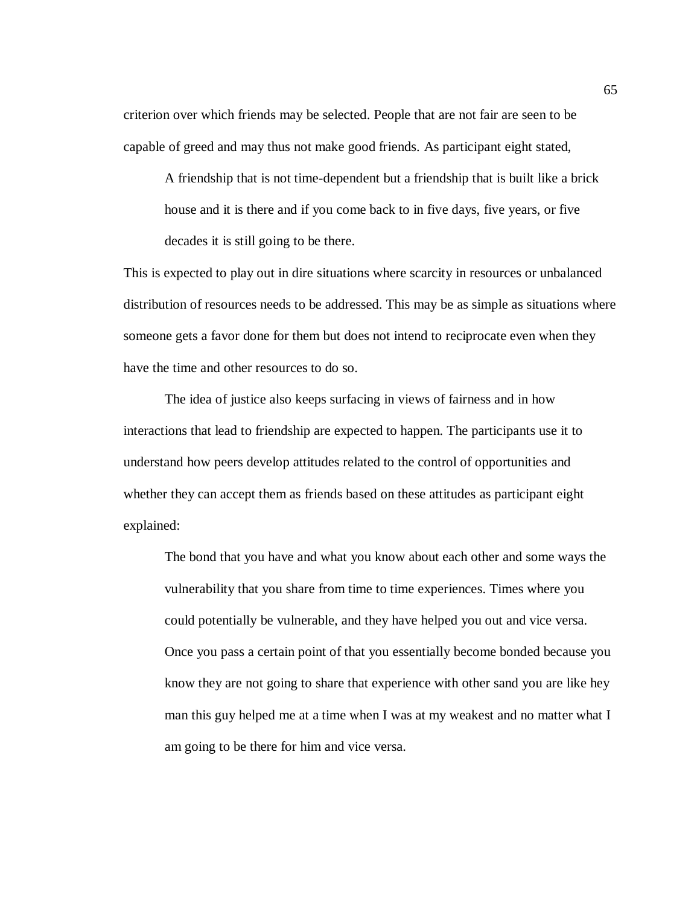criterion over which friends may be selected. People that are not fair are seen to be capable of greed and may thus not make good friends. As participant eight stated,

> A friendship that is not time-dependent but a friendship that is built like a brick house and it is there and if you come back to in five days, five years, or five decades it is still going to be there.

This is expected to play out in dire situations where scarcity in resources or unbalanced distribution of resources needs to be addressed. This may be as simple as situations where someone gets a favor done for them but does not intend to reciprocate even when they have the time and other resources to do so.

The idea of justice also keeps surfacing in views of fairness and in how interactions that lead to friendship are expected to happen. The participants use it to understand how peers develop attitudes related to the control of opportunities and whether they can accept them as friends based on these attitudes as participant eight explained:

> The bond that you have and what you know about each other and some ways the vulnerability that you share from time to time experiences. Times where you could potentially be vulnerable, and they have helped you out and vice versa. Once you pass a certain point of that you essentially become bonded because you know they are not going to share that experience with other sand you are like hey man this guy helped me at a time when I was at my weakest and no matter what I am going to be there for him and vice versa.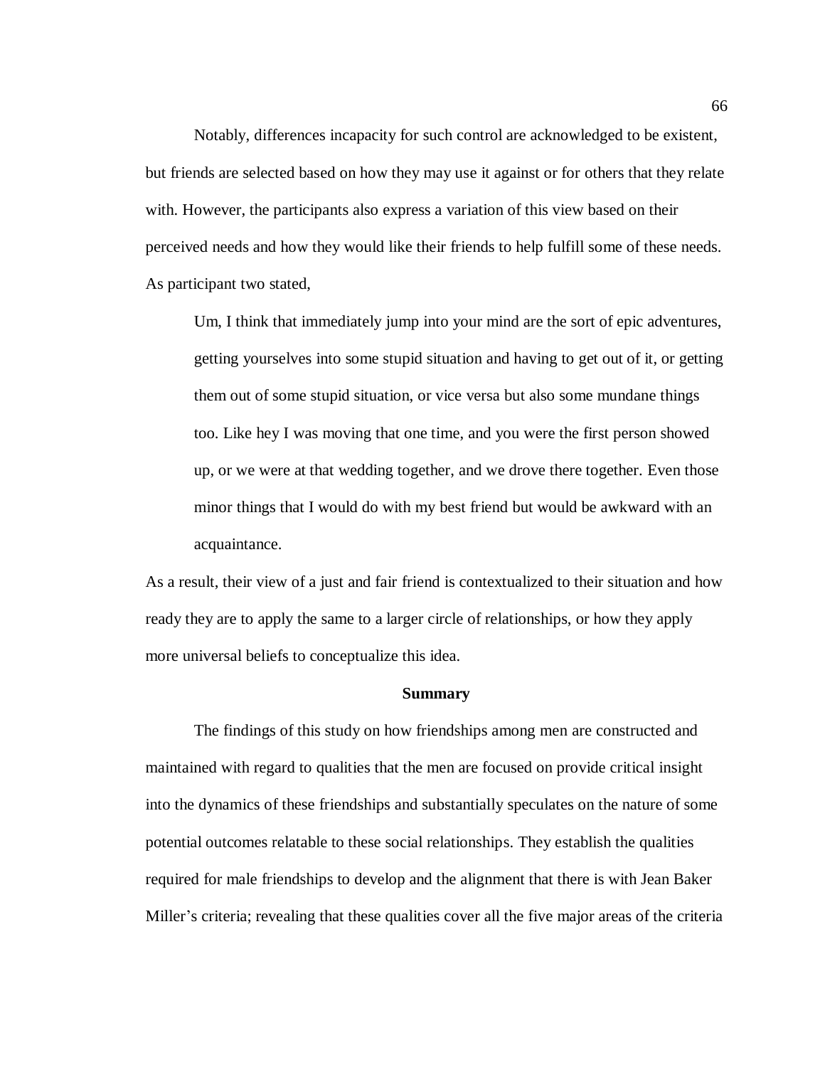Notably, differences incapacity for such control are acknowledged to be existent, but friends are selected based on how they may use it against or for others that they relate with. However, the participants also express a variation of this view based on their perceived needs and how they would like their friends to help fulfill some of these needs. As participant two stated,

> Um, I think that immediately jump into your mind are the sort of epic adventures, getting yourselves into some stupid situation and having to get out of it, or getting them out of some stupid situation, or vice versa but also some mundane things too. Like hey I was moving that one time, and you were the first person showed up, or we were at that wedding together, and we drove there together. Even those minor things that I would do with my best friend but would be awkward with an acquaintance.

As a result, their view of a just and fair friend is contextualized to their situation and how ready they are to apply the same to a larger circle of relationships, or how they apply more universal beliefs to conceptualize this idea.

## Summary

The findings of this study on how friendships among men are constructed and maintained with regard to qualities that the men are focused on provide critical insight into the dynamics of these friendships and substantially speculates on the nature of some potential outcomes relatable to these social relationships. They establish the qualities required for male friendships to develop and the alignment that there is with Jean Baker Miller's criteria; revealing that these qualities cover all the five major areas of the criteria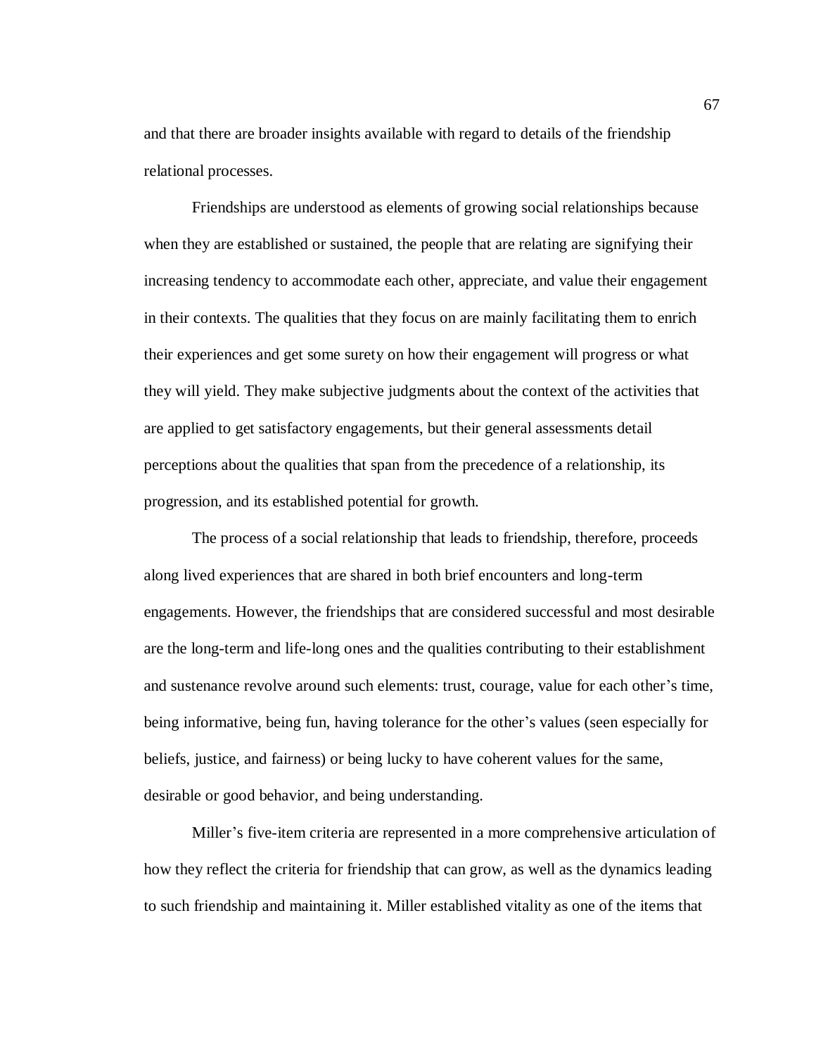and that there are broader insights available with regard to details of the friendship relational processes.

Friendships are understood as elements of growing social relationships because when they are established or sustained, the people that are relating are signifying their increasing tendency to accommodate each other, appreciate, and value their engagement in their contexts. The qualities that they focus on are mainly facilitating them to enrich their experiences and get some surety on how their engagement will progress or what they will yield. They make subjective judgments about the context of the activities that are applied to get satisfactory engagements, but their general assessments detail perceptions about the qualities that span from the precedence of a relationship, its progression, and its established potential for growth.

The process of a social relationship that leads to friendship, therefore, proceeds along lived experiences that are shared in both brief encounters and long-term engagements. However, the friendships that are considered successful and most desirable are the long-term and life-long ones and the qualities contributing to their establishment and sustenance revolve around such elements: trust, courage, value for each other's time, being informative, being fun, having tolerance for the other's values (seen especially for beliefs, justice, and fairness) or being lucky to have coherent values for the same, desirable or good behavior, and being understanding.

Miller's five-item criteria are represented in a more comprehensive articulation of how they reflect the criteria for friendship that can grow, as well as the dynamics leading to such friendship and maintaining it. Miller established vitality as one of the items that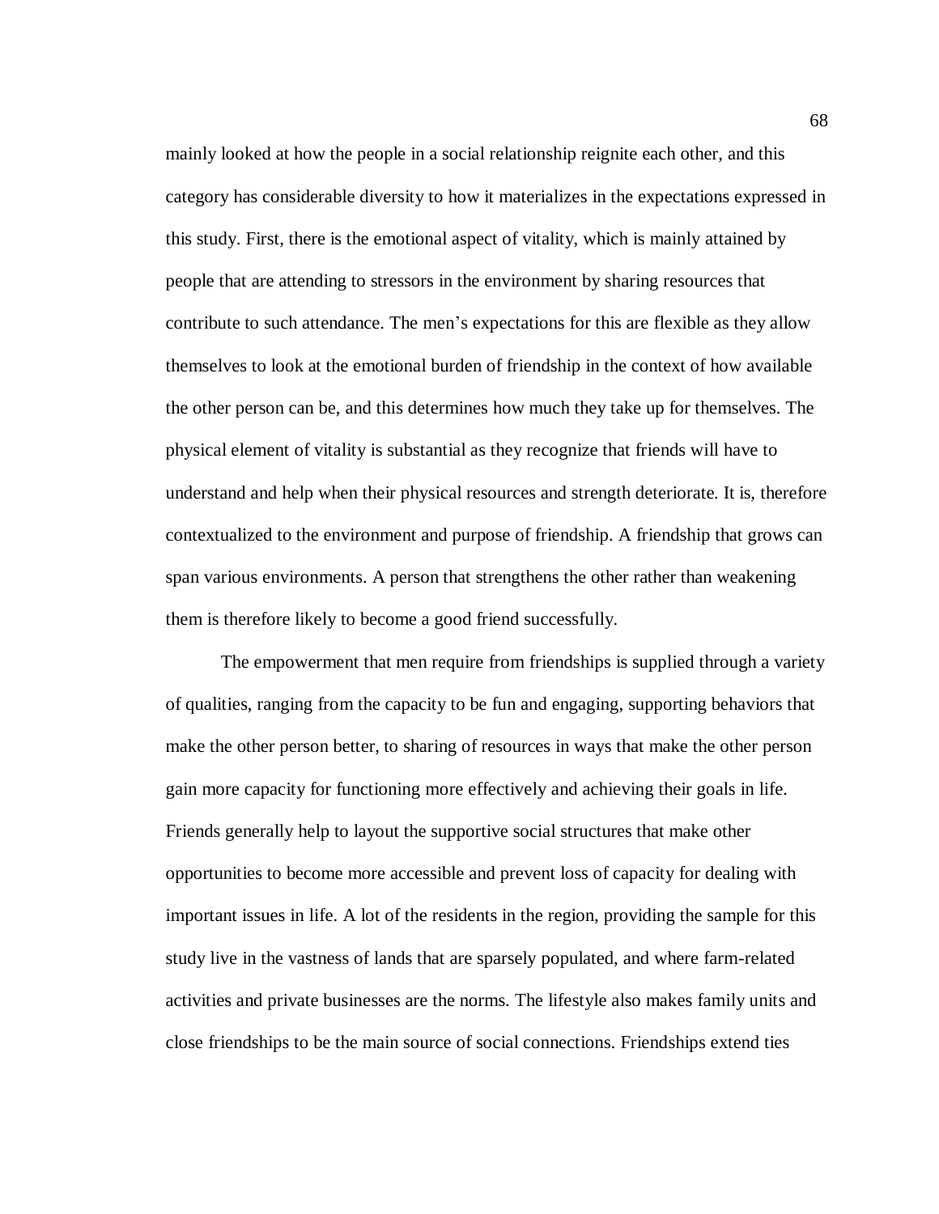mainly looked at how the people in a social relationship reignite each other, and this category has considerable diversity to how it materializes in the expectations expressed in this study. First, there is the emotional aspect of vitality, which is mainly attained by people that are attending to stressors in the environment by sharing resources that contribute to such attendance. The men's expectations for this are flexible as they allow themselves to look at the emotional burden of friendship in the context of how available the other person can be, and this determines how much they take up for themselves. The physical element of vitality is substantial as they recognize that friends will have to understand and help when their physical resources and strength deteriorate. It is, therefore contextualized to the environment and purpose of friendship. A friendship that grows can span various environments. A person that strengthens the other rather than weakening them is therefore likely to become a good friend successfully.

The empowerment that men require from friendships is supplied through a variety of qualities, ranging from the capacity to be fun and engaging, supporting behaviors that make the other person better, to sharing of resources in ways that make the other person gain more capacity for functioning more effectively and achieving their goals in life. Friends generally help to layout the supportive social structures that make other opportunities to become more accessible and prevent loss of capacity for dealing with important issues in life. A lot of the residents in the region, providing the sample for this study live in the vastness of lands that are sparsely populated, and where farm-related activities and private businesses are the norms. The lifestyle also makes family units and close friendships to be the main source of social connections. Friendships extend ties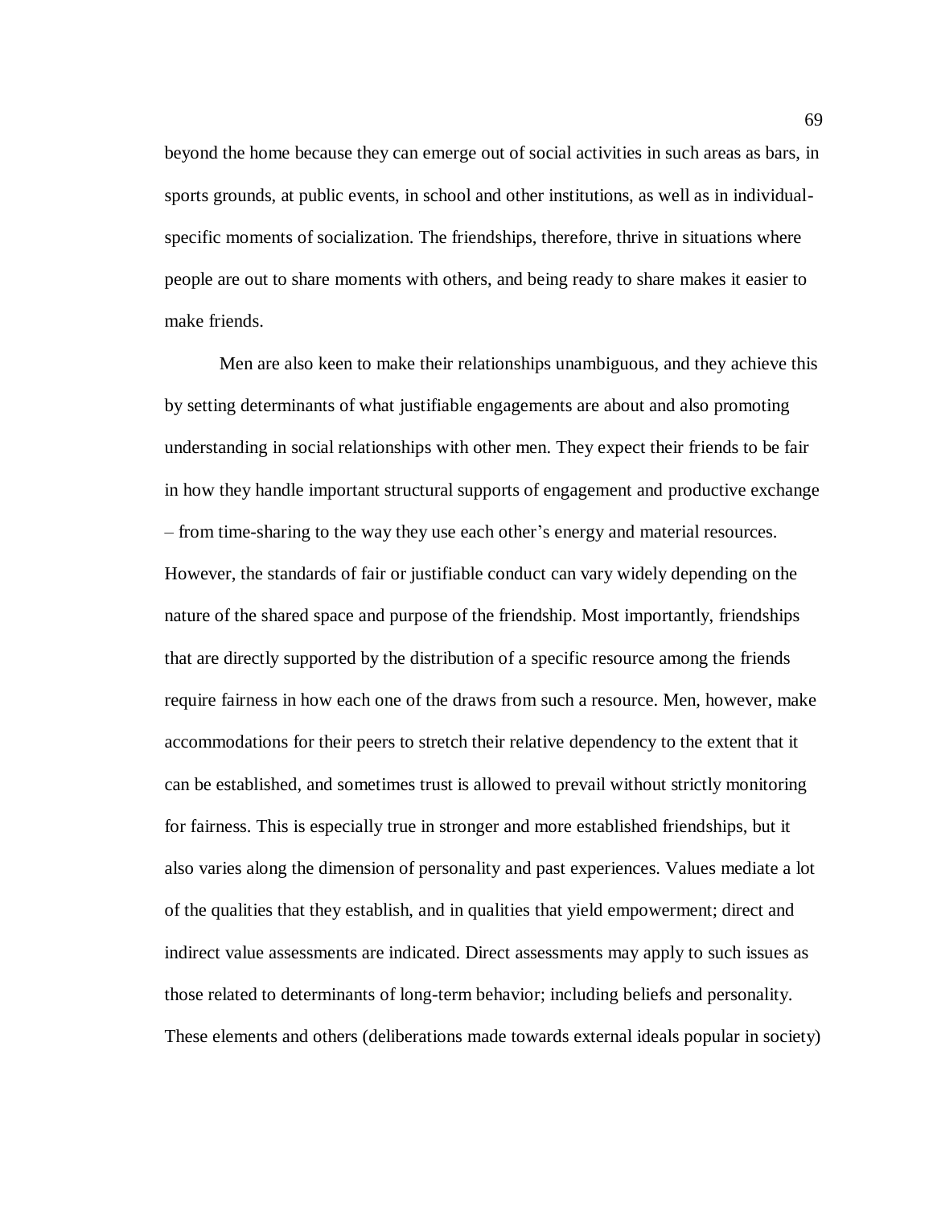beyond the home because they can emerge out of social activities in such areas as bars, in sports grounds, at public events, in school and other institutions, as well as in individual-specific moments of socialization. The friendships, therefore, thrive in situations where people are out to share moments with others, and being ready to share makes it easier to make friends.

Men are also keen to make their relationships unambiguous, and they achieve this by setting determinants of what justifiable engagements are about and also promoting understanding in social relationships with other men. They expect their friends to be fair in how they handle important structural supports of engagement and productive exchange – from time-sharing to the way they use each other's energy and material resources. However, the standards of fair or justifiable conduct can vary widely depending on the nature of the shared space and purpose of the friendship. Most importantly, friendships that are directly supported by the distribution of a specific resource among the friends require fairness in how each one of the draws from such a resource. Men, however, make accommodations for their peers to stretch their relative dependency to the extent that it can be established, and sometimes trust is allowed to prevail without strictly monitoring for fairness. This is especially true in stronger and more established friendships, but it also varies along the dimension of personality and past experiences. Values mediate a lot of the qualities that they establish, and in qualities that yield empowerment; direct and indirect value assessments are indicated. Direct assessments may apply to such issues as those related to determinants of long-term behavior; including beliefs and personality. These elements and others (deliberations made towards external ideals popular in society)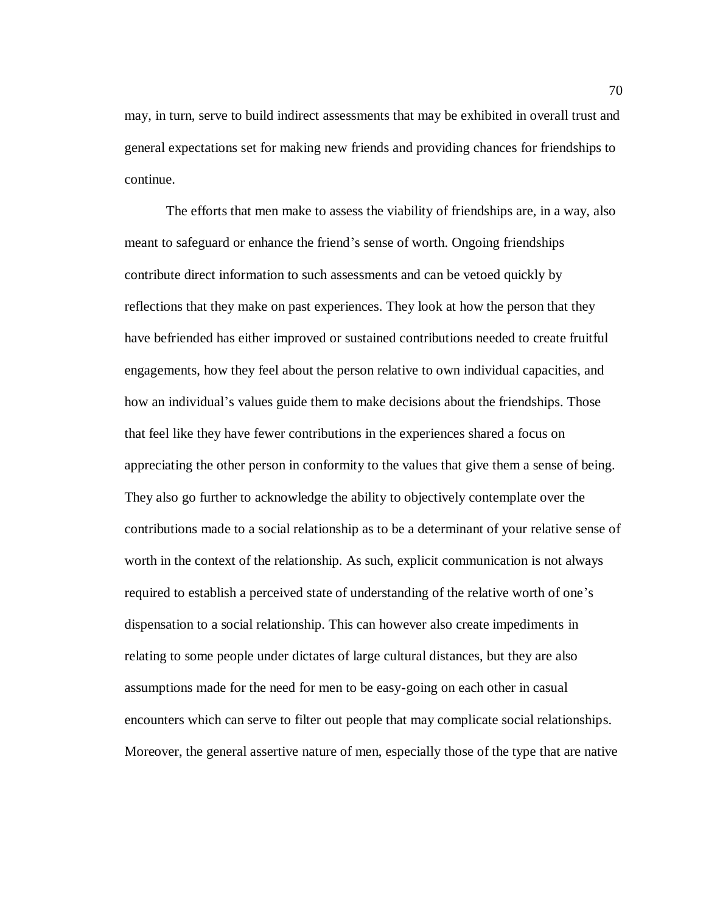may, in turn, serve to build indirect assessments that may be exhibited in overall trust and general expectations set for making new friends and providing chances for friendships to continue.

The efforts that men make to assess the viability of friendships are, in a way, also meant to safeguard or enhance the friend's sense of worth. Ongoing friendships contribute direct information to such assessments and can be vetoed quickly by reflections that they make on past experiences. They look at how the person that they have befriended has either improved or sustained contributions needed to create fruitful engagements, how they feel about the person relative to own individual capacities, and how an individual's values guide them to make decisions about the friendships. Those that feel like they have fewer contributions in the experiences shared a focus on appreciating the other person in conformity to the values that give them a sense of being. They also go further to acknowledge the ability to objectively contemplate over the contributions made to a social relationship as to be a determinant of your relative sense of worth in the context of the relationship. As such, explicit communication is not always required to establish a perceived state of understanding of the relative worth of one's dispensation to a social relationship. This can however also create impediments in relating to some people under dictates of large cultural distances, but they are also assumptions made for the need for men to be easy-going on each other in casual encounters which can serve to filter out people that may complicate social relationships. Moreover, the general assertive nature of men, especially those of the type that are native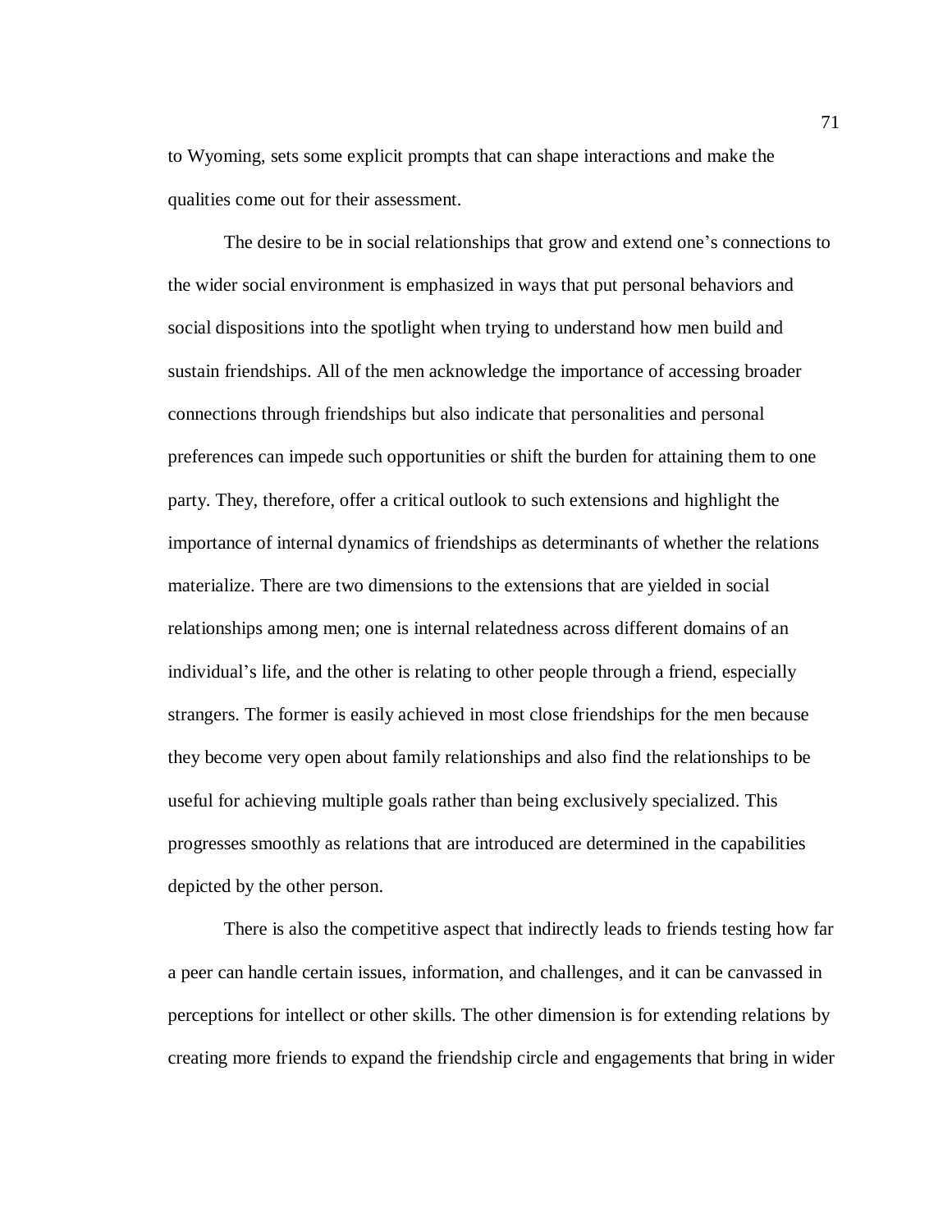to Wyoming, sets some explicit prompts that can shape interactions and make the qualities come out for their assessment.

The desire to be in social relationships that grow and extend one's connections to the wider social environment is emphasized in ways that put personal behaviors and social dispositions into the spotlight when trying to understand how men build and sustain friendships. All of the men acknowledge the importance of accessing broader connections through friendships but also indicate that personalities and personal preferences can impede such opportunities or shift the burden for attaining them to one party. They, therefore, offer a critical outlook to such extensions and highlight the importance of internal dynamics of friendships as determinants of whether the relations materialize. There are two dimensions to the extensions that are yielded in social relationships among men; one is internal relatedness across different domains of an individual's life, and the other is relating to other people through a friend, especially strangers. The former is easily achieved in most close friendships for the men because they become very open about family relationships and also find the relationships to be useful for achieving multiple goals rather than being exclusively specialized. This progresses smoothly as relations that are introduced are determined in the capabilities depicted by the other person.

There is also the competitive aspect that indirectly leads to friends testing how far a peer can handle certain issues, information, and challenges, and it can be canvassed in perceptions for intellect or other skills. The other dimension is for extending relations by creating more friends to expand the friendship circle and engagements that bring in wider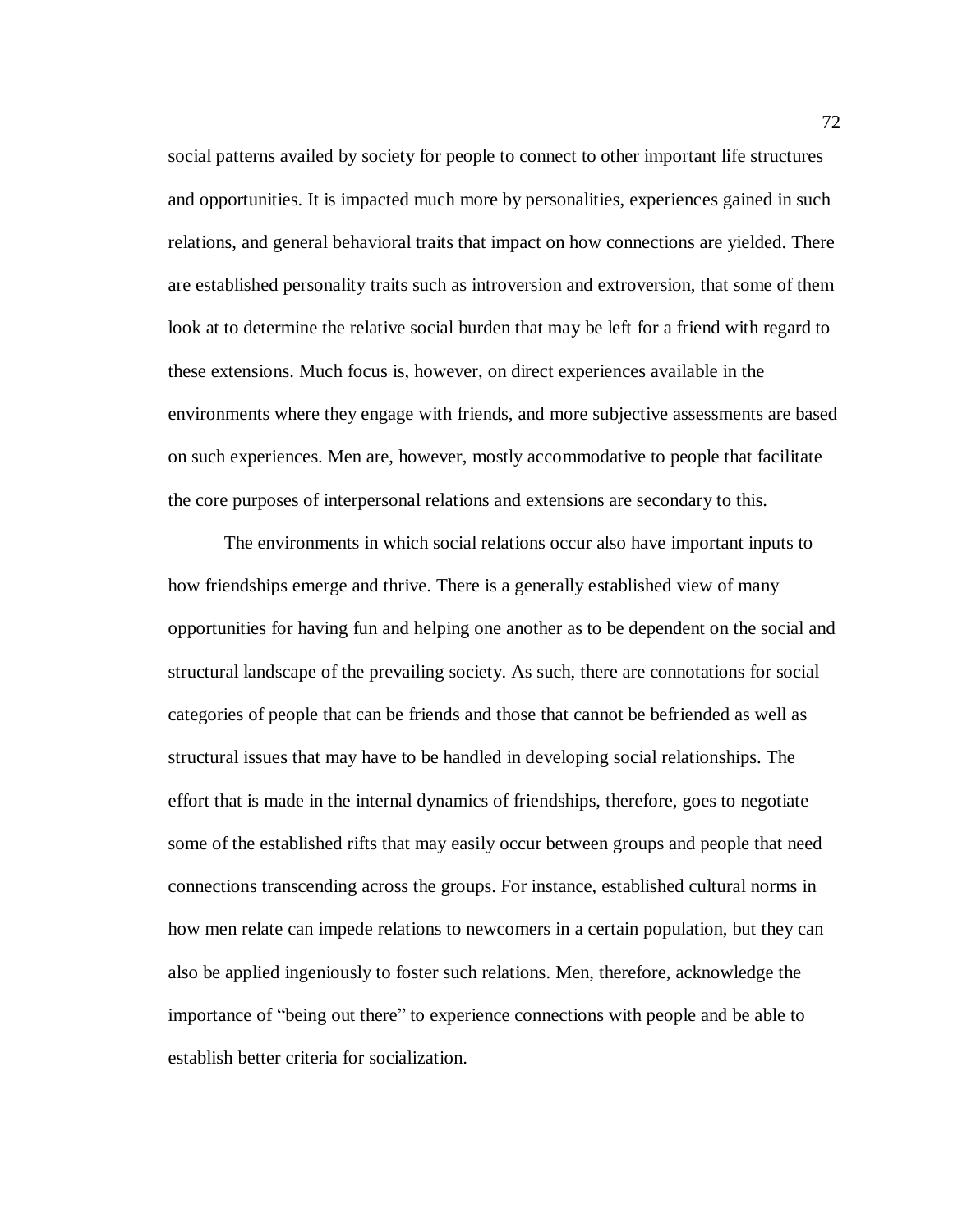social patterns availed by society for people to connect to other important life structures and opportunities. It is impacted much more by personalities, experiences gained in such relations, and general behavioral traits that impact on how connections are yielded. There are established personality traits such as introversion and extroversion, that some of them look at to determine the relative social burden that may be left for a friend with regard to these extensions. Much focus is, however, on direct experiences available in the environments where they engage with friends, and more subjective assessments are based on such experiences. Men are, however, mostly accommodative to people that facilitate the core purposes of interpersonal relations and extensions are secondary to this.

The environments in which social relations occur also have important inputs to how friendships emerge and thrive. There is a generally established view of many opportunities for having fun and helping one another as to be dependent on the social and structural landscape of the prevailing society. As such, there are connotations for social categories of people that can be friends and those that cannot be befriended as well as structural issues that may have to be handled in developing social relationships. The effort that is made in the internal dynamics of friendships, therefore, goes to negotiate some of the established rifts that may easily occur between groups and people that need connections transcending across the groups. For instance, established cultural norms in how men relate can impede relations to newcomers in a certain population, but they can also be applied ingeniously to foster such relations. Men, therefore, acknowledge the importance of "being out there" to experience connections with people and be able to establish better criteria for socialization.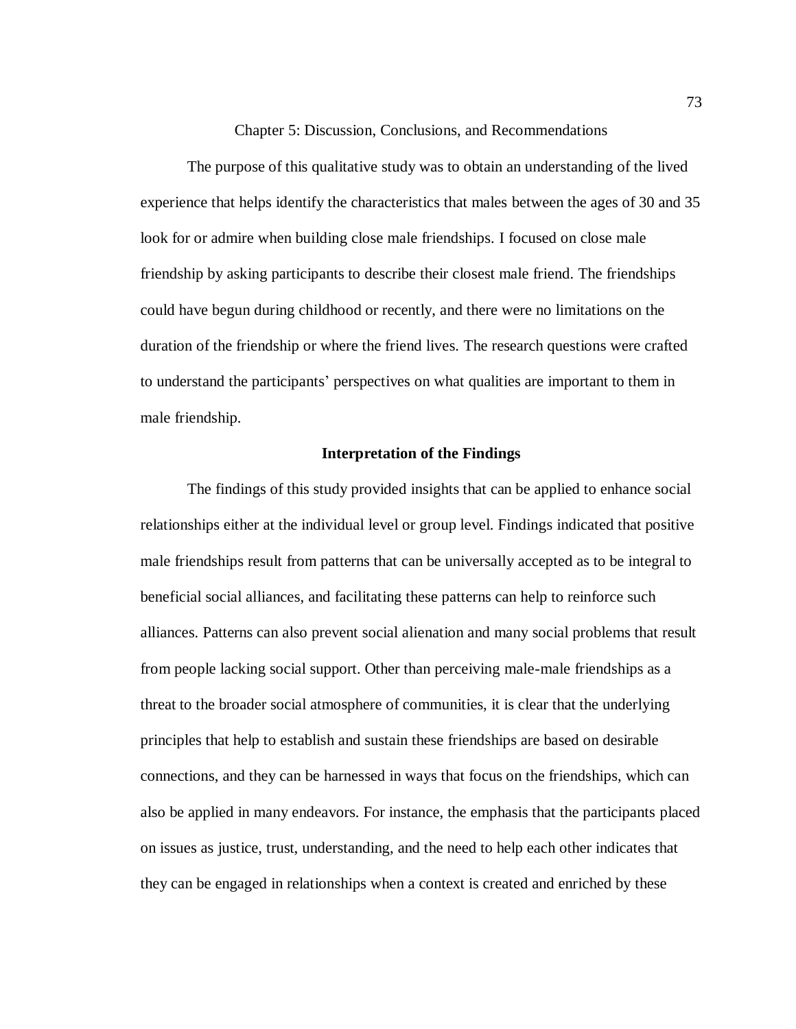# Chapter 5: Discussion, Conclusions, and Recommendations

The purpose of this qualitative study was to obtain an understanding of the lived experience that helps identify the characteristics that males between the ages of 30 and 35 look for or admire when building close male friendships. I focused on close male friendship by asking participants to describe their closest male friend. The friendships could have begun during childhood or recently, and there were no limitations on the duration of the friendship or where the friend lives. The research questions were crafted to understand the participants' perspectives on what qualities are important to them in male friendship.

## Interpretation of the Findings

The findings of this study provided insights that can be applied to enhance social relationships either at the individual level or group level. Findings indicated that positive male friendships result from patterns that can be universally accepted as to be integral to beneficial social alliances, and facilitating these patterns can help to reinforce such alliances. Patterns can also prevent social alienation and many social problems that result from people lacking social support. Other than perceiving male-male friendships as a threat to the broader social atmosphere of communities, it is clear that the underlying principles that help to establish and sustain these friendships are based on desirable connections, and they can be harnessed in ways that focus on the friendships, which can also be applied in many endeavors. For instance, the emphasis that the participants placed on issues as justice, trust, understanding, and the need to help each other indicates that they can be engaged in relationships when a context is created and enriched by these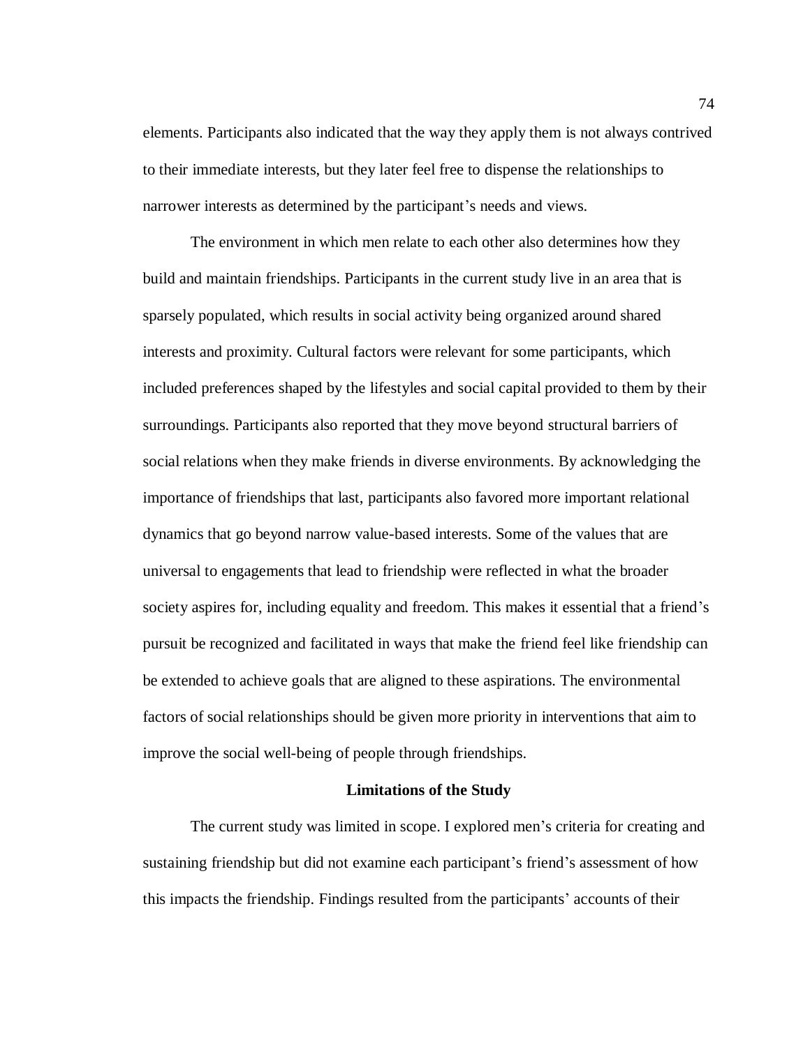elements. Participants also indicated that the way they apply them is not always contrived to their immediate interests, but they later feel free to dispense the relationships to narrower interests as determined by the participant's needs and views.

The environment in which men relate to each other also determines how they build and maintain friendships. Participants in the current study live in an area that is sparsely populated, which results in social activity being organized around shared interests and proximity. Cultural factors were relevant for some participants, which included preferences shaped by the lifestyles and social capital provided to them by their surroundings. Participants also reported that they move beyond structural barriers of social relations when they make friends in diverse environments. By acknowledging the importance of friendships that last, participants also favored more important relational dynamics that go beyond narrow value-based interests. Some of the values that are universal to engagements that lead to friendship were reflected in what the broader society aspires for, including equality and freedom. This makes it essential that a friend's pursuit be recognized and facilitated in ways that make the friend feel like friendship can be extended to achieve goals that are aligned to these aspirations. The environmental factors of social relationships should be given more priority in interventions that aim to improve the social well-being of people through friendships.

## Limitations of the Study

The current study was limited in scope. I explored men's criteria for creating and sustaining friendship but did not examine each participant's friend's assessment of how this impacts the friendship. Findings resulted from the participants' accounts of their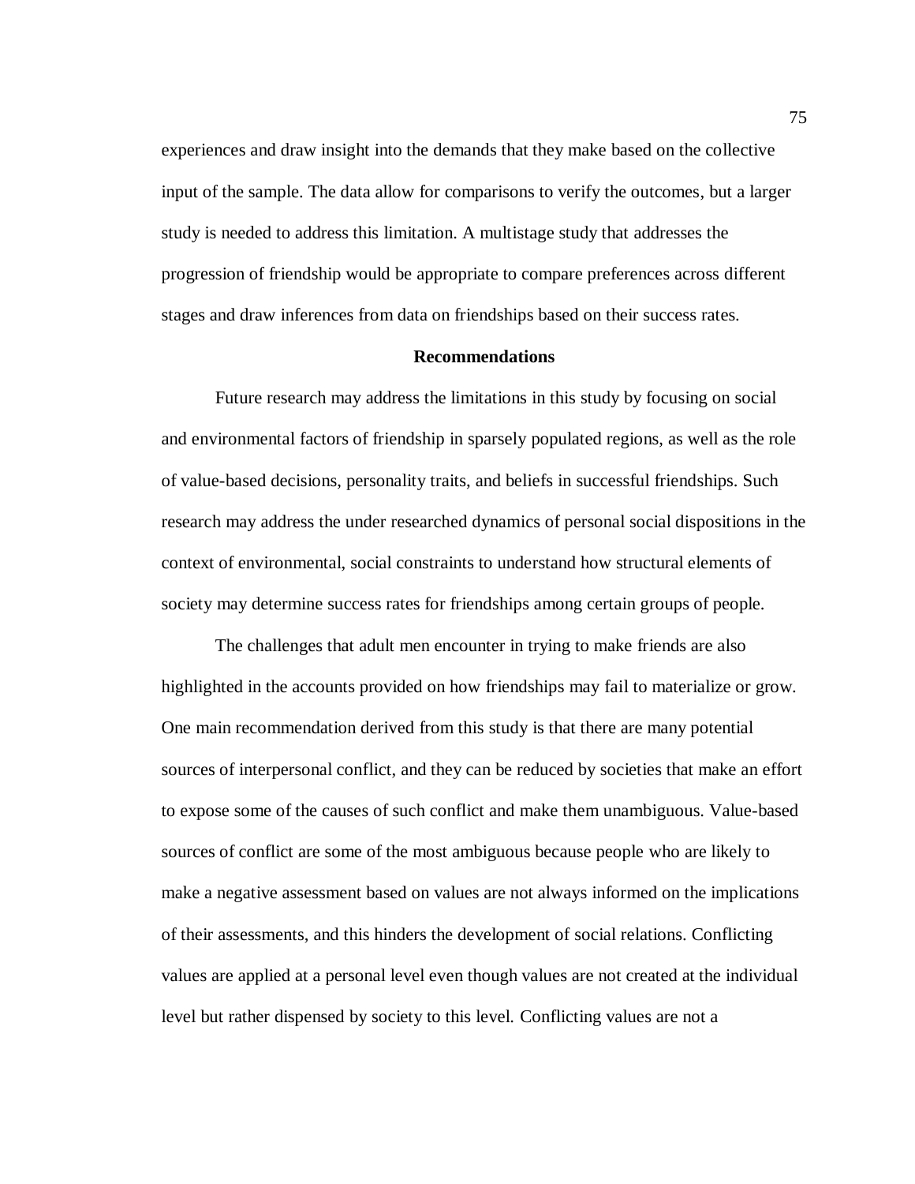experiences and draw insight into the demands that they make based on the collective input of the sample. The data allow for comparisons to verify the outcomes, but a larger study is needed to address this limitation. A multistage study that addresses the progression of friendship would be appropriate to compare preferences across different stages and draw inferences from data on friendships based on their success rates.

## Recommendations

Future research may address the limitations in this study by focusing on social and environmental factors of friendship in sparsely populated regions, as well as the role of value-based decisions, personality traits, and beliefs in successful friendships. Such research may address the under researched dynamics of personal social dispositions in the context of environmental, social constraints to understand how structural elements of society may determine success rates for friendships among certain groups of people.

The challenges that adult men encounter in trying to make friends are also highlighted in the accounts provided on how friendships may fail to materialize or grow. One main recommendation derived from this study is that there are many potential sources of interpersonal conflict, and they can be reduced by societies that make an effort to expose some of the causes of such conflict and make them unambiguous. Value-based sources of conflict are some of the most ambiguous because people who are likely to make a negative assessment based on values are not always informed on the implications of their assessments, and this hinders the development of social relations. Conflicting values are applied at a personal level even though values are not created at the individual level but rather dispensed by society to this level. Conflicting values are not a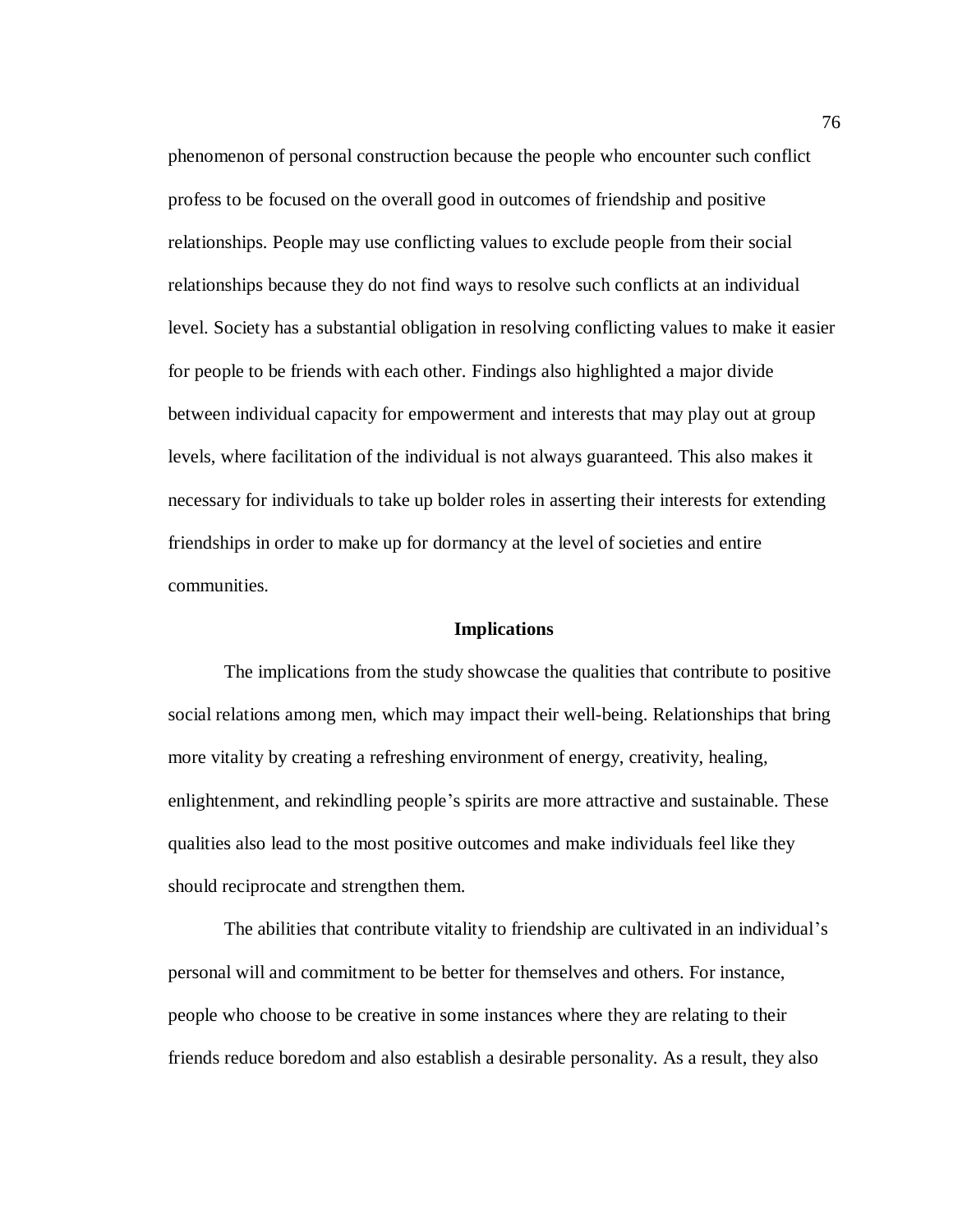phenomenon of personal construction because the people who encounter such conflict profess to be focused on the overall good in outcomes of friendship and positive relationships. People may use conflicting values to exclude people from their social relationships because they do not find ways to resolve such conflicts at an individual level. Society has a substantial obligation in resolving conflicting values to make it easier for people to be friends with each other. Findings also highlighted a major divide between individual capacity for empowerment and interests that may play out at group levels, where facilitation of the individual is not always guaranteed. This also makes it necessary for individuals to take up bolder roles in asserting their interests for extending friendships in order to make up for dormancy at the level of societies and entire communities.

## Implications

The implications from the study showcase the qualities that contribute to positive social relations among men, which may impact their well-being. Relationships that bring more vitality by creating a refreshing environment of energy, creativity, healing, enlightenment, and rekindling people's spirits are more attractive and sustainable. These qualities also lead to the most positive outcomes and make individuals feel like they should reciprocate and strengthen them.

The abilities that contribute vitality to friendship are cultivated in an individual's personal will and commitment to be better for themselves and others. For instance, people who choose to be creative in some instances where they are relating to their friends reduce boredom and also establish a desirable personality. As a result, they also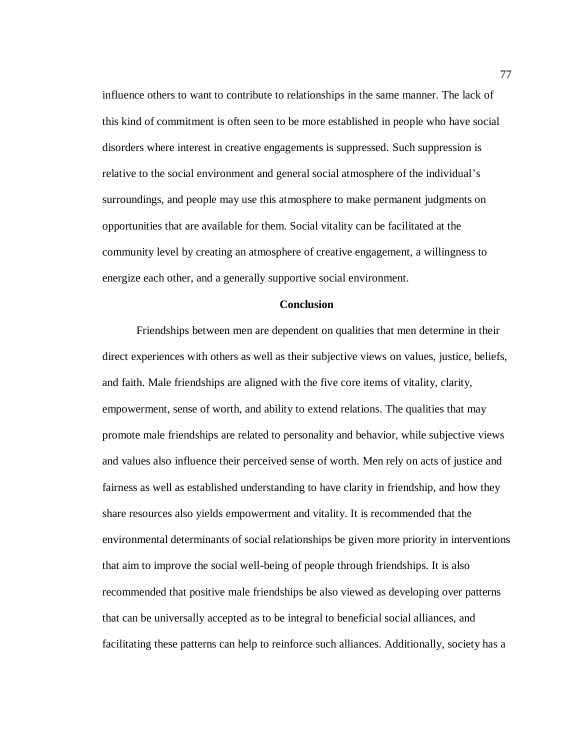influence others to want to contribute to relationships in the same manner. The lack of this kind of commitment is often seen to be more established in people who have social disorders where interest in creative engagements is suppressed. Such suppression is relative to the social environment and general social atmosphere of the individual's surroundings, and people may use this atmosphere to make permanent judgments on opportunities that are available for them. Social vitality can be facilitated at the community level by creating an atmosphere of creative engagement, a willingness to energize each other, and a generally supportive social environment.

## Conclusion

Friendships between men are dependent on qualities that men determine in their direct experiences with others as well as their subjective views on values, justice, beliefs, and faith. Male friendships are aligned with the five core items of vitality, clarity, empowerment, sense of worth, and ability to extend relations. The qualities that may promote male friendships are related to personality and behavior, while subjective views and values also influence their perceived sense of worth. Men rely on acts of justice and fairness as well as established understanding to have clarity in friendship, and how they share resources also yields empowerment and vitality. It is recommended that the environmental determinants of social relationships be given more priority in interventions that aim to improve the social well-being of people through friendships. It is also recommended that positive male friendships be also viewed as developing over patterns that can be universally accepted as to be integral to beneficial social alliances, and facilitating these patterns can help to reinforce such alliances. Additionally, society has a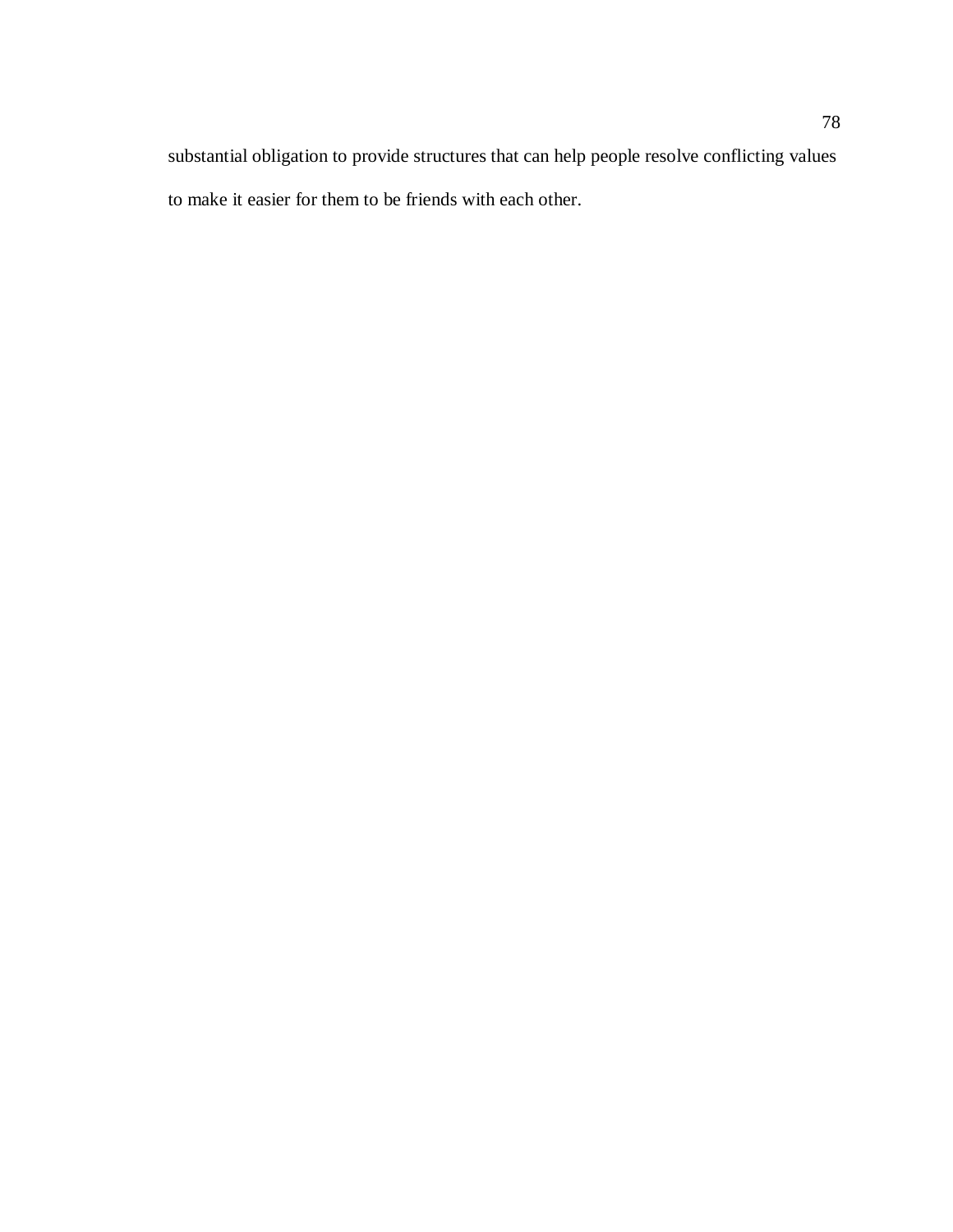substantial obligation to provide structures that can help people resolve conflicting values to make it easier for them to be friends with each other.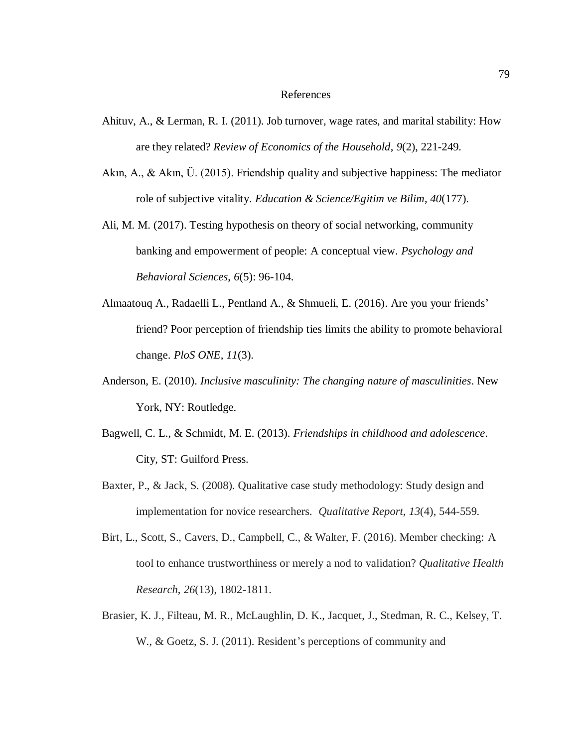# References

Ahituv, A., & Lerman, R. I. (2011). Job turnover, wage rates, and marital stability: How are they related? *Review of Economics of the Household*, *9*(2), 221-249.

Akın, A., & Akın, Ü. (2015). Friendship quality and subjective happiness: The mediator role of subjective vitality. *Education & Science/Egitim ve Bilim*, *40*(177).

Ali, M. M. (2017). Testing hypothesis on theory of social networking, community banking and empowerment of people: A conceptual view. *Psychology and Behavioral Sciences*, *6*(5): 96-104.

Almaatouq A., Radaelli L., Pentland A., & Shmueli, E. (2016). Are you your friends' friend? Poor perception of friendship ties limits the ability to promote behavioral change. *PloS ONE, 11*(3).

Anderson, E. (2010). *Inclusive masculinity: The changing nature of masculinities*. New York, NY: Routledge.

Bagwell, C. L., & Schmidt, M. E. (2013). *Friendships in childhood and adolescence*. City, ST: Guilford Press.

Baxter, P., & Jack, S. (2008). Qualitative case study methodology: Study design and implementation for novice researchers. *Qualitative Report*, *13*(4), 544-559.

Birt, L., Scott, S., Cavers, D., Campbell, C., & Walter, F. (2016). Member checking: A tool to enhance trustworthiness or merely a nod to validation? *Qualitative Health Research*, *26*(13), 1802-1811.

Brasier, K. J., Filteau, M. R., McLaughlin, D. K., Jacquet, J., Stedman, R. C., Kelsey, T. W., & Goetz, S. J. (2011). Resident's perceptions of community and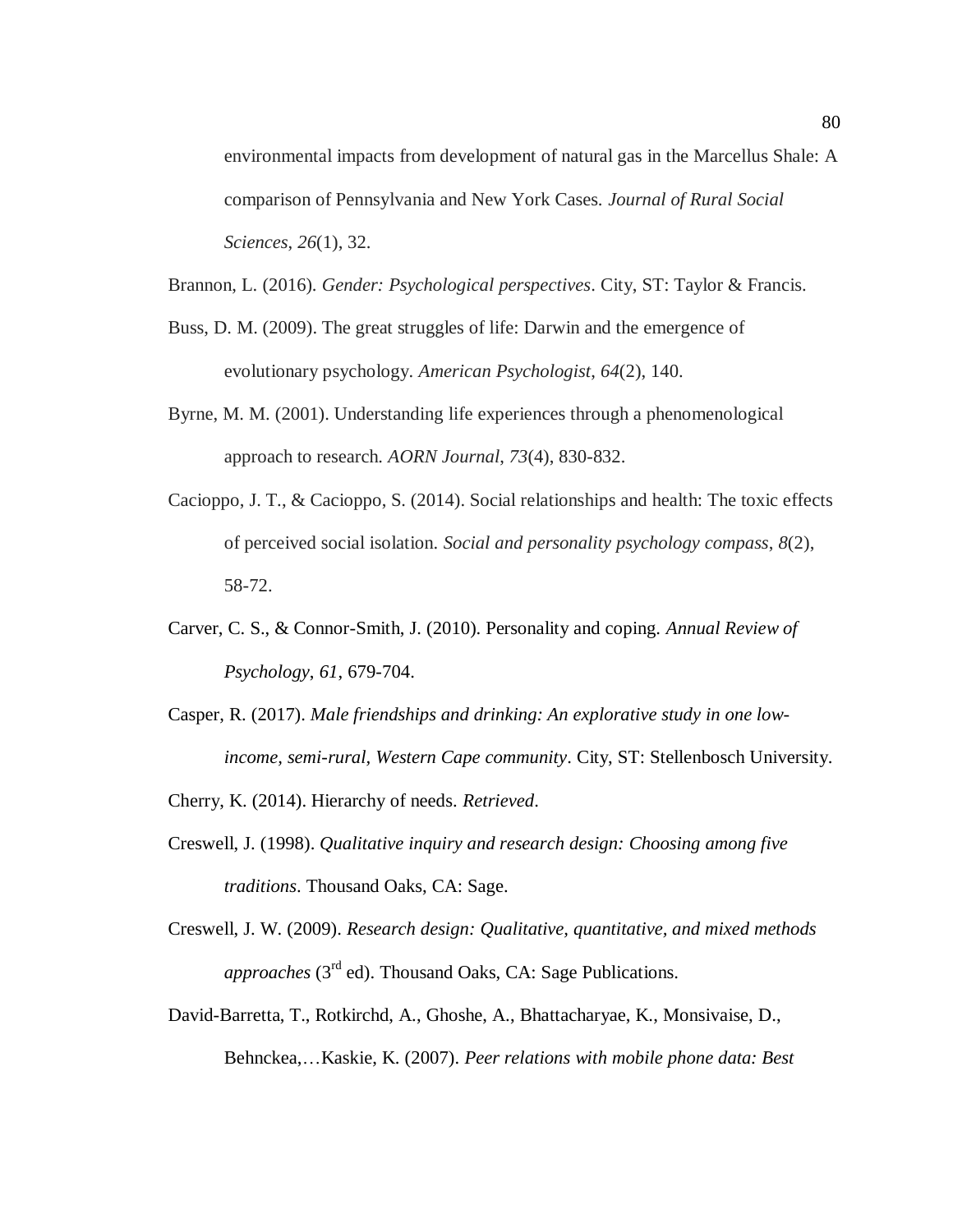environmental impacts from development of natural gas in the Marcellus Shale: A comparison of Pennsylvania and New York Cases. *Journal of Rural Social Sciences*, *26*(1), 32.

Brannon, L. (2016). *Gender: Psychological perspectives*. City, ST: Taylor & Francis.

Buss, D. M. (2009). The great struggles of life: Darwin and the emergence of evolutionary psychology. *American Psychologist*, *64*(2), 140.

Byrne, M. M. (2001). Understanding life experiences through a phenomenological approach to research. *AORN Journal*, *73*(4), 830-832.

Cacioppo, J. T., & Cacioppo, S. (2014). Social relationships and health: The toxic effects of perceived social isolation. *Social and personality psychology compass*, *8*(2), 58-72.

Carver, C. S., & Connor-Smith, J. (2010). Personality and coping. *Annual Review of Psychology*, *61*, 679-704.

Casper, R. (2017). *Male friendships and drinking: An explorative study in one low-income, semi-rural, Western Cape community*. City, ST: Stellenbosch University.

Cherry, K. (2014). Hierarchy of needs. *Retrieved*.

Creswell, J. (1998). *Qualitative inquiry and research design: Choosing among five traditions*. Thousand Oaks, CA: Sage.

Creswell, J. W. (2009). *Research design: Qualitative, quantitative, and mixed methods approaches* (3rd ed). Thousand Oaks, CA: Sage Publications.

David-Barretta, T., Rotkirchd, A., Ghoshe, A., Bhattacharyae, K., Monsivaise, D., Behnckea,…Kaskie, K. (2007). *Peer relations with mobile phone data: Best*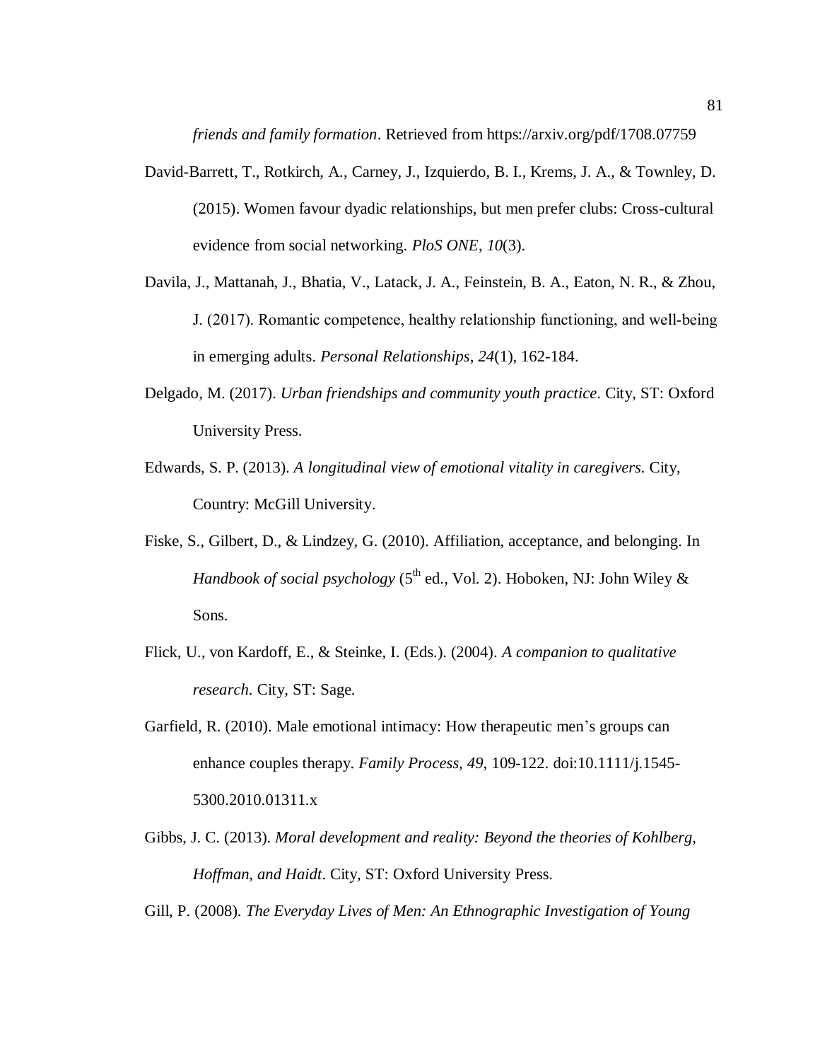*friends and family formation*. Retrieved from https://arxiv.org/pdf/1708.07759

David-Barrett, T., Rotkirch, A., Carney, J., Izquierdo, B. I., Krems, J. A., & Townley, D. (2015). Women favour dyadic relationships, but men prefer clubs: Cross-cultural evidence from social networking. *PloS ONE*, *10*(3).

Davila, J., Mattanah, J., Bhatia, V., Latack, J. A., Feinstein, B. A., Eaton, N. R., & Zhou, J. (2017). Romantic competence, healthy relationship functioning, and well-being in emerging adults. *Personal Relationships*, *24*(1), 162-184.

Delgado, M. (2017). *Urban friendships and community youth practice*. City, ST: Oxford University Press.

Edwards, S. P. (2013). *A longitudinal view of emotional vitality in caregivers.* City, Country: McGill University.

Fiske, S., Gilbert, D., & Lindzey, G. (2010). Affiliation, acceptance, and belonging. In *Handbook of social psychology* (5th ed., Vol. 2). Hoboken, NJ: John Wiley & Sons.

Flick, U., von Kardoff, E., & Steinke, I. (Eds.). (2004). *A companion to qualitative research*. City, ST: Sage.

Garfield, R. (2010). Male emotional intimacy: How therapeutic men's groups can enhance couples therapy. *Family Process*, *49*, 109-122. doi:10.1111/j.1545-5300.2010.01311.x

Gibbs, J. C. (2013). *Moral development and reality: Beyond the theories of Kohlberg, Hoffman, and Haidt*. City, ST: Oxford University Press.

Gill, P. (2008). *The Everyday Lives of Men: An Ethnographic Investigation of Young*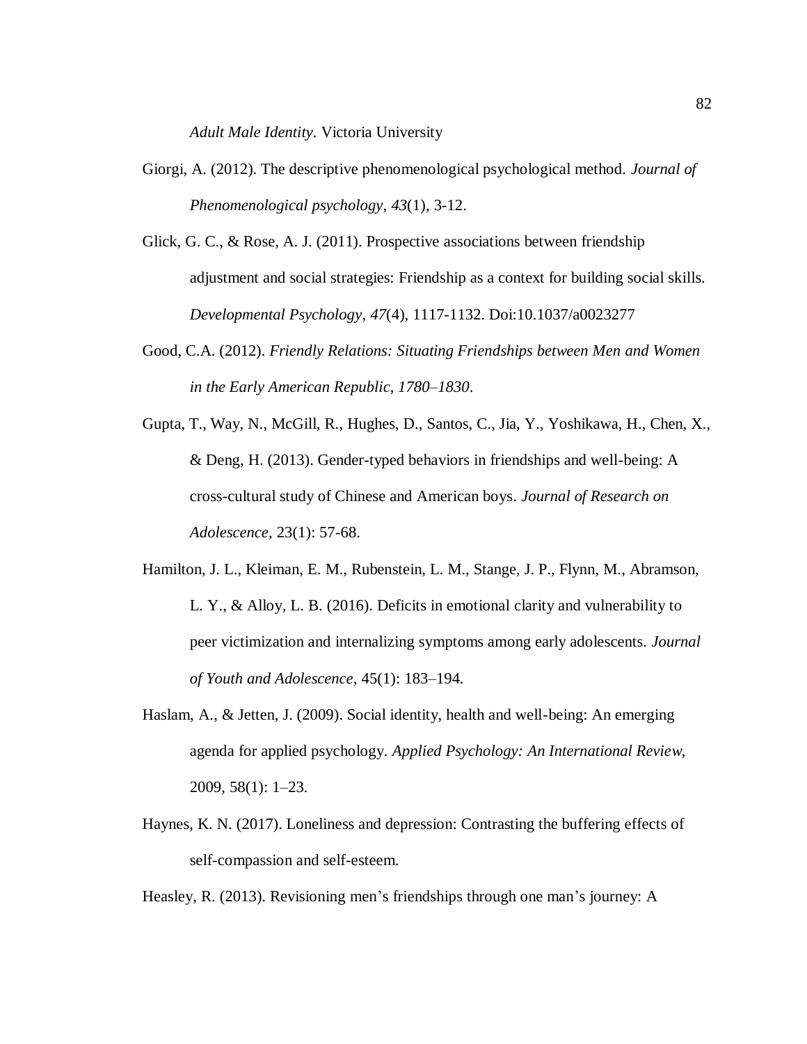*Adult Male Identity*. Victoria University

Giorgi, A. (2012). The descriptive phenomenological psychological method. *Journal of Phenomenological psychology*, *43*(1), 3-12.

Glick, G. C., & Rose, A. J. (2011). Prospective associations between friendship adjustment and social strategies: Friendship as a context for building social skills. *Developmental Psychology*, *47*(4), 1117-1132. Doi:10.1037/a0023277

Good, C.A. (2012). *Friendly Relations: Situating Friendships between Men and Women in the Early American Republic, 1780–1830*.

Gupta, T., Way, N., McGill, R., Hughes, D., Santos, C., Jia, Y., Yoshikawa, H., Chen, X., & Deng, H. (2013). Gender-typed behaviors in friendships and well-being: A cross-cultural study of Chinese and American boys. *Journal of Research on Adolescence*, 23(1): 57-68.

Hamilton, J. L., Kleiman, E. M., Rubenstein, L. M., Stange, J. P., Flynn, M., Abramson, L. Y., & Alloy, L. B. (2016). Deficits in emotional clarity and vulnerability to peer victimization and internalizing symptoms among early adolescents. *Journal of Youth and Adolescence*, 45(1): 183–194.

Haslam, A., & Jetten, J. (2009). Social identity, health and well-being: An emerging agenda for applied psychology. *Applied Psychology: An International Review*, 2009, 58(1): 1–23.

Haynes, K. N. (2017). Loneliness and depression: Contrasting the buffering effects of self-compassion and self-esteem.

Heasley, R. (2013). Revisioning men's friendships through one man's journey: A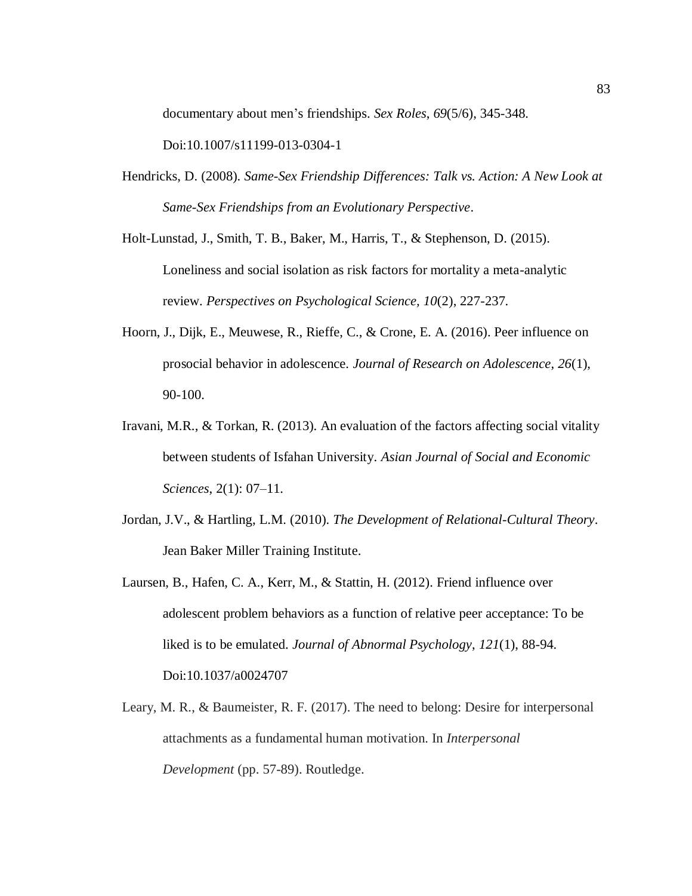documentary about men's friendships. *Sex Roles*, *69*(5/6), 345-348. Doi:10.1007/s11199-013-0304-1

Hendricks, D. (2008). *Same-Sex Friendship Differences: Talk vs. Action: A New Look at Same-Sex Friendships from an Evolutionary Perspective*.

Holt-Lunstad, J., Smith, T. B., Baker, M., Harris, T., & Stephenson, D. (2015). Loneliness and social isolation as risk factors for mortality a meta-analytic review. *Perspectives on Psychological Science, 10*(2), 227-237.

Hoorn, J., Dijk, E., Meuwese, R., Rieffe, C., & Crone, E. A. (2016). Peer influence on prosocial behavior in adolescence. *Journal of Research on Adolescence*, *26*(1), 90-100.

Iravani, M.R., & Torkan, R. (2013). An evaluation of the factors affecting social vitality between students of Isfahan University. *Asian Journal of Social and Economic Sciences*, 2(1): 07–11.

Jordan, J.V., & Hartling, L.M. (2010). *The Development of Relational-Cultural Theory*. Jean Baker Miller Training Institute.

Laursen, B., Hafen, C. A., Kerr, M., & Stattin, H. (2012). Friend influence over adolescent problem behaviors as a function of relative peer acceptance: To be liked is to be emulated. *Journal of Abnormal Psychology*, *121*(1), 88-94. Doi:10.1037/a0024707

Leary, M. R., & Baumeister, R. F. (2017). The need to belong: Desire for interpersonal attachments as a fundamental human motivation. In *Interpersonal Development* (pp. 57-89). Routledge.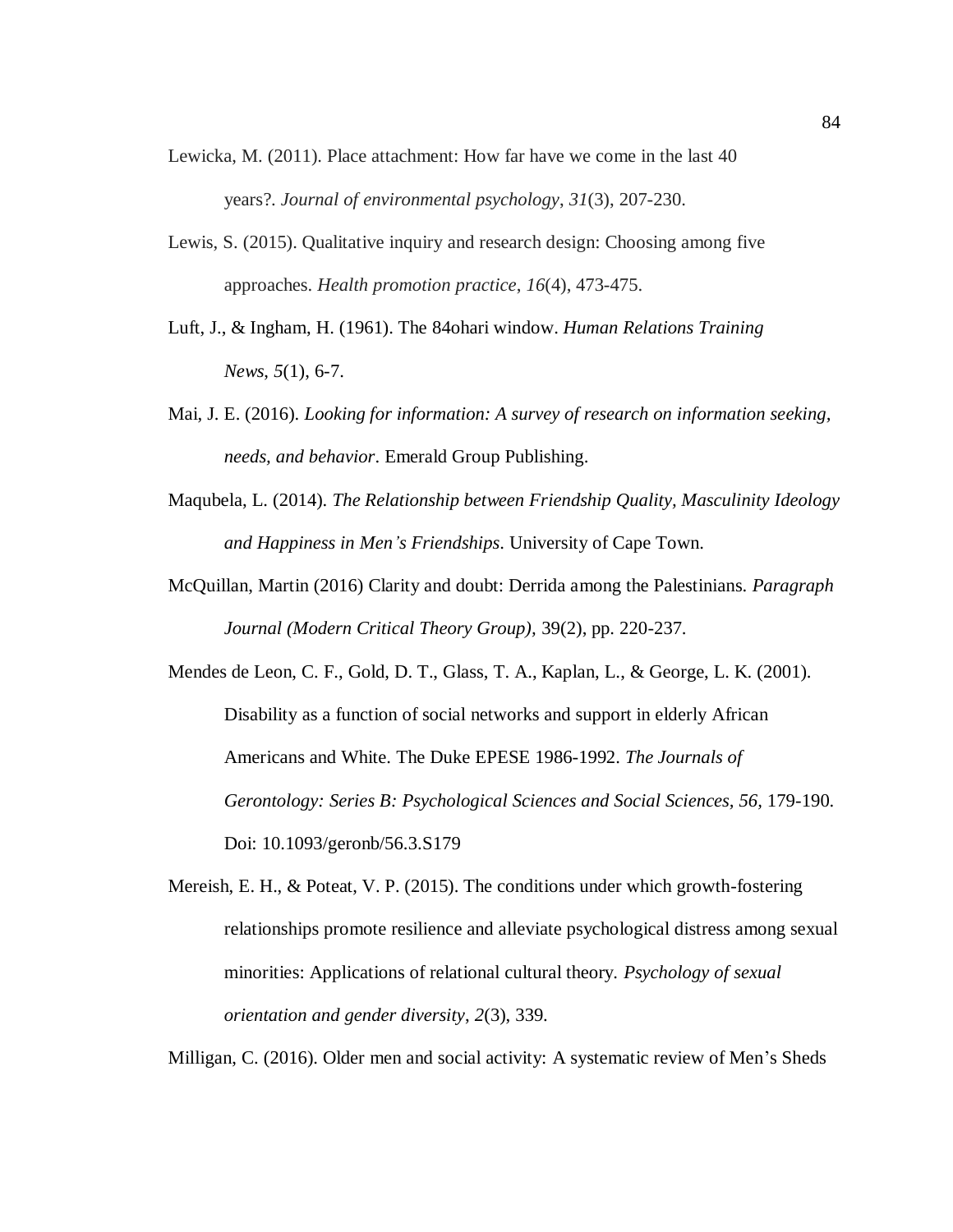Lewicka, M. (2011). Place attachment: How far have we come in the last 40 years?. *Journal of environmental psychology*, *31*(3), 207-230.

Lewis, S. (2015). Qualitative inquiry and research design: Choosing among five approaches. *Health promotion practice*, *16*(4), 473-475.

Luft, J., & Ingham, H. (1961). The 84ohari window. *Human Relations Training News*, *5*(1), 6-7.

Mai, J. E. (2016). *Looking for information: A survey of research on information seeking, needs, and behavior*. Emerald Group Publishing.

Maqubela, L. (2014). *The Relationship between Friendship Quality, Masculinity Ideology and Happiness in Men's Friendships*. University of Cape Town.

McQuillan, Martin (2016) Clarity and doubt: Derrida among the Palestinians. *Paragraph Journal (Modern Critical Theory Group)*, 39(2), pp. 220-237.

Mendes de Leon, C. F., Gold, D. T., Glass, T. A., Kaplan, L., & George, L. K. (2001). Disability as a function of social networks and support in elderly African Americans and White. The Duke EPESE 1986-1992. *The Journals of Gerontology: Series B: Psychological Sciences and Social Sciences*, *56*, 179-190. Doi: 10.1093/geronb/56.3.S179

Mereish, E. H., & Poteat, V. P. (2015). The conditions under which growth-fostering relationships promote resilience and alleviate psychological distress among sexual minorities: Applications of relational cultural theory. *Psychology of sexual orientation and gender diversity*, *2*(3), 339.

Milligan, C. (2016). Older men and social activity: A systematic review of Men's Sheds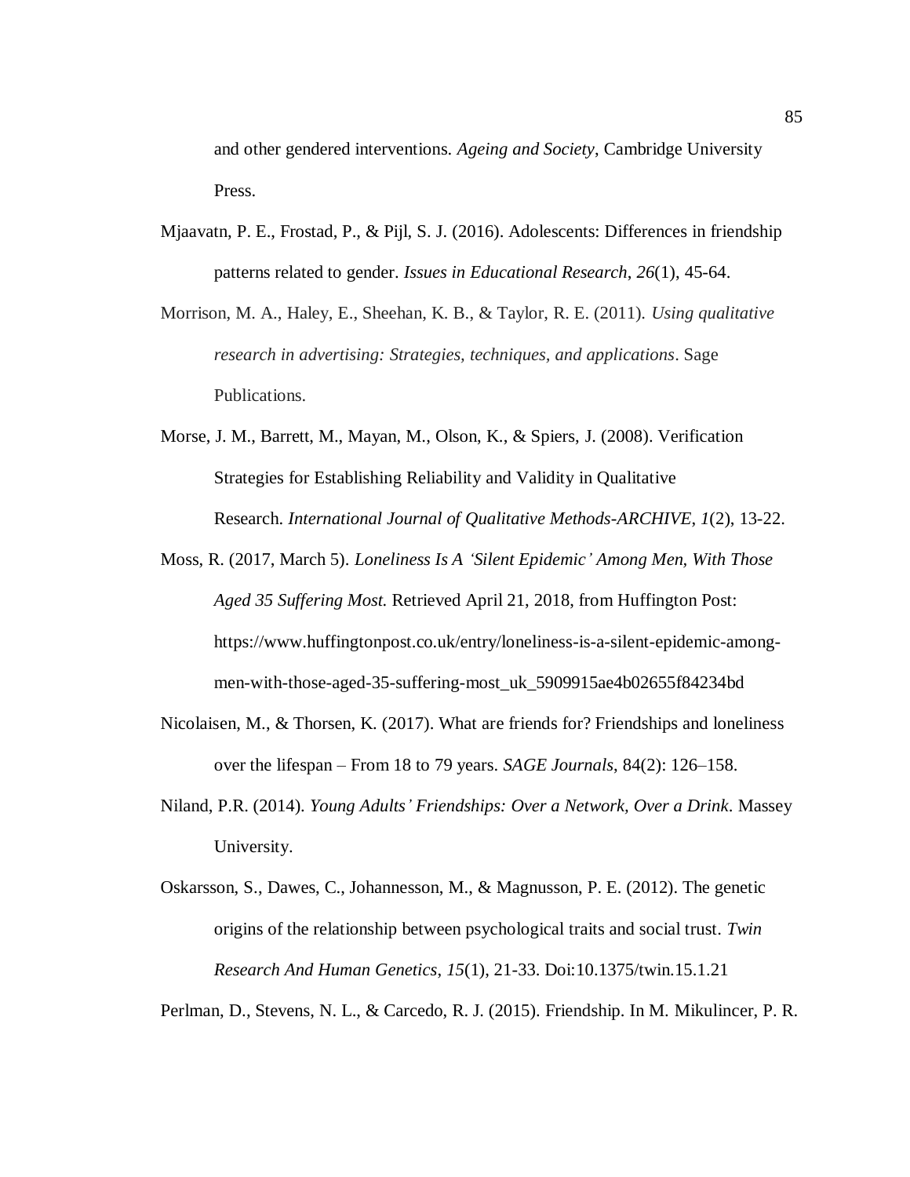and other gendered interventions. *Ageing and Society*, Cambridge University Press.

Mjaavatn, P. E., Frostad, P., & Pijl, S. J. (2016). Adolescents: Differences in friendship patterns related to gender. *Issues in Educational Research*, *26*(1), 45-64.

Morrison, M. A., Haley, E., Sheehan, K. B., & Taylor, R. E. (2011). *Using qualitative research in advertising: Strategies, techniques, and applications*. Sage Publications.

Morse, J. M., Barrett, M., Mayan, M., Olson, K., & Spiers, J. (2008). Verification Strategies for Establishing Reliability and Validity in Qualitative Research. *International Journal of Qualitative Methods-ARCHIVE*, *1*(2), 13-22.

Moss, R. (2017, March 5). *Loneliness Is A 'Silent Epidemic' Among Men, With Those Aged 35 Suffering Most.* Retrieved April 21, 2018, from Huffington Post: https://www.huffingtonpost.co.uk/entry/loneliness-is-a-silent-epidemic-among-men-with-those-aged-35-suffering-most_uk_5909915ae4b02655f84234bd

Nicolaisen, M., & Thorsen, K. (2017). What are friends for? Friendships and loneliness over the lifespan – From 18 to 79 years. *SAGE Journals*, 84(2): 126–158.

Niland, P.R. (2014). *Young Adults' Friendships: Over a Network, Over a Drink*. Massey University.

Oskarsson, S., Dawes, C., Johannesson, M., & Magnusson, P. E. (2012). The genetic origins of the relationship between psychological traits and social trust. *Twin Research And Human Genetics*, *15*(1), 21-33. Doi:10.1375/twin.15.1.21

Perlman, D., Stevens, N. L., & Carcedo, R. J. (2015). Friendship. In M. Mikulincer, P. R.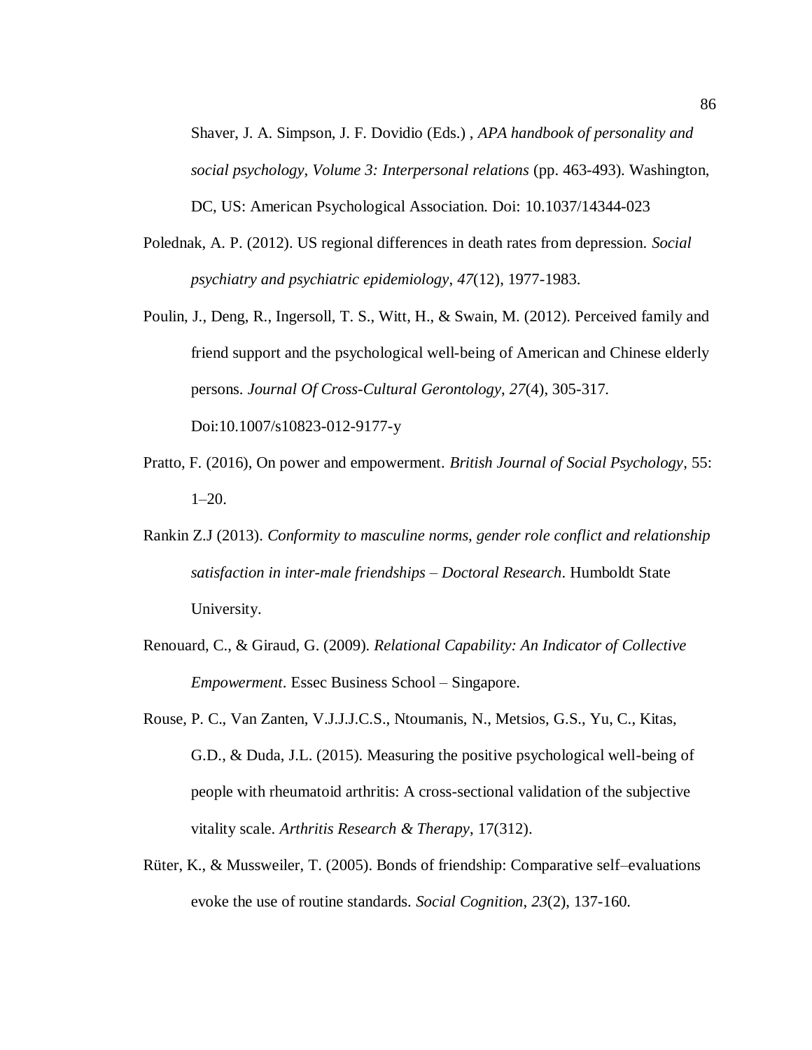Shaver, J. A. Simpson, J. F. Dovidio (Eds.) , *APA handbook of personality and social psychology, Volume 3: Interpersonal relations* (pp. 463-493). Washington, DC, US: American Psychological Association. Doi: 10.1037/14344-023

Polednak, A. P. (2012). US regional differences in death rates from depression. *Social psychiatry and psychiatric epidemiology*, *47*(12), 1977-1983.

Poulin, J., Deng, R., Ingersoll, T. S., Witt, H., & Swain, M. (2012). Perceived family and friend support and the psychological well-being of American and Chinese elderly persons. *Journal Of Cross-Cultural Gerontology*, *27*(4), 305-317. Doi:10.1007/s10823-012-9177-y

Pratto, F. (2016), On power and empowerment. *British Journal of Social Psychology*, 55: 1–20.

Rankin Z.J (2013). *Conformity to masculine norms, gender role conflict and relationship satisfaction in inter-male friendships – Doctoral Research*. Humboldt State University.

Renouard, C., & Giraud, G. (2009). *Relational Capability: An Indicator of Collective Empowerment*. Essec Business School – Singapore.

Rouse, P. C., Van Zanten, V.J.J.J.C.S., Ntoumanis, N., Metsios, G.S., Yu, C., Kitas, G.D., & Duda, J.L. (2015). Measuring the positive psychological well-being of people with rheumatoid arthritis: A cross-sectional validation of the subjective vitality scale. *Arthritis Research & Therapy*, 17(312).

Rüter, K., & Mussweiler, T. (2005). Bonds of friendship: Comparative self–evaluations evoke the use of routine standards. *Social Cognition*, *23*(2), 137-160.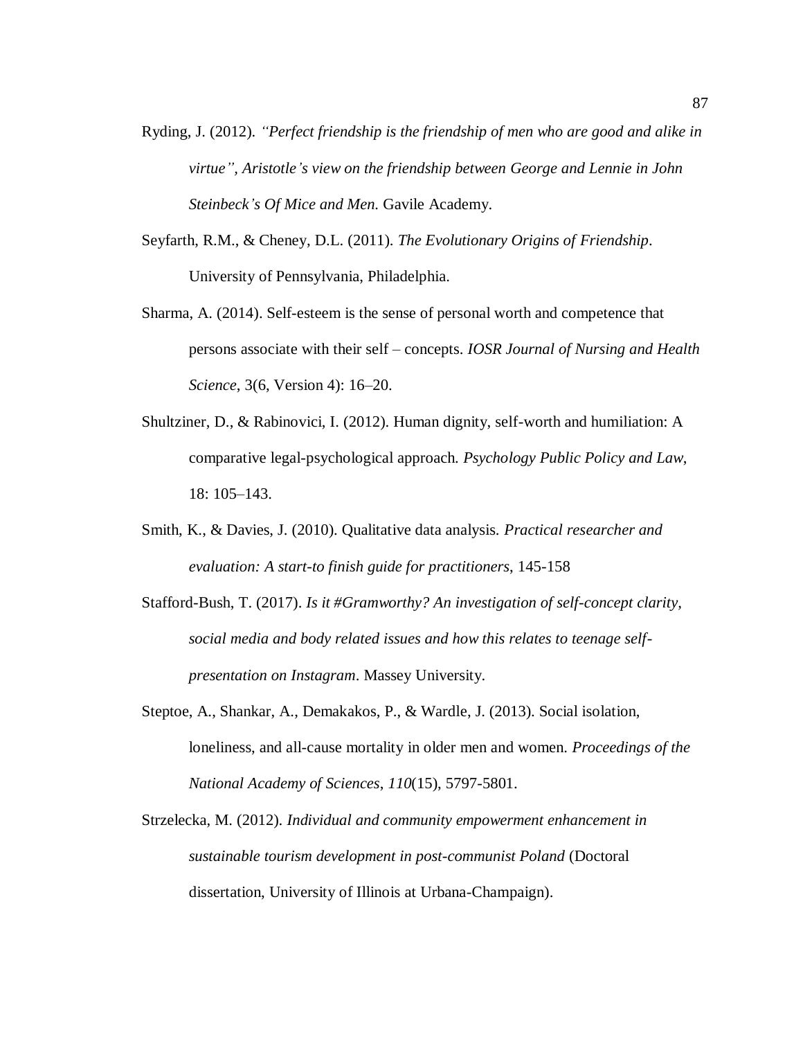Ryding, J. (2012). *"Perfect friendship is the friendship of men who are good and alike in virtue", Aristotle's view on the friendship between George and Lennie in John Steinbeck's Of Mice and Men.* Gavile Academy.

Seyfarth, R.M., & Cheney, D.L. (2011). *The Evolutionary Origins of Friendship*. University of Pennsylvania, Philadelphia.

Sharma, A. (2014). Self-esteem is the sense of personal worth and competence that persons associate with their self – concepts. *IOSR Journal of Nursing and Health Science*, 3(6, Version 4): 16–20.

Shultziner, D., & Rabinovici, I. (2012). Human dignity, self-worth and humiliation: A comparative legal-psychological approach. *Psychology Public Policy and Law*, 18: 105–143.

Smith, K., & Davies, J. (2010). Qualitative data analysis. *Practical researcher and evaluation: A start-to finish guide for practitioners*, 145-158

Stafford-Bush, T. (2017). *Is it #Gramworthy? An investigation of self-concept clarity, social media and body related issues and how this relates to teenage self-presentation on Instagram*. Massey University.

Steptoe, A., Shankar, A., Demakakos, P., & Wardle, J. (2013). Social isolation, loneliness, and all-cause mortality in older men and women. *Proceedings of the National Academy of Sciences*, *110*(15), 5797-5801.

Strzelecka, M. (2012). *Individual and community empowerment enhancement in sustainable tourism development in post-communist Poland* (Doctoral dissertation, University of Illinois at Urbana-Champaign).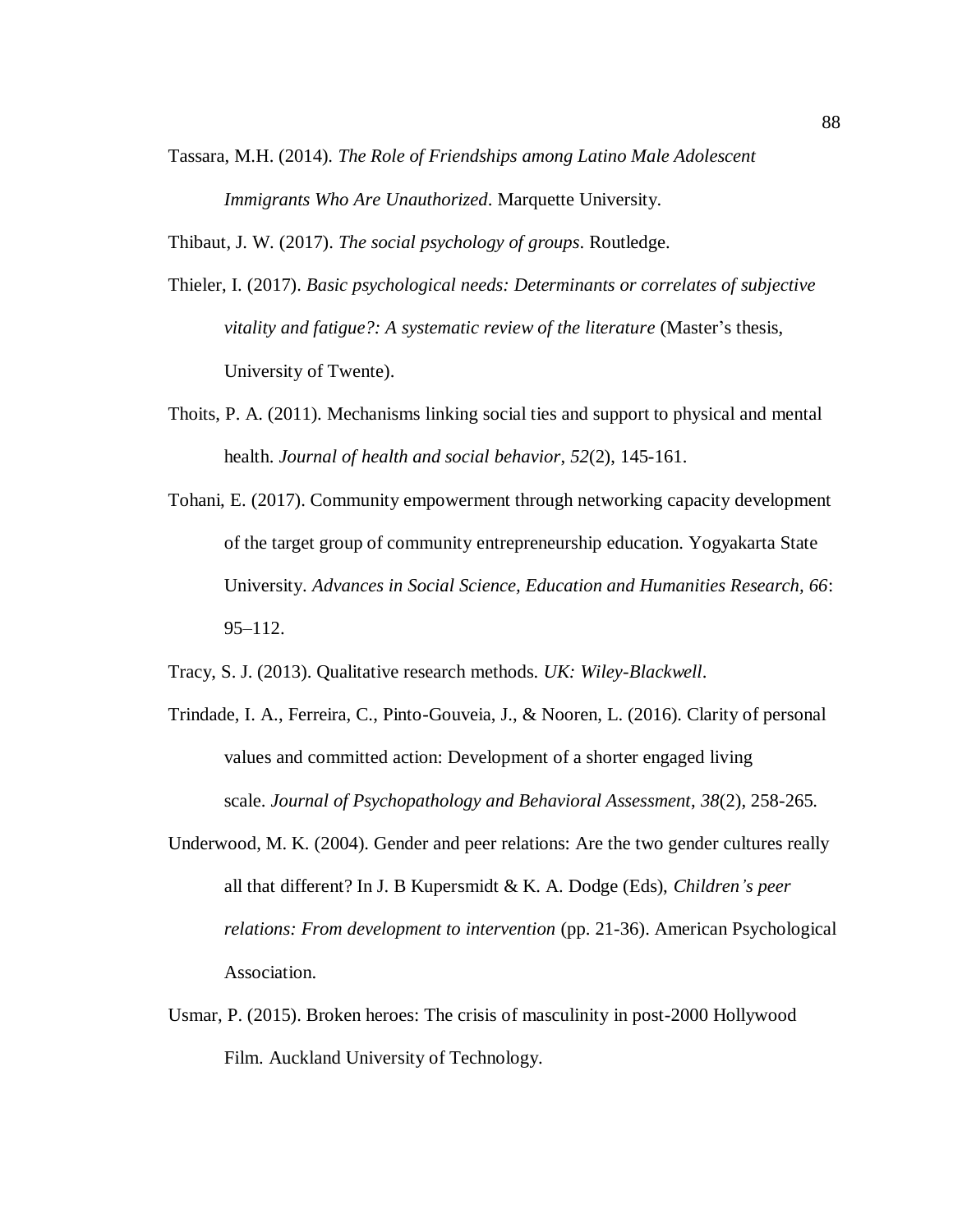Tassara, M.H. (2014). *The Role of Friendships among Latino Male Adolescent Immigrants Who Are Unauthorized*. Marquette University.

Thibaut, J. W. (2017). *The social psychology of groups*. Routledge.

Thieler, I. (2017). *Basic psychological needs: Determinants or correlates of subjective vitality and fatigue?: A systematic review of the literature* (Master's thesis, University of Twente).

Thoits, P. A. (2011). Mechanisms linking social ties and support to physical and mental health. *Journal of health and social behavior*, *52*(2), 145-161.

Tohani, E. (2017). Community empowerment through networking capacity development of the target group of community entrepreneurship education. Yogyakarta State University. *Advances in Social Science, Education and Humanities Research, 66*: 95–112.

Tracy, S. J. (2013). Qualitative research methods. *UK: Wiley-Blackwell*.

Trindade, I. A., Ferreira, C., Pinto-Gouveia, J., & Nooren, L. (2016). Clarity of personal values and committed action: Development of a shorter engaged living scale. *Journal of Psychopathology and Behavioral Assessment*, *38*(2), 258-265.

Underwood, M. K. (2004). Gender and peer relations: Are the two gender cultures really all that different? In J. B Kupersmidt & K. A. Dodge (Eds), *Children's peer relations: From development to intervention* (pp. 21-36). American Psychological Association.

Usmar, P. (2015). Broken heroes: The crisis of masculinity in post-2000 Hollywood Film. Auckland University of Technology.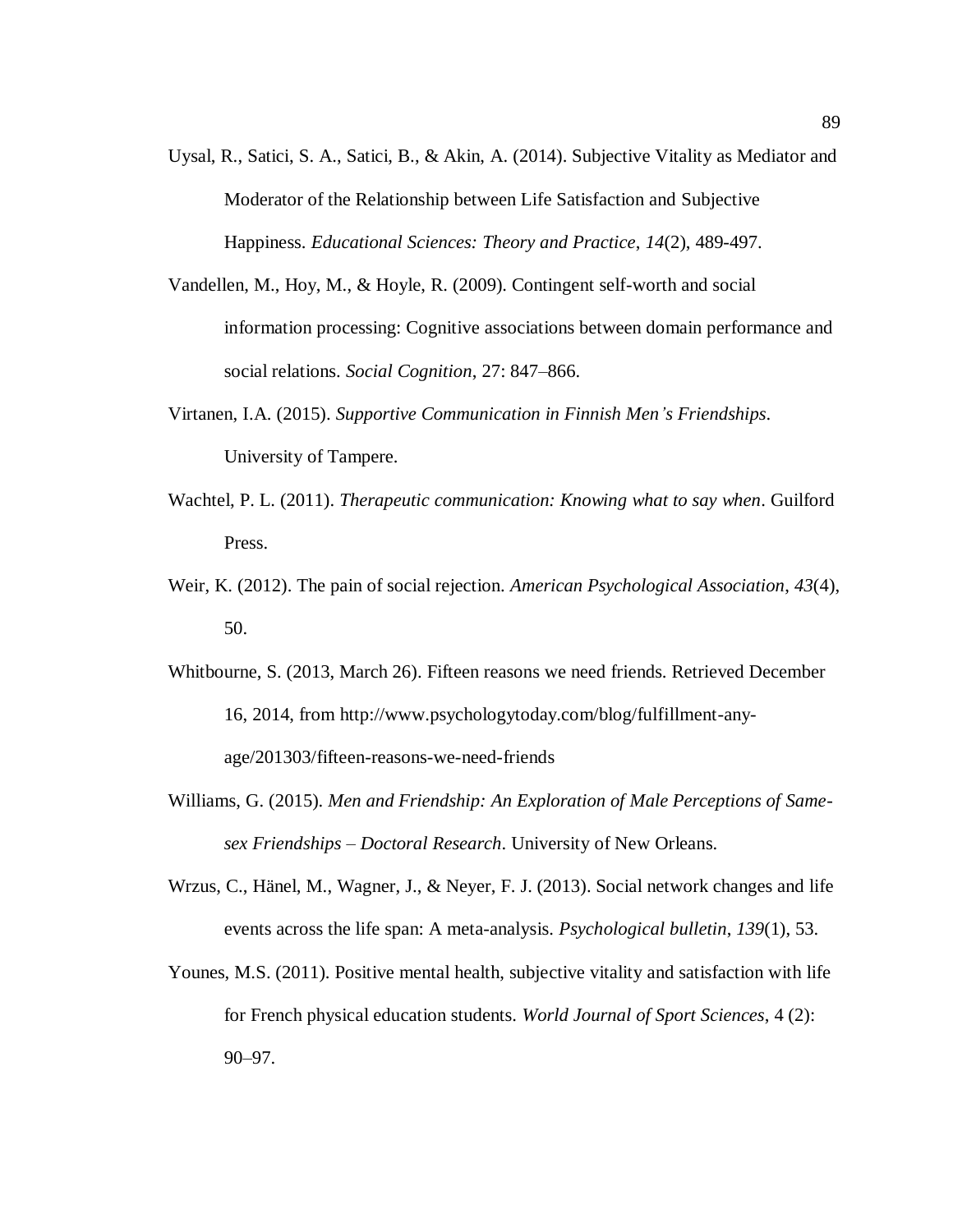Uysal, R., Satici, S. A., Satici, B., & Akin, A. (2014). Subjective Vitality as Mediator and Moderator of the Relationship between Life Satisfaction and Subjective Happiness. *Educational Sciences: Theory and Practice*, *14*(2), 489-497.

Vandellen, M., Hoy, M., & Hoyle, R. (2009). Contingent self-worth and social information processing: Cognitive associations between domain performance and social relations. *Social Cognition*, 27: 847–866.

Virtanen, I.A. (2015). *Supportive Communication in Finnish Men's Friendships*. University of Tampere.

Wachtel, P. L. (2011). *Therapeutic communication: Knowing what to say when*. Guilford Press.

Weir, K. (2012). The pain of social rejection. *American Psychological Association*, *43*(4), 50.

Whitbourne, S. (2013, March 26). Fifteen reasons we need friends. Retrieved December 16, 2014, from http://www.psychologytoday.com/blog/fulfillment-any-age/201303/fifteen-reasons-we-need-friends

Williams, G. (2015). *Men and Friendship: An Exploration of Male Perceptions of Same-sex Friendships – Doctoral Research*. University of New Orleans.

Wrzus, C., Hänel, M., Wagner, J., & Neyer, F. J. (2013). Social network changes and life events across the life span: A meta-analysis. *Psychological bulletin*, *139*(1), 53.

Younes, M.S. (2011). Positive mental health, subjective vitality and satisfaction with life for French physical education students. *World Journal of Sport Sciences*, 4 (2): 90–97.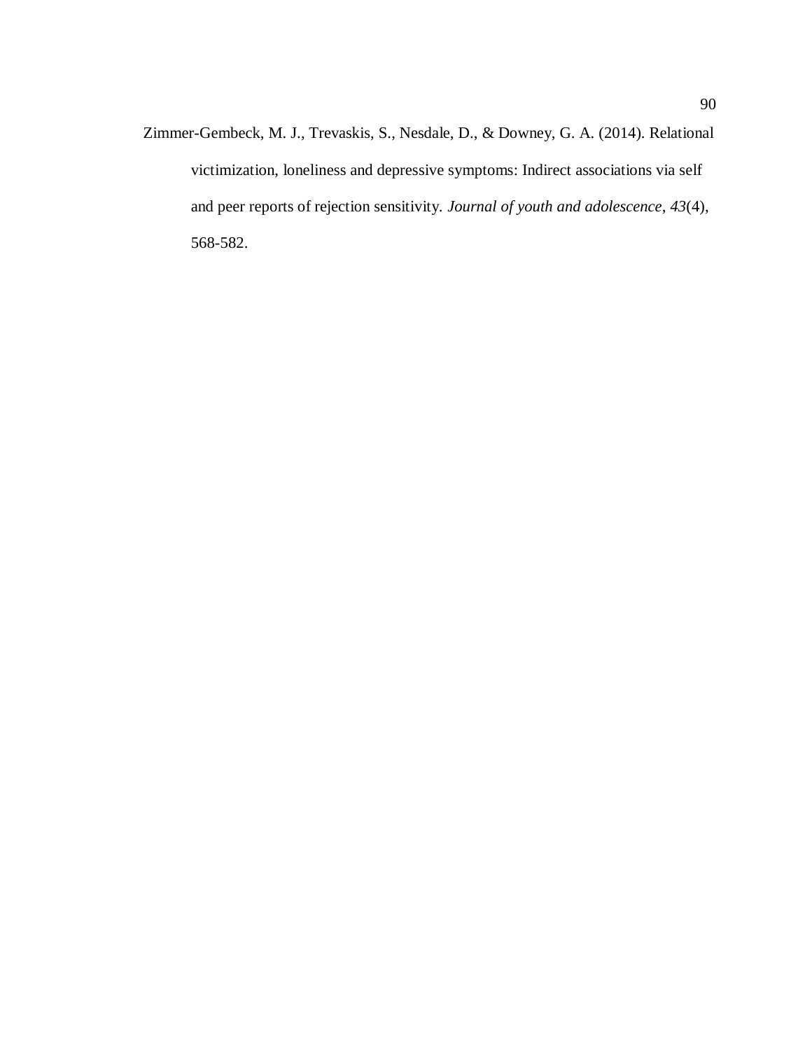Zimmer-Gembeck, M. J., Trevaskis, S., Nesdale, D., & Downey, G. A. (2014). Relational victimization, loneliness and depressive symptoms: Indirect associations via self and peer reports of rejection sensitivity. *Journal of youth and adolescence*, *43*(4), 568-582.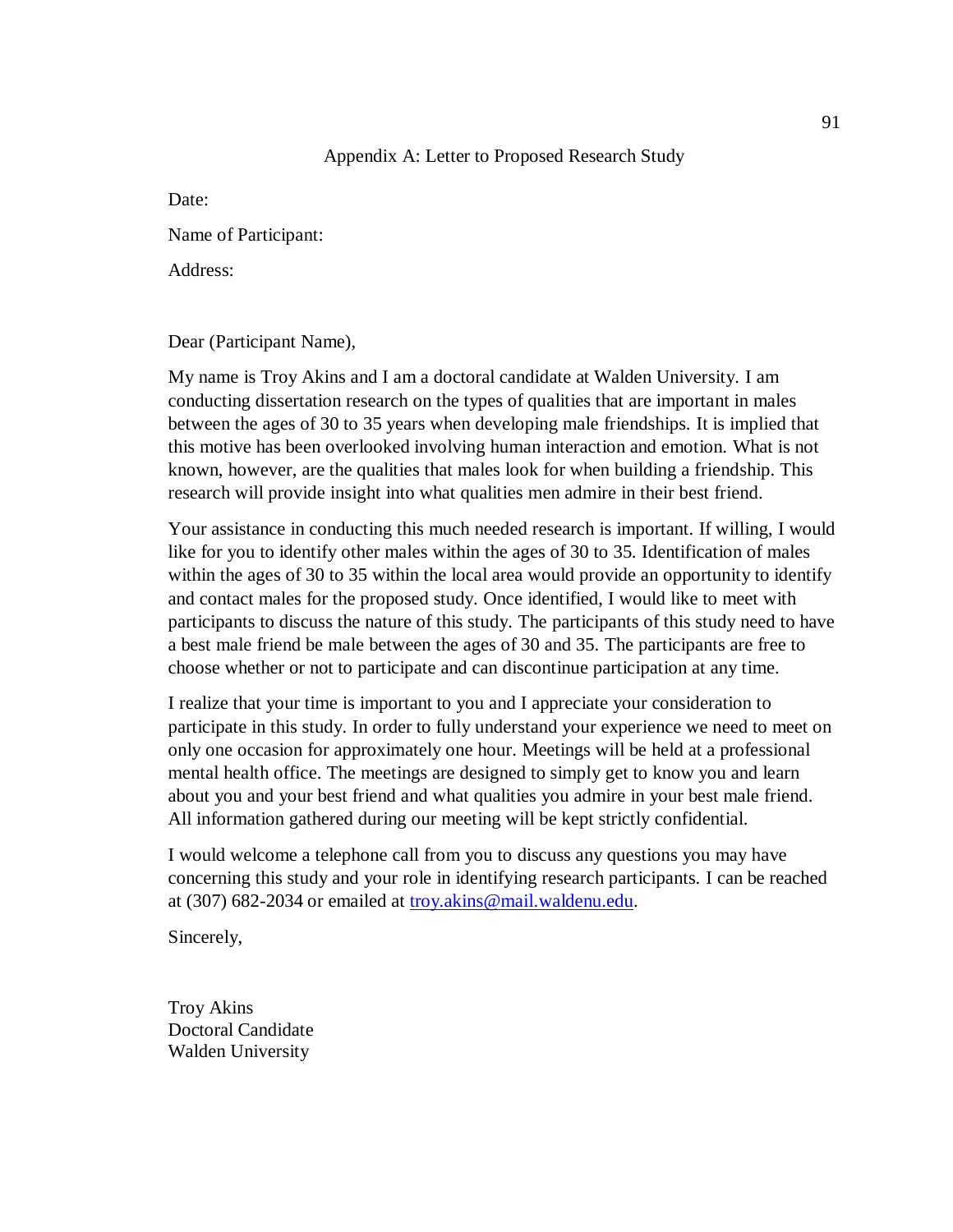## Appendix A: Letter to Proposed Research Study

Date:

Name of Participant:

Address:

Dear (Participant Name),

My name is Troy Akins and I am a doctoral candidate at Walden University. I am conducting dissertation research on the types of qualities that are important in males between the ages of 30 to 35 years when developing male friendships. It is implied that this motive has been overlooked involving human interaction and emotion. What is not known, however, are the qualities that males look for when building a friendship. This research will provide insight into what qualities men admire in their best friend.

Your assistance in conducting this much needed research is important. If willing, I would like for you to identify other males within the ages of 30 to 35. Identification of males within the ages of 30 to 35 within the local area would provide an opportunity to identify and contact males for the proposed study. Once identified, I would like to meet with participants to discuss the nature of this study. The participants of this study need to have a best male friend be male between the ages of 30 and 35. The participants are free to choose whether or not to participate and can discontinue participation at any time.

I realize that your time is important to you and I appreciate your consideration to participate in this study. In order to fully understand your experience we need to meet on only one occasion for approximately one hour. Meetings will be held at a professional mental health office. The meetings are designed to simply get to know you and learn about you and your best friend and what qualities you admire in your best male friend. All information gathered during our meeting will be kept strictly confidential.

I would welcome a telephone call from you to discuss any questions you may have concerning this study and your role in identifying research participants. I can be reached at (307) 682-2034 or emailed at troy.akins@mail.waldenu.edu.

Sincerely,

Troy Akins
Doctoral Candidate
Walden University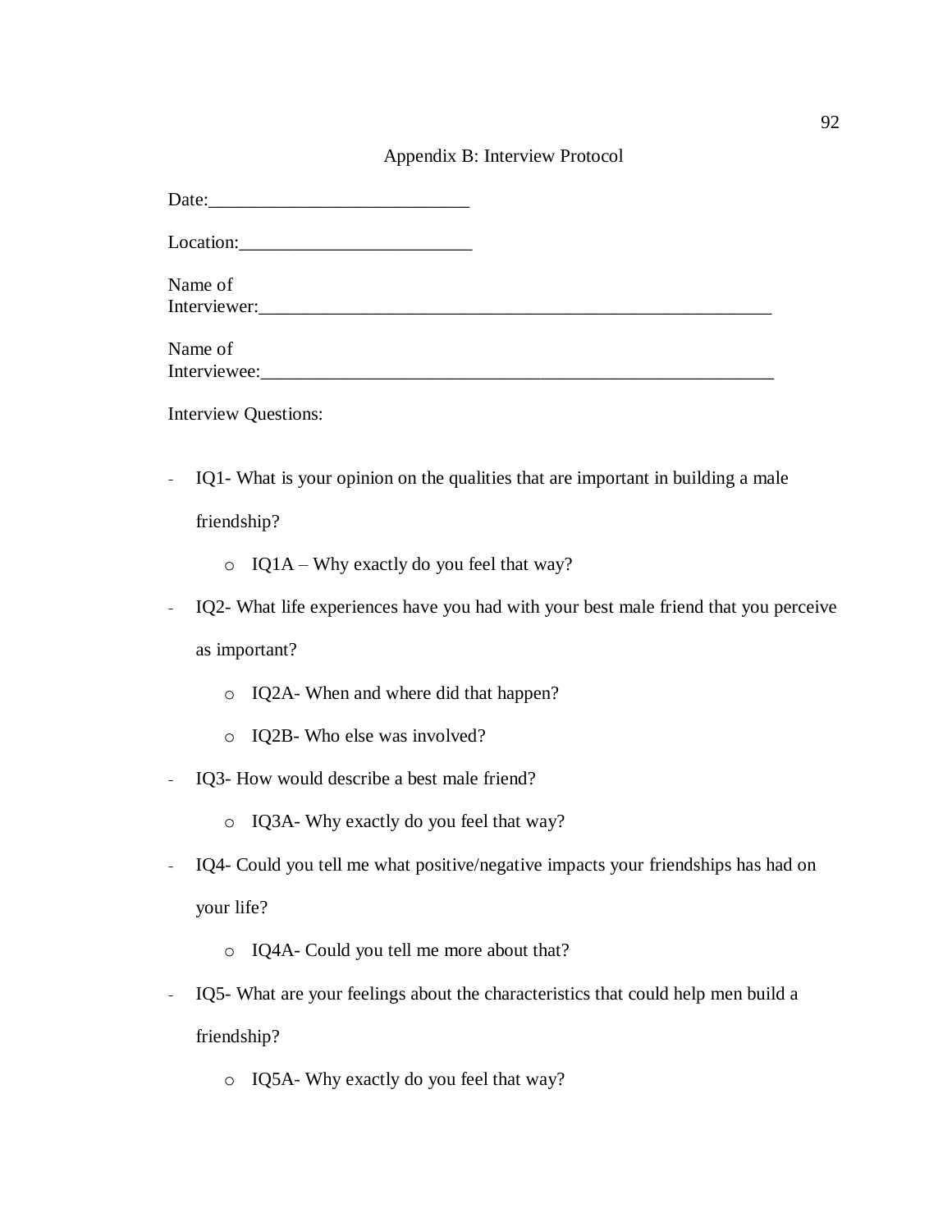# Appendix B: Interview Protocol

Date:____________________________

Location:_________________________

Name of Interviewer:___________________________________________________________

Name of Interviewee:___________________________________________________________

Interview Questions:

- IQ1- What is your opinion on the qualities that are important in building a male friendship?
  - IQ1A – Why exactly do you feel that way?
- IQ2- What life experiences have you had with your best male friend that you perceive as important?
  - IQ2A- When and where did that happen?
  - IQ2B- Who else was involved?
- IQ3- How would describe a best male friend?
  - IQ3A- Why exactly do you feel that way?
- IQ4- Could you tell me what positive/negative impacts your friendships has had on your life?
  - IQ4A- Could you tell me more about that?
- IQ5- What are your feelings about the characteristics that could help men build a friendship?
  - IQ5A- Why exactly do you feel that way?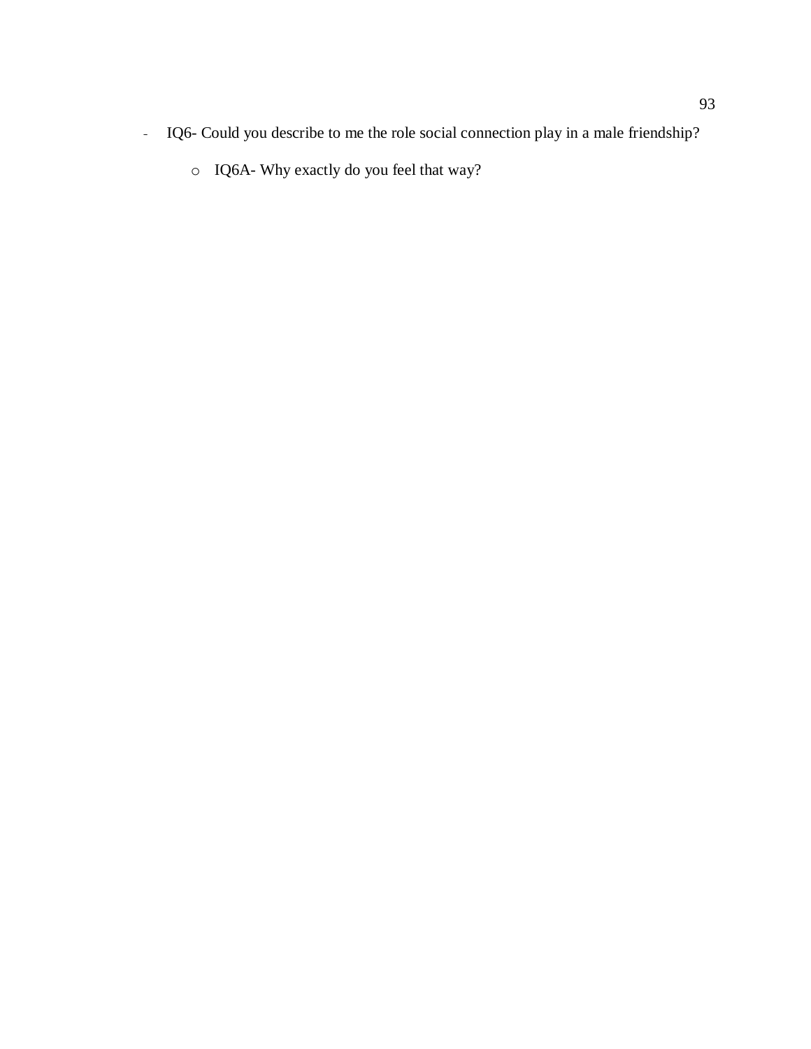- IQ6- Could you describe to me the role social connection play in a male friendship?
    - IQ6A- Why exactly do you feel that way?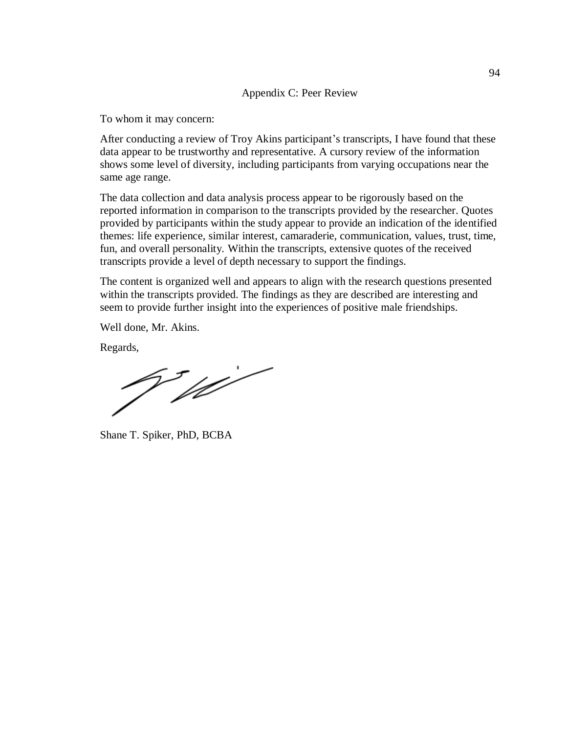## Appendix C: Peer Review

To whom it may concern:

After conducting a review of Troy Akins participant's transcripts, I have found that these data appear to be trustworthy and representative. A cursory review of the information shows some level of diversity, including participants from varying occupations near the same age range.

The data collection and data analysis process appear to be rigorously based on the reported information in comparison to the transcripts provided by the researcher. Quotes provided by participants within the study appear to provide an indication of the identified themes: life experience, similar interest, camaraderie, communication, values, trust, time, fun, and overall personality. Within the transcripts, extensive quotes of the received transcripts provide a level of depth necessary to support the findings.

The content is organized well and appears to align with the research questions presented within the transcripts provided. The findings as they are described are interesting and seem to provide further insight into the experiences of positive male friendships.

Well done, Mr. Akins.

Regards,

Shane T. Spiker, PhD, BCBA